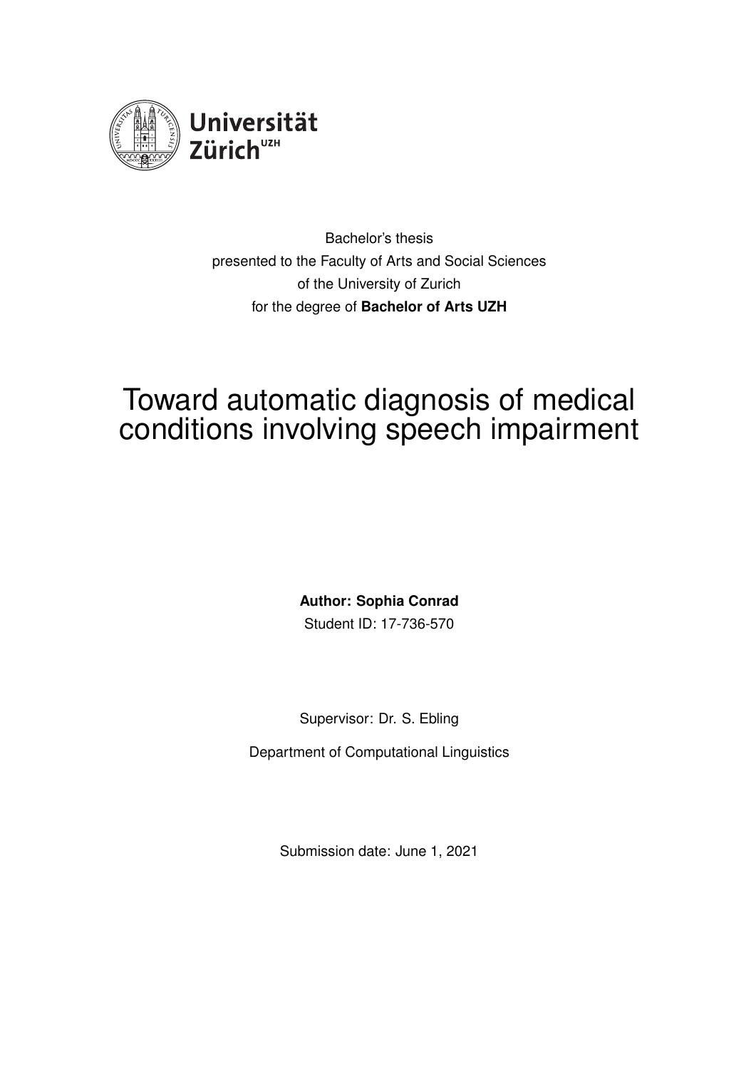Universität Zürich[UZH]

Bachelor's thesis
presented to the Faculty of Arts and Social Sciences
of the University of Zurich
for the degree of **Bachelor of Arts UZH**

# Toward automatic diagnosis of medical conditions involving speech impairment

**Author: Sophia Conrad**
Student ID: 17-736-570

Supervisor: Dr. S. Ebling

Department of Computational Linguistics

Submission date: June 1, 2021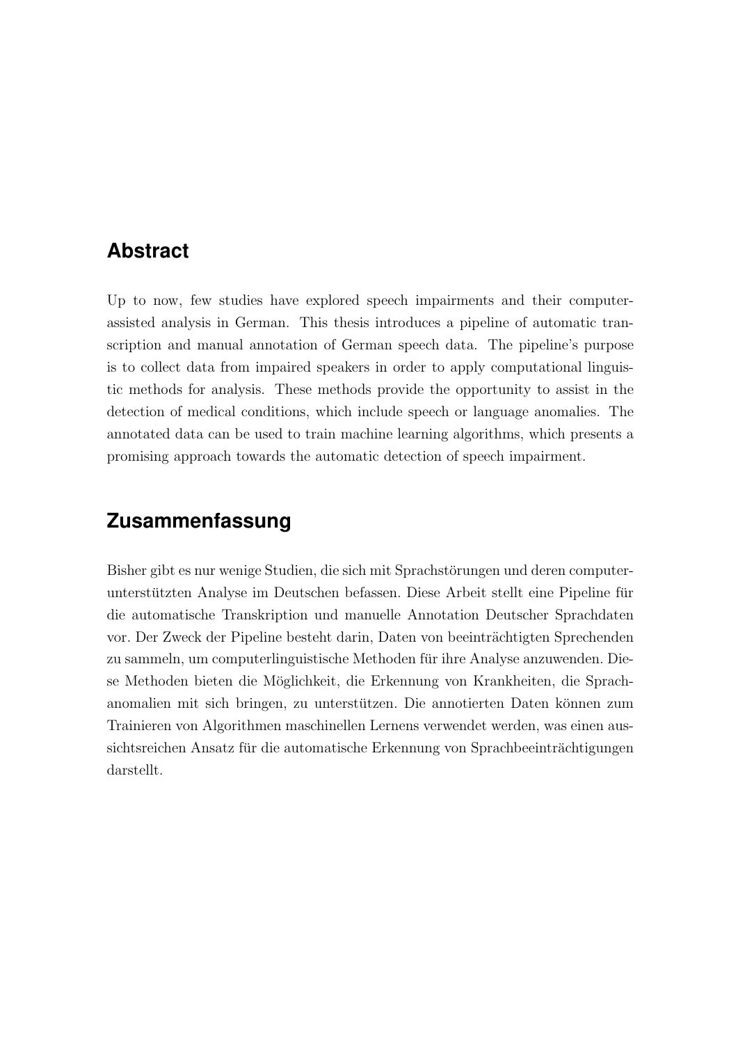## Abstract

Up to now, few studies have explored speech impairments and their computer-assisted analysis in German. This thesis introduces a pipeline of automatic transcription and manual annotation of German speech data. The pipeline's purpose is to collect data from impaired speakers in order to apply computational linguistic methods for analysis. These methods provide the opportunity to assist in the detection of medical conditions, which include speech or language anomalies. The annotated data can be used to train machine learning algorithms, which presents a promising approach towards the automatic detection of speech impairment.

## Zusammenfassung

Bisher gibt es nur wenige Studien, die sich mit Sprachstörungen und deren computerunterstützten Analyse im Deutschen befassen. Diese Arbeit stellt eine Pipeline für die automatische Transkription und manuelle Annotation Deutscher Sprachdaten vor. Der Zweck der Pipeline besteht darin, Daten von beeinträchtigten Sprechenden zu sammeln, um computerlinguistische Methoden für ihre Analyse anzuwenden. Diese Methoden bieten die Möglichkeit, die Erkennung von Krankheiten, die Sprachanomalien mit sich bringen, zu unterstützen. Die annotierten Daten können zum Trainieren von Algorithmen maschinellen Lernens verwendet werden, was einen aussichtsreichen Ansatz für die automatische Erkennung von Sprachbeeinträchtigungen darstellt.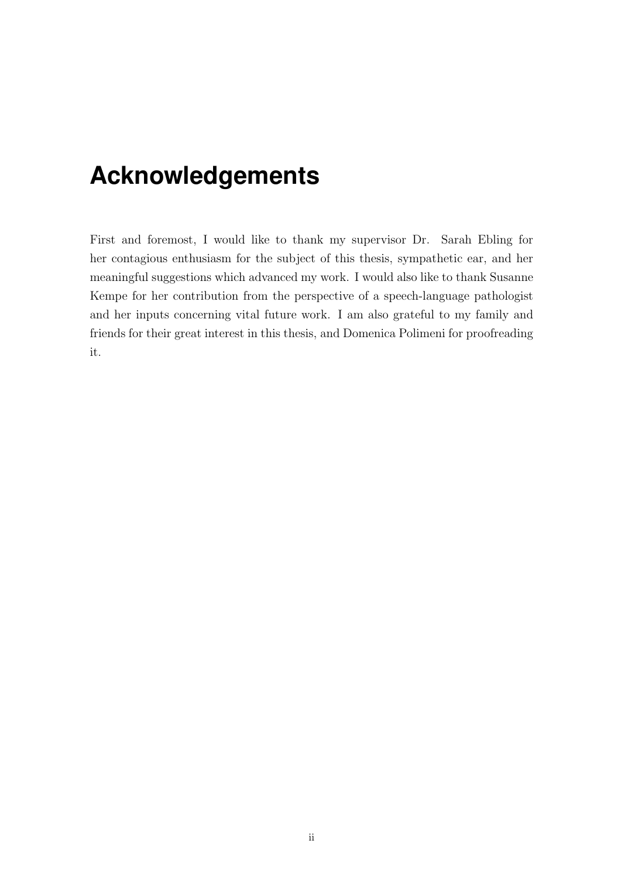# Acknowledgements

First and foremost, I would like to thank my supervisor Dr. Sarah Ebling for her contagious enthusiasm for the subject of this thesis, sympathetic ear, and her meaningful suggestions which advanced my work. I would also like to thank Susanne Kempe for her contribution from the perspective of a speech-language pathologist and her inputs concerning vital future work. I am also grateful to my family and friends for their great interest in this thesis, and Domenica Polimeni for proofreading it.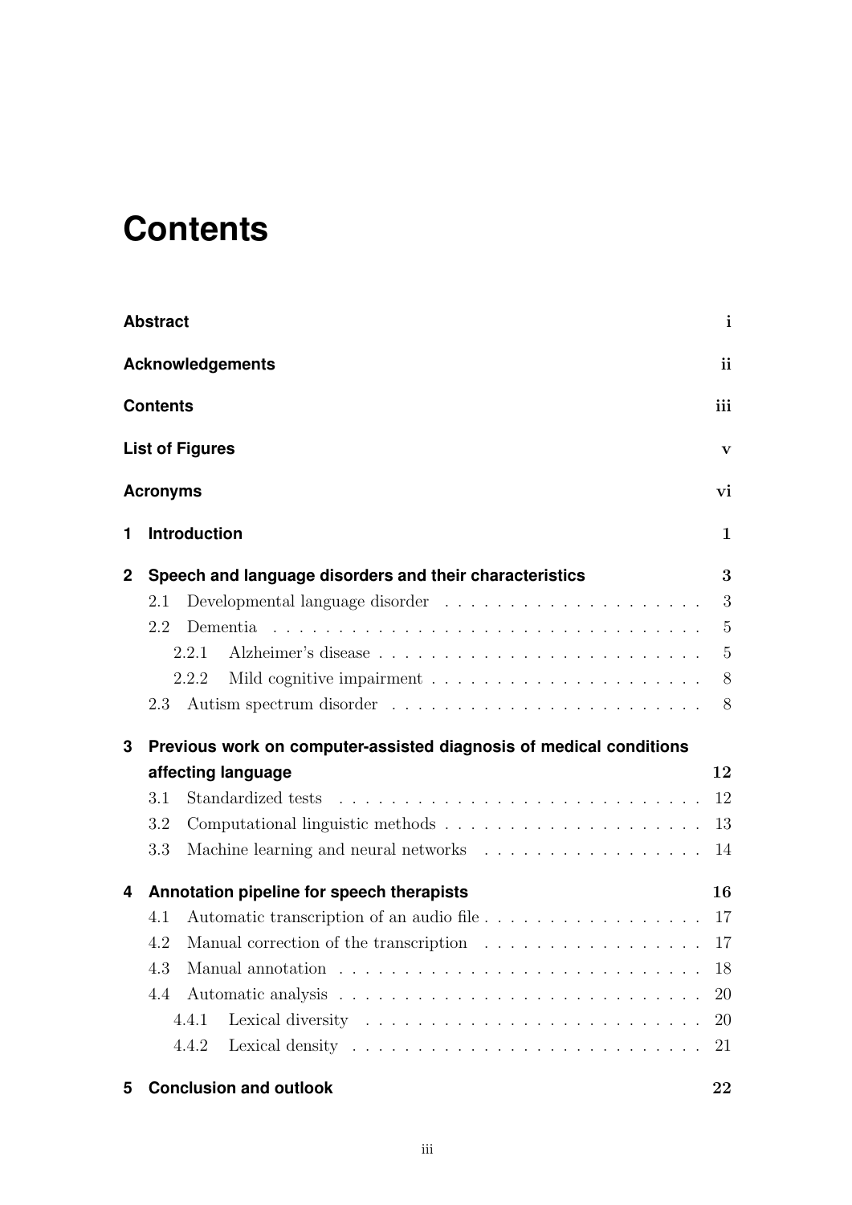# Contents

**Abstract** i

**Acknowledgements** ii

**Contents** iii

**List of Figures** v

**Acronyms** vi

**1 Introduction** 1

**2 Speech and language disorders and their characteristics** 3

- 2.1 Developmental language disorder . . . . . . . . . . . . . . . . . . . . 3
- 2.2 Dementia . . . . . . . . . . . . . . . . . . . . . . . . . . . . . . . . . 5
  - 2.2.1 Alzheimer's disease . . . . . . . . . . . . . . . . . . . . . . . . 5
  - 2.2.2 Mild cognitive impairment . . . . . . . . . . . . . . . . . . . . 8
- 2.3 Autism spectrum disorder . . . . . . . . . . . . . . . . . . . . . . . . 8

**3 Previous work on computer-assisted diagnosis of medical conditions affecting language** 12

- 3.1 Standardized tests . . . . . . . . . . . . . . . . . . . . . . . . . . . . 12
- 3.2 Computational linguistic methods . . . . . . . . . . . . . . . . . . . . 13
- 3.3 Machine learning and neural networks . . . . . . . . . . . . . . . . . 14

**4 Annotation pipeline for speech therapists** 16

- 4.1 Automatic transcription of an audio file . . . . . . . . . . . . . . . . . 17
- 4.2 Manual correction of the transcription . . . . . . . . . . . . . . . . . 17
- 4.3 Manual annotation . . . . . . . . . . . . . . . . . . . . . . . . . . . . 18
- 4.4 Automatic analysis . . . . . . . . . . . . . . . . . . . . . . . . . . . . 20
  - 4.4.1 Lexical diversity . . . . . . . . . . . . . . . . . . . . . . . . . 20
  - 4.4.2 Lexical density . . . . . . . . . . . . . . . . . . . . . . . . . . 21

**5 Conclusion and outlook** 22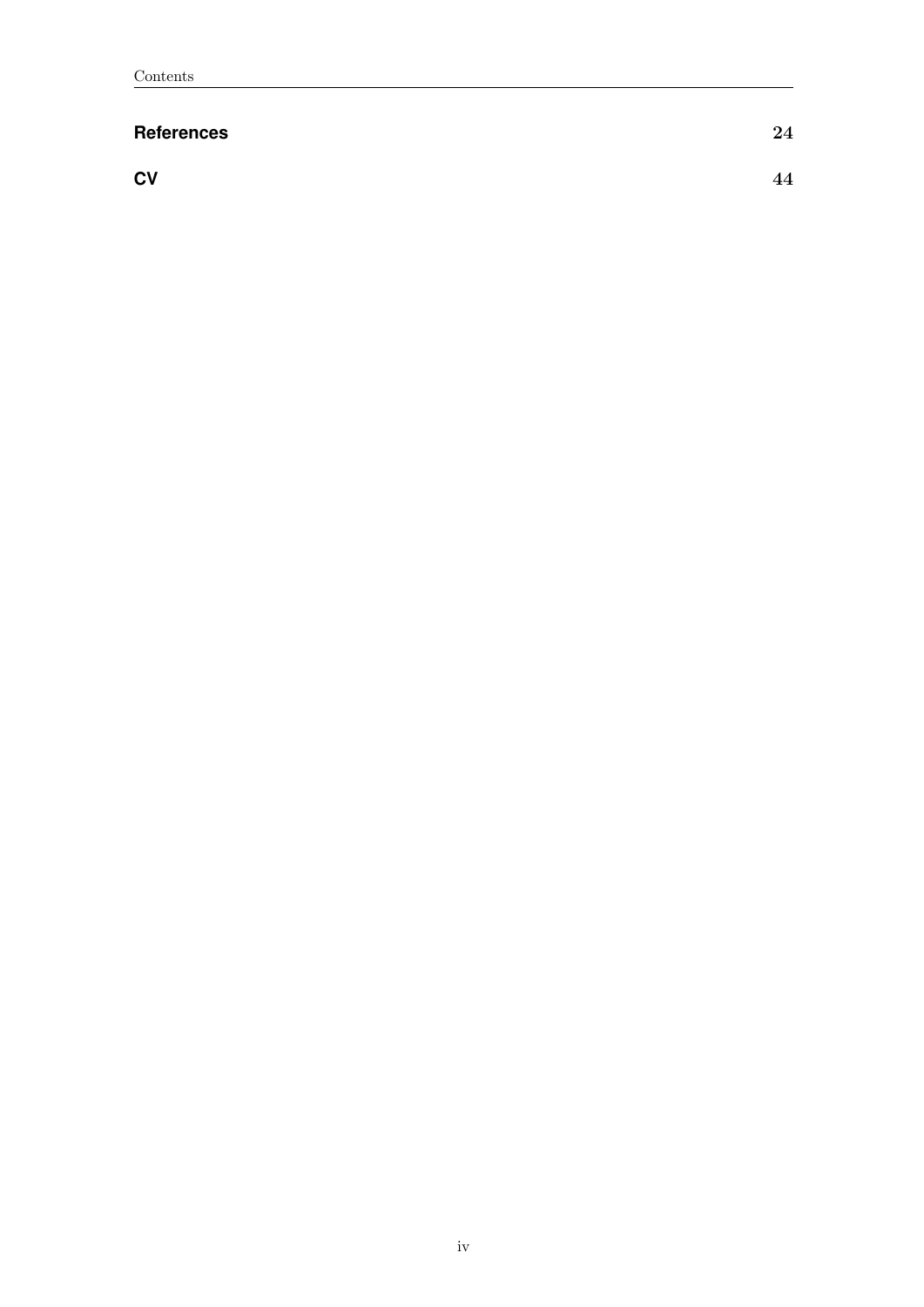**References** 24

**CV** 44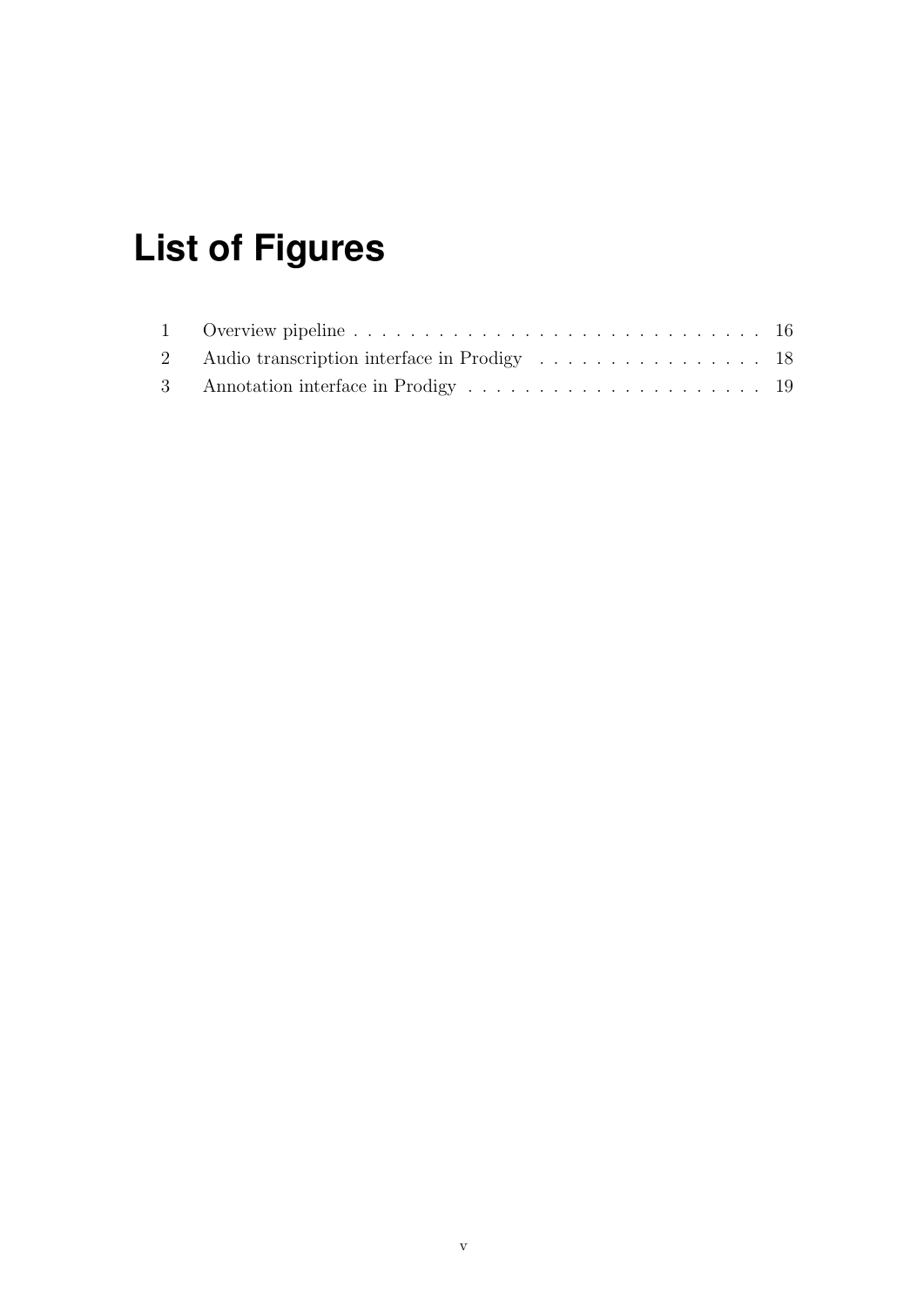# List of Figures

| | | |
|---|---|---|
| 1 | Overview pipeline | 16 |
| 2 | Audio transcription interface in Prodigy | 18 |
| 3 | Annotation interface in Prodigy | 19 |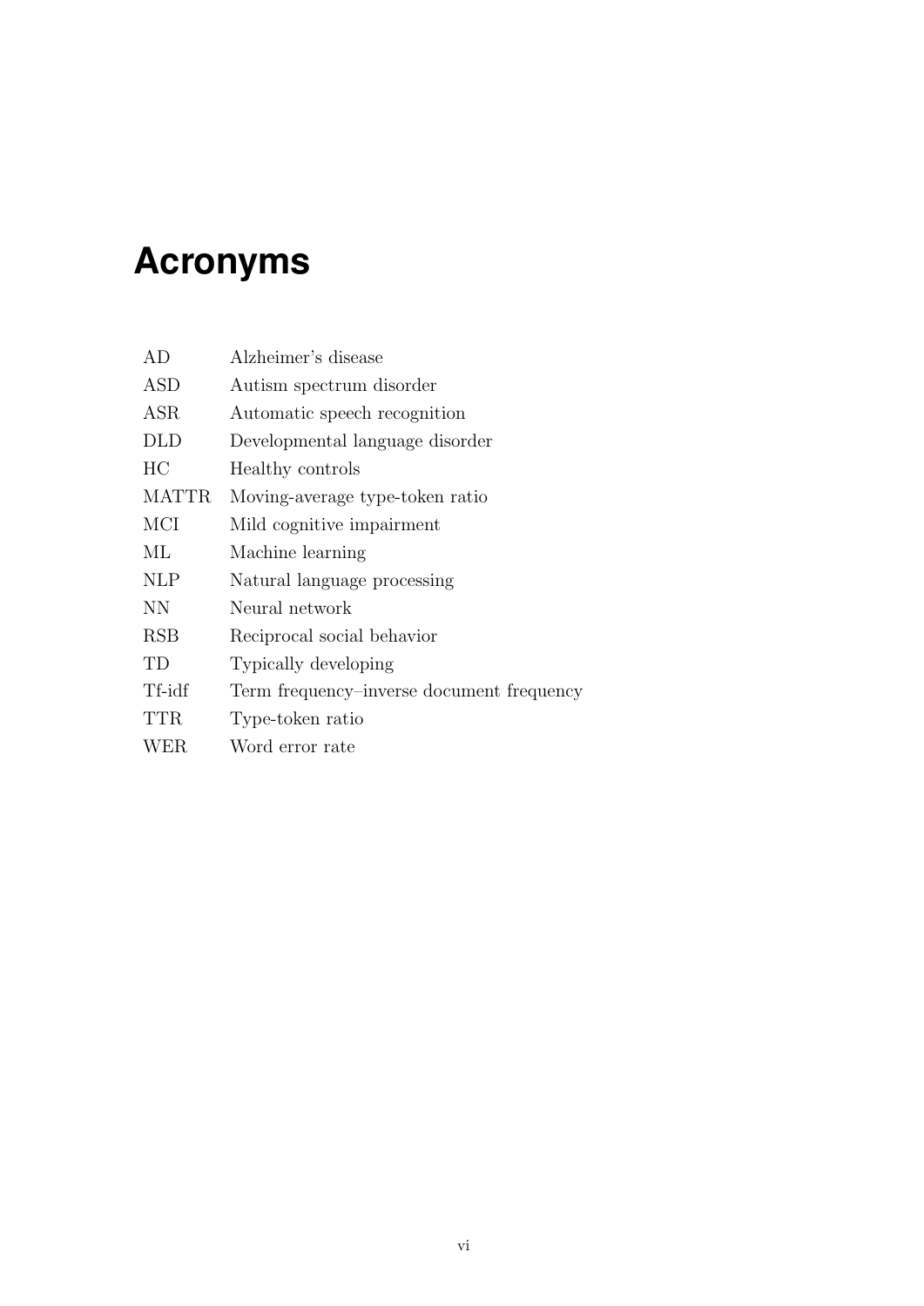# Acronyms

| | |
|---|---|
| AD | Alzheimer's disease |
| ASD | Autism spectrum disorder |
| ASR | Automatic speech recognition |
| DLD | Developmental language disorder |
| HC | Healthy controls |
| MATTR | Moving-average type-token ratio |
| MCI | Mild cognitive impairment |
| ML | Machine learning |
| NLP | Natural language processing |
| NN | Neural network |
| RSB | Reciprocal social behavior |
| TD | Typically developing |
| Tf-idf | Term frequency–inverse document frequency |
| TTR | Type-token ratio |
| WER | Word error rate |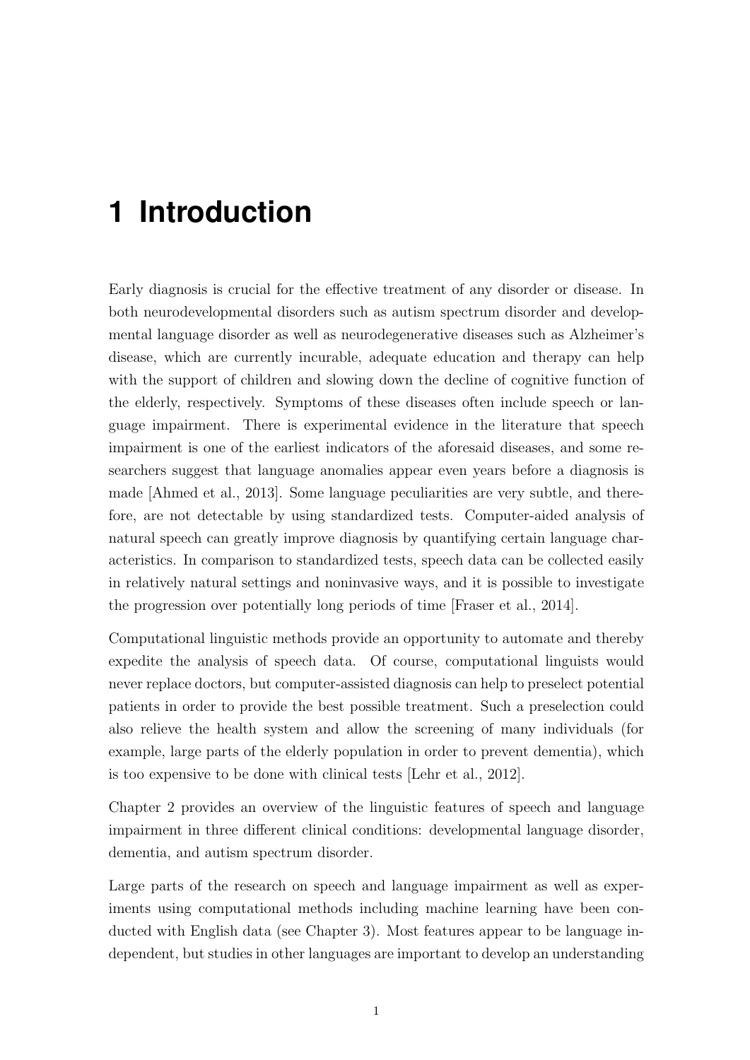# 1 Introduction

Early diagnosis is crucial for the effective treatment of any disorder or disease. In both neurodevelopmental disorders such as autism spectrum disorder and developmental language disorder as well as neurodegenerative diseases such as Alzheimer's disease, which are currently incurable, adequate education and therapy can help with the support of children and slowing down the decline of cognitive function of the elderly, respectively. Symptoms of these diseases often include speech or language impairment. There is experimental evidence in the literature that speech impairment is one of the earliest indicators of the aforesaid diseases, and some researchers suggest that language anomalies appear even years before a diagnosis is made [Ahmed et al., 2013]. Some language peculiarities are very subtle, and therefore, are not detectable by using standardized tests. Computer-aided analysis of natural speech can greatly improve diagnosis by quantifying certain language characteristics. In comparison to standardized tests, speech data can be collected easily in relatively natural settings and noninvasive ways, and it is possible to investigate the progression over potentially long periods of time [Fraser et al., 2014].

Computational linguistic methods provide an opportunity to automate and thereby expedite the analysis of speech data. Of course, computational linguists would never replace doctors, but computer-assisted diagnosis can help to preselect potential patients in order to provide the best possible treatment. Such a preselection could also relieve the health system and allow the screening of many individuals (for example, large parts of the elderly population in order to prevent dementia), which is too expensive to be done with clinical tests [Lehr et al., 2012].

Chapter 2 provides an overview of the linguistic features of speech and language impairment in three different clinical conditions: developmental language disorder, dementia, and autism spectrum disorder.

Large parts of the research on speech and language impairment as well as experiments using computational methods including machine learning have been conducted with English data (see Chapter 3). Most features appear to be language independent, but studies in other languages are important to develop an understanding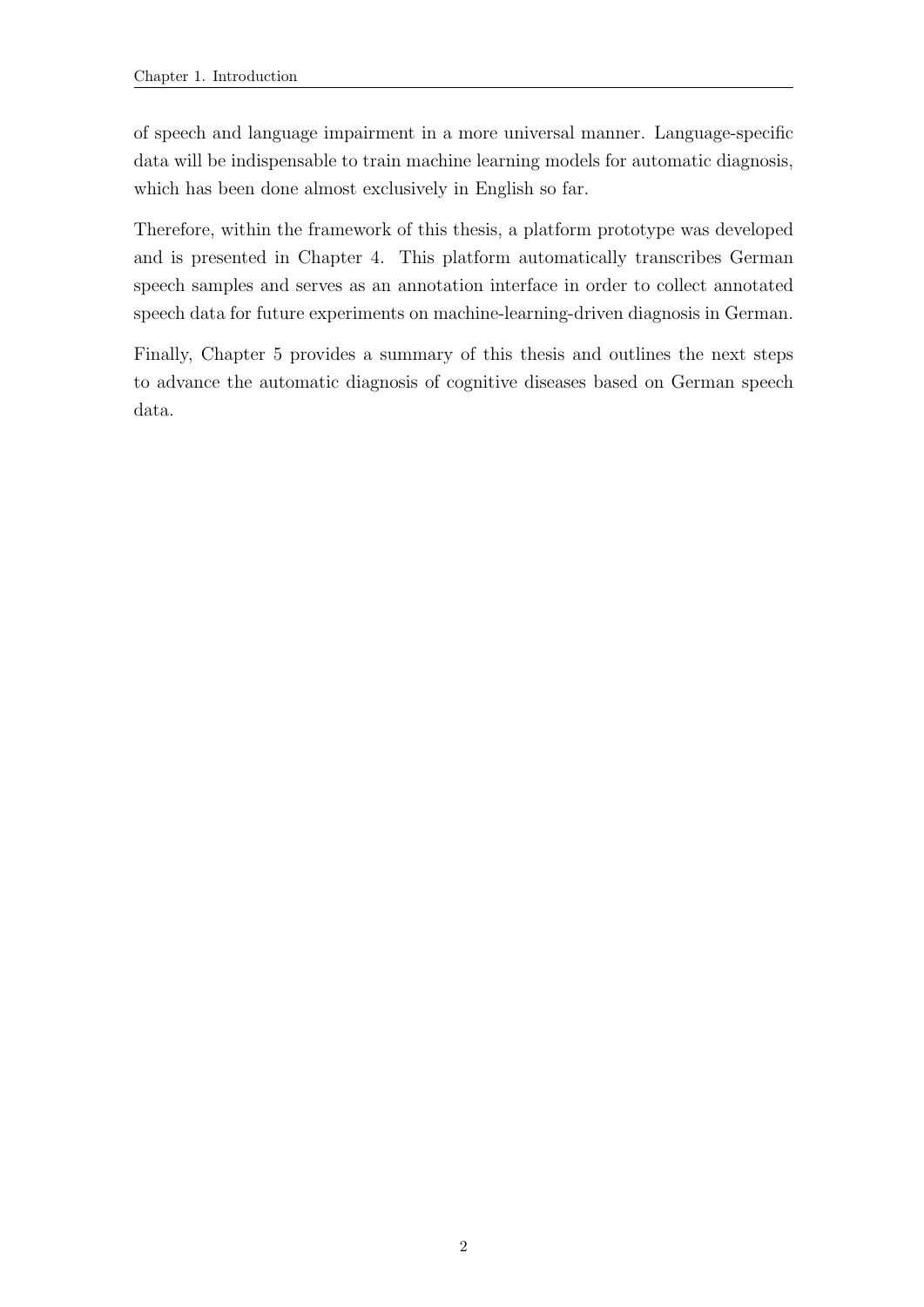of speech and language impairment in a more universal manner. Language-specific data will be indispensable to train machine learning models for automatic diagnosis, which has been done almost exclusively in English so far.

Therefore, within the framework of this thesis, a platform prototype was developed and is presented in Chapter 4. This platform automatically transcribes German speech samples and serves as an annotation interface in order to collect annotated speech data for future experiments on machine-learning-driven diagnosis in German.

Finally, Chapter 5 provides a summary of this thesis and outlines the next steps to advance the automatic diagnosis of cognitive diseases based on German speech data.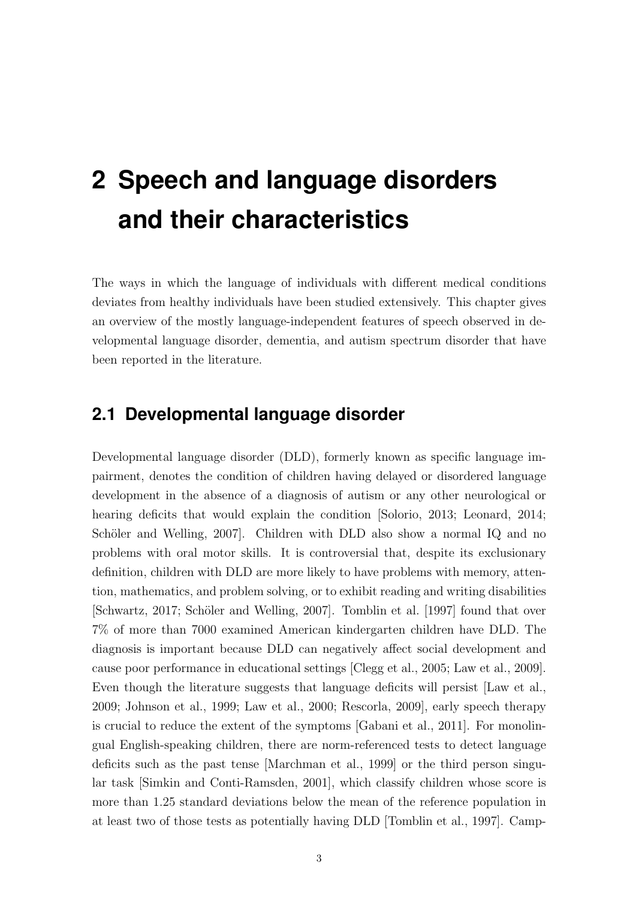# 2 Speech and language disorders and their characteristics

The ways in which the language of individuals with different medical conditions deviates from healthy individuals have been studied extensively. This chapter gives an overview of the mostly language-independent features of speech observed in developmental language disorder, dementia, and autism spectrum disorder that have been reported in the literature.

## 2.1 Developmental language disorder

Developmental language disorder (DLD), formerly known as specific language impairment, denotes the condition of children having delayed or disordered language development in the absence of a diagnosis of autism or any other neurological or hearing deficits that would explain the condition [Solorio, 2013; Leonard, 2014; Schöler and Welling, 2007]. Children with DLD also show a normal IQ and no problems with oral motor skills. It is controversial that, despite its exclusionary definition, children with DLD are more likely to have problems with memory, attention, mathematics, and problem solving, or to exhibit reading and writing disabilities [Schwartz, 2017; Schöler and Welling, 2007]. Tomblin et al. [1997] found that over 7% of more than 7000 examined American kindergarten children have DLD. The diagnosis is important because DLD can negatively affect social development and cause poor performance in educational settings [Clegg et al., 2005; Law et al., 2009]. Even though the literature suggests that language deficits will persist [Law et al., 2009; Johnson et al., 1999; Law et al., 2000; Rescorla, 2009], early speech therapy is crucial to reduce the extent of the symptoms [Gabani et al., 2011]. For monolingual English-speaking children, there are norm-referenced tests to detect language deficits such as the past tense [Marchman et al., 1999] or the third person singular task [Simkin and Conti-Ramsden, 2001], which classify children whose score is more than 1.25 standard deviations below the mean of the reference population in at least two of those tests as potentially having DLD [Tomblin et al., 1997]. Camp-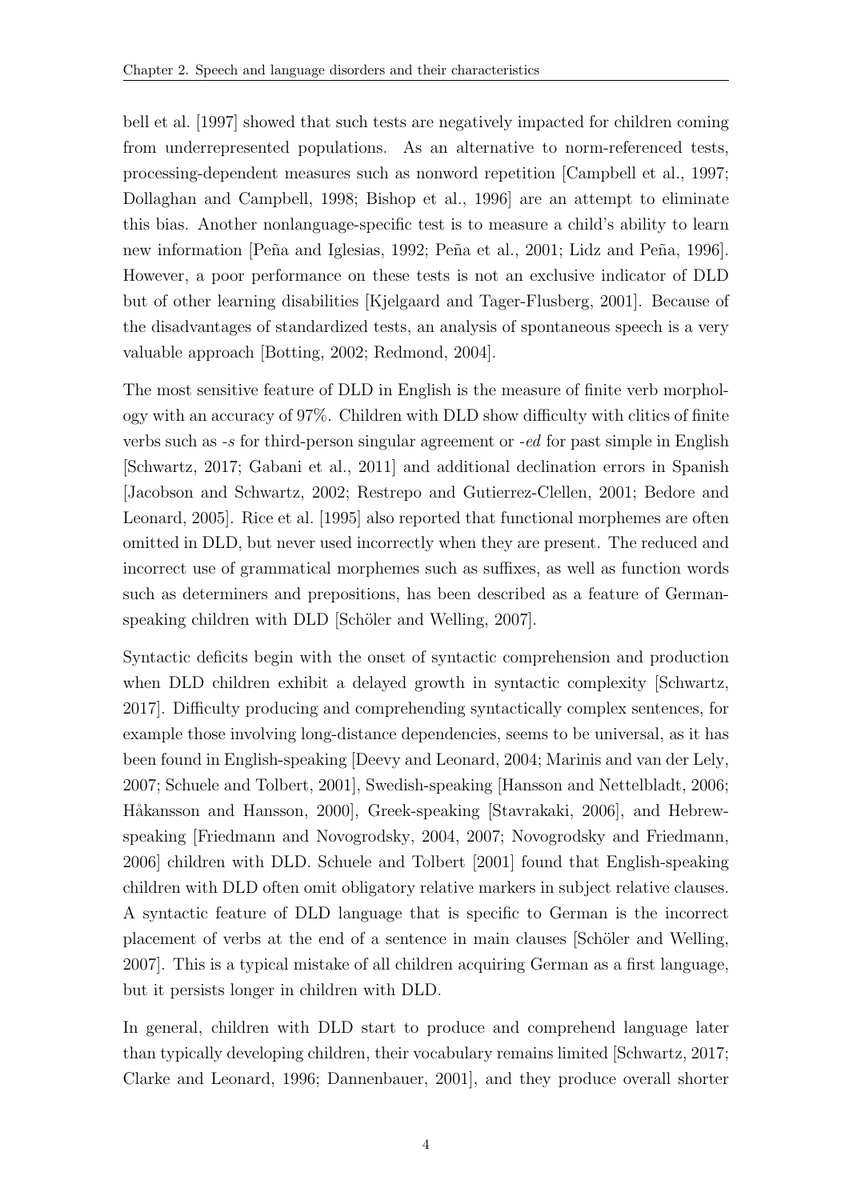bell et al. [1997] showed that such tests are negatively impacted for children coming from underrepresented populations. As an alternative to norm-referenced tests, processing-dependent measures such as nonword repetition [Campbell et al., 1997; Dollaghan and Campbell, 1998; Bishop et al., 1996] are an attempt to eliminate this bias. Another nonlanguage-specific test is to measure a child's ability to learn new information [Peña and Iglesias, 1992; Peña et al., 2001; Lidz and Peña, 1996]. However, a poor performance on these tests is not an exclusive indicator of DLD but of other learning disabilities [Kjelgaard and Tager-Flusberg, 2001]. Because of the disadvantages of standardized tests, an analysis of spontaneous speech is a very valuable approach [Botting, 2002; Redmond, 2004].

The most sensitive feature of DLD in English is the measure of finite verb morphology with an accuracy of 97%. Children with DLD show difficulty with clitics of finite verbs such as *-s* for third-person singular agreement or *-ed* for past simple in English [Schwartz, 2017; Gabani et al., 2011] and additional declination errors in Spanish [Jacobson and Schwartz, 2002; Restrepo and Gutierrez-Clellen, 2001; Bedore and Leonard, 2005]. Rice et al. [1995] also reported that functional morphemes are often omitted in DLD, but never used incorrectly when they are present. The reduced and incorrect use of grammatical morphemes such as suffixes, as well as function words such as determiners and prepositions, has been described as a feature of German-speaking children with DLD [Schöler and Welling, 2007].

Syntactic deficits begin with the onset of syntactic comprehension and production when DLD children exhibit a delayed growth in syntactic complexity [Schwartz, 2017]. Difficulty producing and comprehending syntactically complex sentences, for example those involving long-distance dependencies, seems to be universal, as it has been found in English-speaking [Deevy and Leonard, 2004; Marinis and van der Lely, 2007; Schuele and Tolbert, 2001], Swedish-speaking [Hansson and Nettelbladt, 2006; Håkansson and Hansson, 2000], Greek-speaking [Stavrakaki, 2006], and Hebrew-speaking [Friedmann and Novogrodsky, 2004, 2007; Novogrodsky and Friedmann, 2006] children with DLD. Schuele and Tolbert [2001] found that English-speaking children with DLD often omit obligatory relative markers in subject relative clauses. A syntactic feature of DLD language that is specific to German is the incorrect placement of verbs at the end of a sentence in main clauses [Schöler and Welling, 2007]. This is a typical mistake of all children acquiring German as a first language, but it persists longer in children with DLD.

In general, children with DLD start to produce and comprehend language later than typically developing children, their vocabulary remains limited [Schwartz, 2017; Clarke and Leonard, 1996; Dannenbauer, 2001], and they produce overall shorter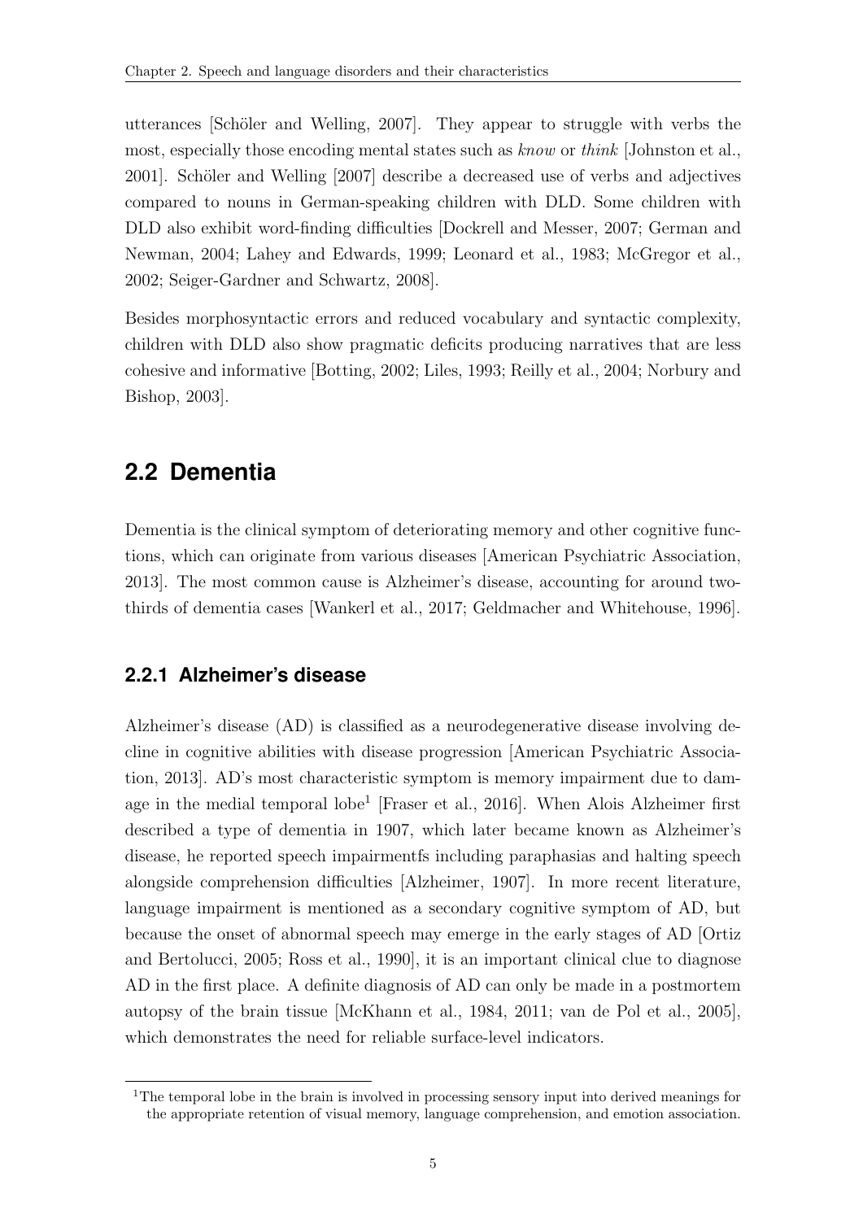utterances [Schöler and Welling, 2007]. They appear to struggle with verbs the most, especially those encoding mental states such as *know* or *think* [Johnston et al., 2001]. Schöler and Welling [2007] describe a decreased use of verbs and adjectives compared to nouns in German-speaking children with DLD. Some children with DLD also exhibit word-finding difficulties [Dockrell and Messer, 2007; German and Newman, 2004; Lahey and Edwards, 1999; Leonard et al., 1983; McGregor et al., 2002; Seiger-Gardner and Schwartz, 2008].

Besides morphosyntactic errors and reduced vocabulary and syntactic complexity, children with DLD also show pragmatic deficits producing narratives that are less cohesive and informative [Botting, 2002; Liles, 1993; Reilly et al., 2004; Norbury and Bishop, 2003].

## 2.2 Dementia

Dementia is the clinical symptom of deteriorating memory and other cognitive functions, which can originate from various diseases [American Psychiatric Association, 2013]. The most common cause is Alzheimer's disease, accounting for around two-thirds of dementia cases [Wankerl et al., 2017; Geldmacher and Whitehouse, 1996].

### 2.2.1 Alzheimer's disease

Alzheimer's disease (AD) is classified as a neurodegenerative disease involving decline in cognitive abilities with disease progression [American Psychiatric Association, 2013]. AD's most characteristic symptom is memory impairment due to damage in the medial temporal lobe[1] [Fraser et al., 2016]. When Alois Alzheimer first described a type of dementia in 1907, which later became known as Alzheimer's disease, he reported speech impairmentfs including paraphasias and halting speech alongside comprehension difficulties [Alzheimer, 1907]. In more recent literature, language impairment is mentioned as a secondary cognitive symptom of AD, but because the onset of abnormal speech may emerge in the early stages of AD [Ortiz and Bertolucci, 2005; Ross et al., 1990], it is an important clinical clue to diagnose AD in the first place. A definite diagnosis of AD can only be made in a postmortem autopsy of the brain tissue [McKhann et al., 1984, 2011; van de Pol et al., 2005], which demonstrates the need for reliable surface-level indicators.

[1] The temporal lobe in the brain is involved in processing sensory input into derived meanings for the appropriate retention of visual memory, language comprehension, and emotion association.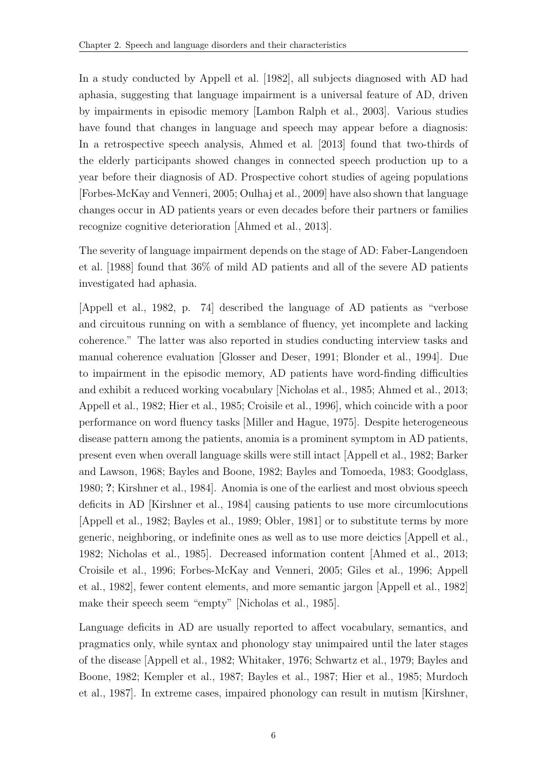In a study conducted by Appell et al. [1982], all subjects diagnosed with AD had aphasia, suggesting that language impairment is a universal feature of AD, driven by impairments in episodic memory [Lambon Ralph et al., 2003]. Various studies have found that changes in language and speech may appear before a diagnosis: In a retrospective speech analysis, Ahmed et al. [2013] found that two-thirds of the elderly participants showed changes in connected speech production up to a year before their diagnosis of AD. Prospective cohort studies of ageing populations [Forbes-McKay and Venneri, 2005; Oulhaj et al., 2009] have also shown that language changes occur in AD patients years or even decades before their partners or families recognize cognitive deterioration [Ahmed et al., 2013].

The severity of language impairment depends on the stage of AD: Faber-Langendoen et al. [1988] found that 36% of mild AD patients and all of the severe AD patients investigated had aphasia.

[Appell et al., 1982, p. 74] described the language of AD patients as "verbose and circuitous running on with a semblance of fluency, yet incomplete and lacking coherence." The latter was also reported in studies conducting interview tasks and manual coherence evaluation [Glosser and Deser, 1991; Blonder et al., 1994]. Due to impairment in the episodic memory, AD patients have word-finding difficulties and exhibit a reduced working vocabulary [Nicholas et al., 1985; Ahmed et al., 2013; Appell et al., 1982; Hier et al., 1985; Croisile et al., 1996], which coincide with a poor performance on word fluency tasks [Miller and Hague, 1975]. Despite heterogeneous disease pattern among the patients, anomia is a prominent symptom in AD patients, present even when overall language skills were still intact [Appell et al., 1982; Barker and Lawson, 1968; Bayles and Boone, 1982; Bayles and Tomoeda, 1983; Goodglass, 1980; **?**; Kirshner et al., 1984]. Anomia is one of the earliest and most obvious speech deficits in AD [Kirshner et al., 1984] causing patients to use more circumlocutions [Appell et al., 1982; Bayles et al., 1989; Obler, 1981] or to substitute terms by more generic, neighboring, or indefinite ones as well as to use more deictics [Appell et al., 1982; Nicholas et al., 1985]. Decreased information content [Ahmed et al., 2013; Croisile et al., 1996; Forbes-McKay and Venneri, 2005; Giles et al., 1996; Appell et al., 1982], fewer content elements, and more semantic jargon [Appell et al., 1982] make their speech seem "empty" [Nicholas et al., 1985].

Language deficits in AD are usually reported to affect vocabulary, semantics, and pragmatics only, while syntax and phonology stay unimpaired until the later stages of the disease [Appell et al., 1982; Whitaker, 1976; Schwartz et al., 1979; Bayles and Boone, 1982; Kempler et al., 1987; Bayles et al., 1987; Hier et al., 1985; Murdoch et al., 1987]. In extreme cases, impaired phonology can result in mutism [Kirshner,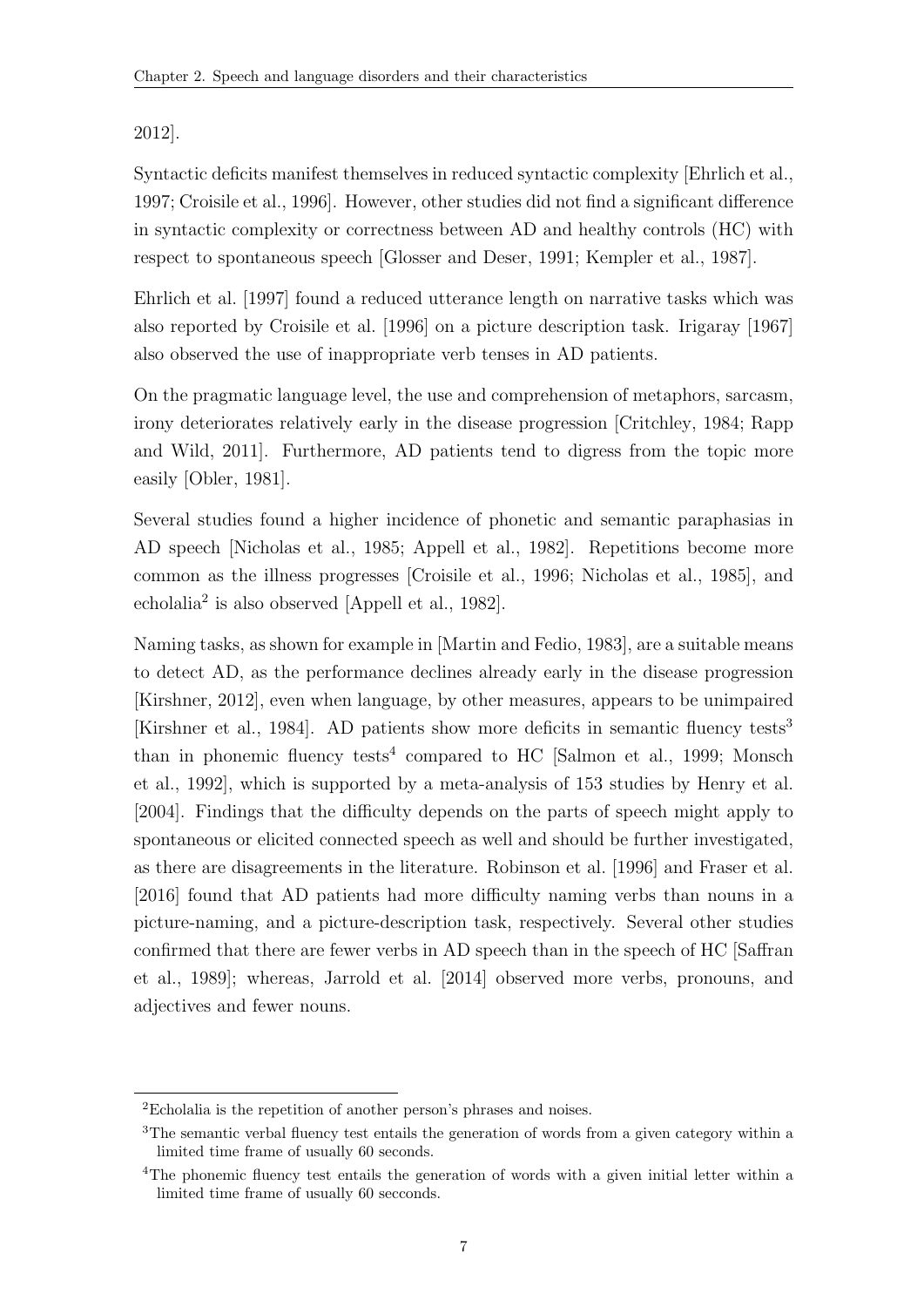2012].

Syntactic deficits manifest themselves in reduced syntactic complexity [Ehrlich et al., 1997; Croisile et al., 1996]. However, other studies did not find a significant difference in syntactic complexity or correctness between AD and healthy controls (HC) with respect to spontaneous speech [Glosser and Deser, 1991; Kempler et al., 1987].

Ehrlich et al. [1997] found a reduced utterance length on narrative tasks which was also reported by Croisile et al. [1996] on a picture description task. Irigaray [1967] also observed the use of inappropriate verb tenses in AD patients.

On the pragmatic language level, the use and comprehension of metaphors, sarcasm, irony deteriorates relatively early in the disease progression [Critchley, 1984; Rapp and Wild, 2011]. Furthermore, AD patients tend to digress from the topic more easily [Obler, 1981].

Several studies found a higher incidence of phonetic and semantic paraphasias in AD speech [Nicholas et al., 1985; Appell et al., 1982]. Repetitions become more common as the illness progresses [Croisile et al., 1996; Nicholas et al., 1985], and echolalia[2] is also observed [Appell et al., 1982].

Naming tasks, as shown for example in [Martin and Fedio, 1983], are a suitable means to detect AD, as the performance declines already early in the disease progression [Kirshner, 2012], even when language, by other measures, appears to be unimpaired [Kirshner et al., 1984]. AD patients show more deficits in semantic fluency tests[3] than in phonemic fluency tests[4] compared to HC [Salmon et al., 1999; Monsch et al., 1992], which is supported by a meta-analysis of 153 studies by Henry et al. [2004]. Findings that the difficulty depends on the parts of speech might apply to spontaneous or elicited connected speech as well and should be further investigated, as there are disagreements in the literature. Robinson et al. [1996] and Fraser et al. [2016] found that AD patients had more difficulty naming verbs than nouns in a picture-naming, and a picture-description task, respectively. Several other studies confirmed that there are fewer verbs in AD speech than in the speech of HC [Saffran et al., 1989]; whereas, Jarrold et al. [2014] observed more verbs, pronouns, and adjectives and fewer nouns.

---

[2] Echolalia is the repetition of another person's phrases and noises.

[3] The semantic verbal fluency test entails the generation of words from a given category within a limited time frame of usually 60 seconds.

[4] The phonemic fluency test entails the generation of words with a given initial letter within a limited time frame of usually 60 secconds.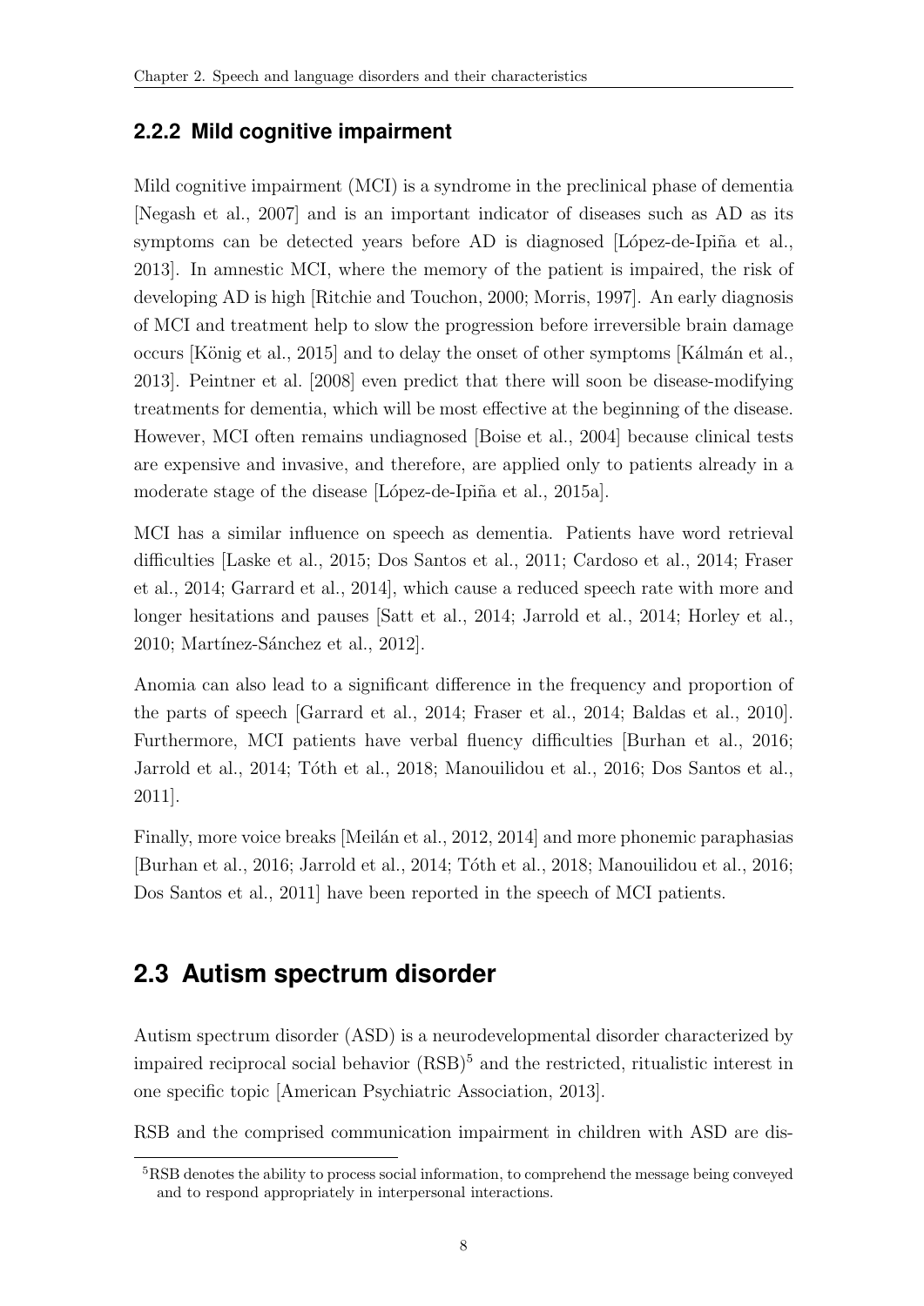### 2.2.2 Mild cognitive impairment

Mild cognitive impairment (MCI) is a syndrome in the preclinical phase of dementia [Negash et al., 2007] and is an important indicator of diseases such as AD as its symptoms can be detected years before AD is diagnosed [López-de-Ipiña et al., 2013]. In amnestic MCI, where the memory of the patient is impaired, the risk of developing AD is high [Ritchie and Touchon, 2000; Morris, 1997]. An early diagnosis of MCI and treatment help to slow the progression before irreversible brain damage occurs [König et al., 2015] and to delay the onset of other symptoms [Kálmán et al., 2013]. Peintner et al. [2008] even predict that there will soon be disease-modifying treatments for dementia, which will be most effective at the beginning of the disease. However, MCI often remains undiagnosed [Boise et al., 2004] because clinical tests are expensive and invasive, and therefore, are applied only to patients already in a moderate stage of the disease [López-de-Ipiña et al., 2015a].

MCI has a similar influence on speech as dementia. Patients have word retrieval difficulties [Laske et al., 2015; Dos Santos et al., 2011; Cardoso et al., 2014; Fraser et al., 2014; Garrard et al., 2014], which cause a reduced speech rate with more and longer hesitations and pauses [Satt et al., 2014; Jarrold et al., 2014; Horley et al., 2010; Martínez-Sánchez et al., 2012].

Anomia can also lead to a significant difference in the frequency and proportion of the parts of speech [Garrard et al., 2014; Fraser et al., 2014; Baldas et al., 2010]. Furthermore, MCI patients have verbal fluency difficulties [Burhan et al., 2016; Jarrold et al., 2014; Tóth et al., 2018; Manouilidou et al., 2016; Dos Santos et al., 2011].

Finally, more voice breaks [Meilán et al., 2012, 2014] and more phonemic paraphasias [Burhan et al., 2016; Jarrold et al., 2014; Tóth et al., 2018; Manouilidou et al., 2016; Dos Santos et al., 2011] have been reported in the speech of MCI patients.

## 2.3 Autism spectrum disorder

Autism spectrum disorder (ASD) is a neurodevelopmental disorder characterized by impaired reciprocal social behavior (RSB)[5] and the restricted, ritualistic interest in one specific topic [American Psychiatric Association, 2013].

RSB and the comprised communication impairment in children with ASD are dis-

[5] RSB denotes the ability to process social information, to comprehend the message being conveyed and to respond appropriately in interpersonal interactions.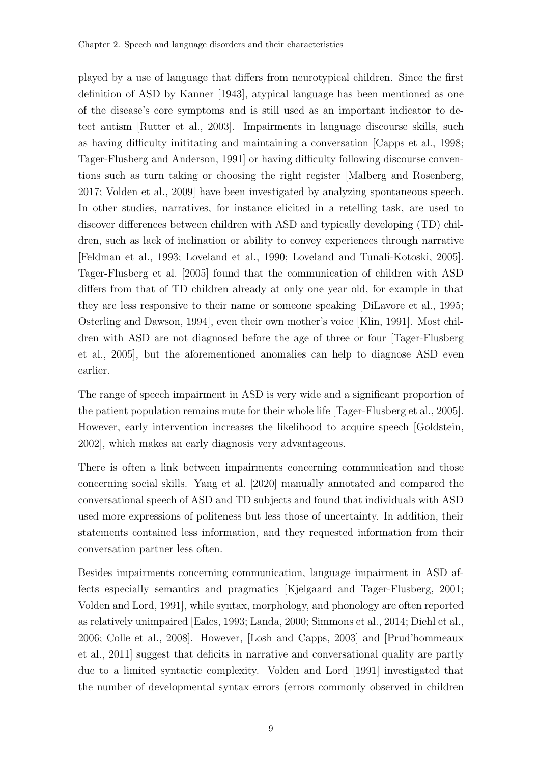played by a use of language that differs from neurotypical children. Since the first definition of ASD by Kanner [1943], atypical language has been mentioned as one of the disease's core symptoms and is still used as an important indicator to detect autism [Rutter et al., 2003]. Impairments in language discourse skills, such as having difficulty inititating and maintaining a conversation [Capps et al., 1998; Tager-Flusberg and Anderson, 1991] or having difficulty following discourse conventions such as turn taking or choosing the right register [Malberg and Rosenberg, 2017; Volden et al., 2009] have been investigated by analyzing spontaneous speech. In other studies, narratives, for instance elicited in a retelling task, are used to discover differences between children with ASD and typically developing (TD) children, such as lack of inclination or ability to convey experiences through narrative [Feldman et al., 1993; Loveland et al., 1990; Loveland and Tunali-Kotoski, 2005]. Tager-Flusberg et al. [2005] found that the communication of children with ASD differs from that of TD children already at only one year old, for example in that they are less responsive to their name or someone speaking [DiLavore et al., 1995; Osterling and Dawson, 1994], even their own mother's voice [Klin, 1991]. Most children with ASD are not diagnosed before the age of three or four [Tager-Flusberg et al., 2005], but the aforementioned anomalies can help to diagnose ASD even earlier.

The range of speech impairment in ASD is very wide and a significant proportion of the patient population remains mute for their whole life [Tager-Flusberg et al., 2005]. However, early intervention increases the likelihood to acquire speech [Goldstein, 2002], which makes an early diagnosis very advantageous.

There is often a link between impairments concerning communication and those concerning social skills. Yang et al. [2020] manually annotated and compared the conversational speech of ASD and TD subjects and found that individuals with ASD used more expressions of politeness but less those of uncertainty. In addition, their statements contained less information, and they requested information from their conversation partner less often.

Besides impairments concerning communication, language impairment in ASD affects especially semantics and pragmatics [Kjelgaard and Tager-Flusberg, 2001; Volden and Lord, 1991], while syntax, morphology, and phonology are often reported as relatively unimpaired [Eales, 1993; Landa, 2000; Simmons et al., 2014; Diehl et al., 2006; Colle et al., 2008]. However, [Losh and Capps, 2003] and [Prud'hommeaux et al., 2011] suggest that deficits in narrative and conversational quality are partly due to a limited syntactic complexity. Volden and Lord [1991] investigated that the number of developmental syntax errors (errors commonly observed in children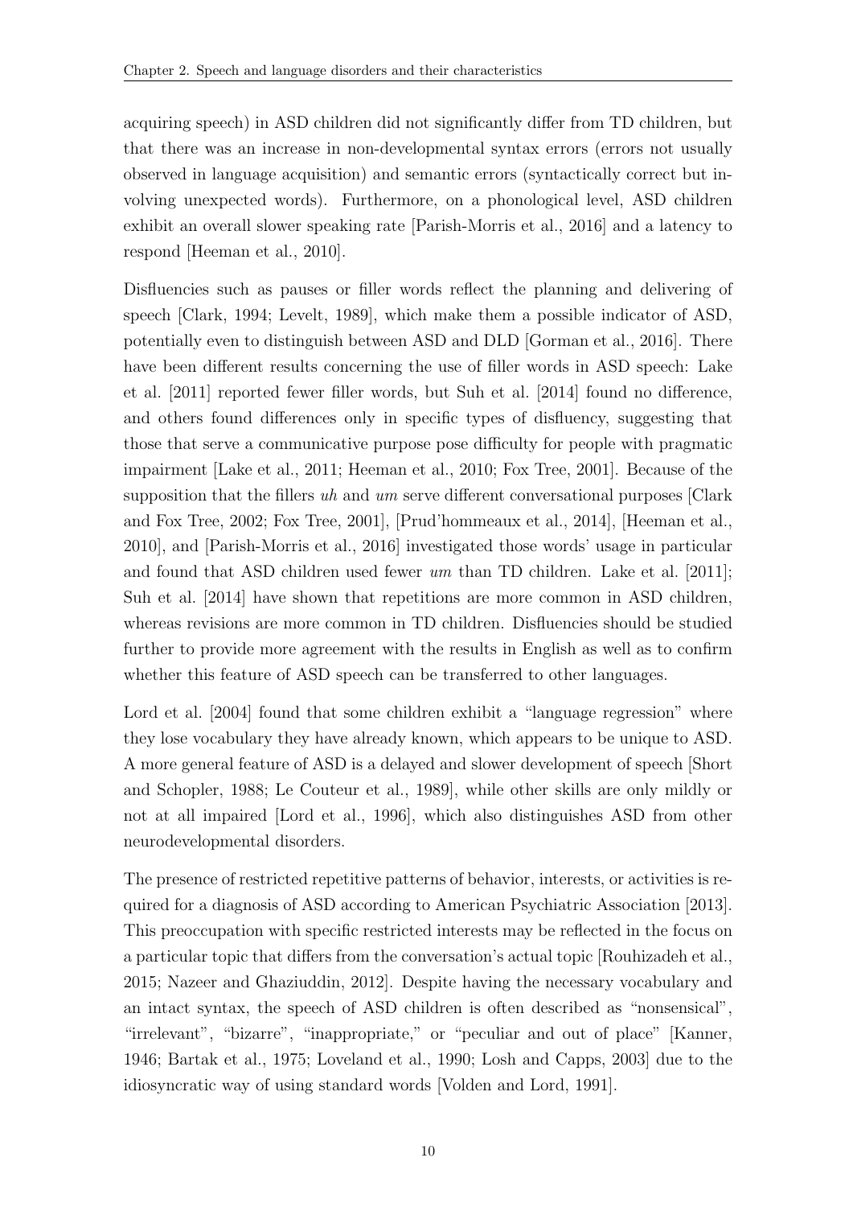acquiring speech) in ASD children did not significantly differ from TD children, but that there was an increase in non-developmental syntax errors (errors not usually observed in language acquisition) and semantic errors (syntactically correct but involving unexpected words). Furthermore, on a phonological level, ASD children exhibit an overall slower speaking rate [Parish-Morris et al., 2016] and a latency to respond [Heeman et al., 2010].

Disfluencies such as pauses or filler words reflect the planning and delivering of speech [Clark, 1994; Levelt, 1989], which make them a possible indicator of ASD, potentially even to distinguish between ASD and DLD [Gorman et al., 2016]. There have been different results concerning the use of filler words in ASD speech: Lake et al. [2011] reported fewer filler words, but Suh et al. [2014] found no difference, and others found differences only in specific types of disfluency, suggesting that those that serve a communicative purpose pose difficulty for people with pragmatic impairment [Lake et al., 2011; Heeman et al., 2010; Fox Tree, 2001]. Because of the supposition that the fillers *uh* and *um* serve different conversational purposes [Clark and Fox Tree, 2002; Fox Tree, 2001], [Prud'hommeaux et al., 2014], [Heeman et al., 2010], and [Parish-Morris et al., 2016] investigated those words' usage in particular and found that ASD children used fewer *um* than TD children. Lake et al. [2011]; Suh et al. [2014] have shown that repetitions are more common in ASD children, whereas revisions are more common in TD children. Disfluencies should be studied further to provide more agreement with the results in English as well as to confirm whether this feature of ASD speech can be transferred to other languages.

Lord et al. [2004] found that some children exhibit a "language regression" where they lose vocabulary they have already known, which appears to be unique to ASD. A more general feature of ASD is a delayed and slower development of speech [Short and Schopler, 1988; Le Couteur et al., 1989], while other skills are only mildly or not at all impaired [Lord et al., 1996], which also distinguishes ASD from other neurodevelopmental disorders.

The presence of restricted repetitive patterns of behavior, interests, or activities is required for a diagnosis of ASD according to American Psychiatric Association [2013]. This preoccupation with specific restricted interests may be reflected in the focus on a particular topic that differs from the conversation's actual topic [Rouhizadeh et al., 2015; Nazeer and Ghaziuddin, 2012]. Despite having the necessary vocabulary and an intact syntax, the speech of ASD children is often described as "nonsensical", "irrelevant", "bizarre", "inappropriate," or "peculiar and out of place" [Kanner, 1946; Bartak et al., 1975; Loveland et al., 1990; Losh and Capps, 2003] due to the idiosyncratic way of using standard words [Volden and Lord, 1991].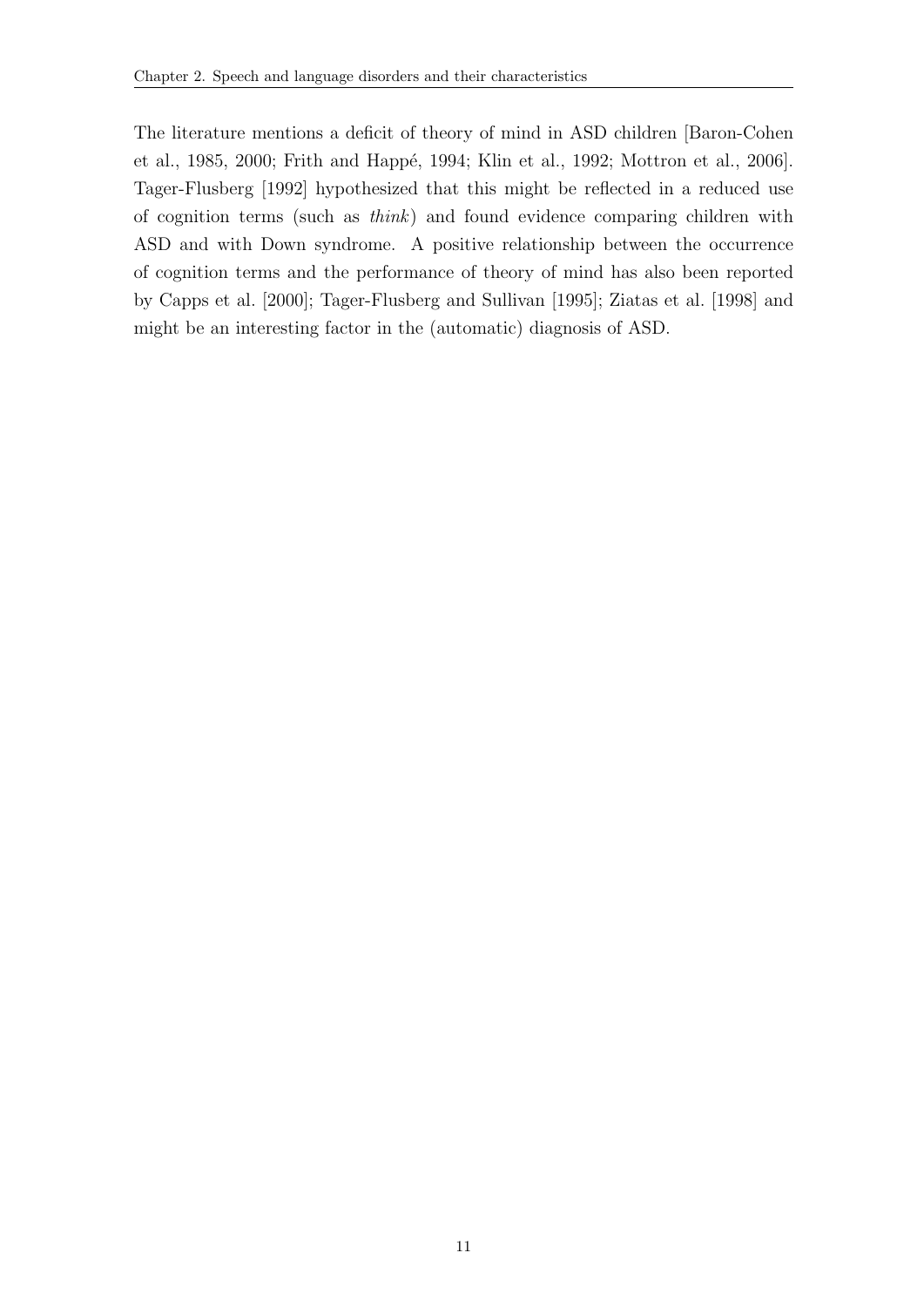The literature mentions a deficit of theory of mind in ASD children [Baron-Cohen et al., 1985, 2000; Frith and Happé, 1994; Klin et al., 1992; Mottron et al., 2006]. Tager-Flusberg [1992] hypothesized that this might be reflected in a reduced use of cognition terms (such as *think*) and found evidence comparing children with ASD and with Down syndrome. A positive relationship between the occurrence of cognition terms and the performance of theory of mind has also been reported by Capps et al. [2000]; Tager-Flusberg and Sullivan [1995]; Ziatas et al. [1998] and might be an interesting factor in the (automatic) diagnosis of ASD.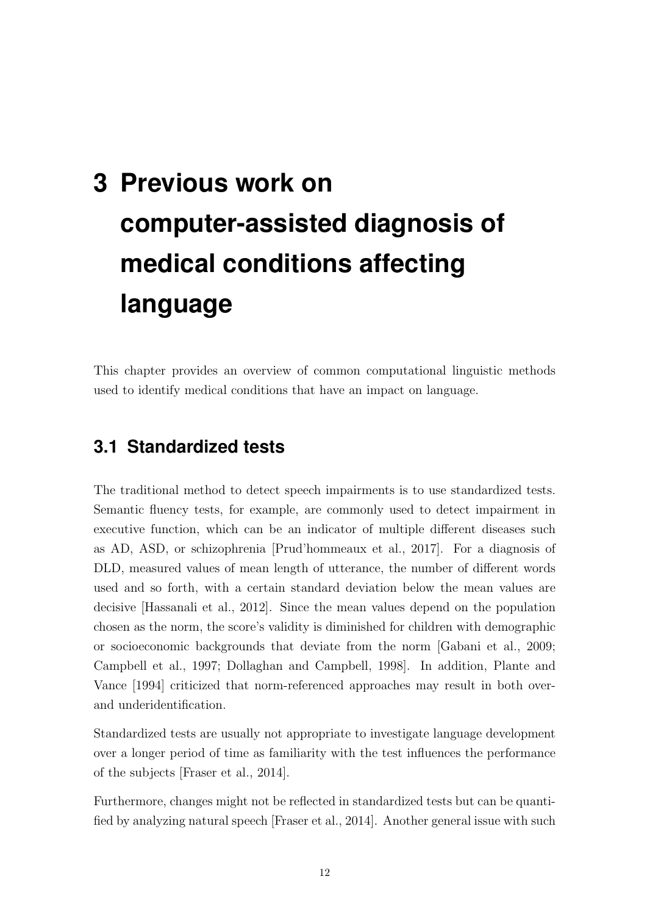# 3 Previous work on computer-assisted diagnosis of medical conditions affecting language

This chapter provides an overview of common computational linguistic methods used to identify medical conditions that have an impact on language.

## 3.1 Standardized tests

The traditional method to detect speech impairments is to use standardized tests. Semantic fluency tests, for example, are commonly used to detect impairment in executive function, which can be an indicator of multiple different diseases such as AD, ASD, or schizophrenia [Prud'hommeaux et al., 2017]. For a diagnosis of DLD, measured values of mean length of utterance, the number of different words used and so forth, with a certain standard deviation below the mean values are decisive [Hassanali et al., 2012]. Since the mean values depend on the population chosen as the norm, the score's validity is diminished for children with demographic or socioeconomic backgrounds that deviate from the norm [Gabani et al., 2009; Campbell et al., 1997; Dollaghan and Campbell, 1998]. In addition, Plante and Vance [1994] criticized that norm-referenced approaches may result in both over- and underidentification.

Standardized tests are usually not appropriate to investigate language development over a longer period of time as familiarity with the test influences the performance of the subjects [Fraser et al., 2014].

Furthermore, changes might not be reflected in standardized tests but can be quantified by analyzing natural speech [Fraser et al., 2014]. Another general issue with such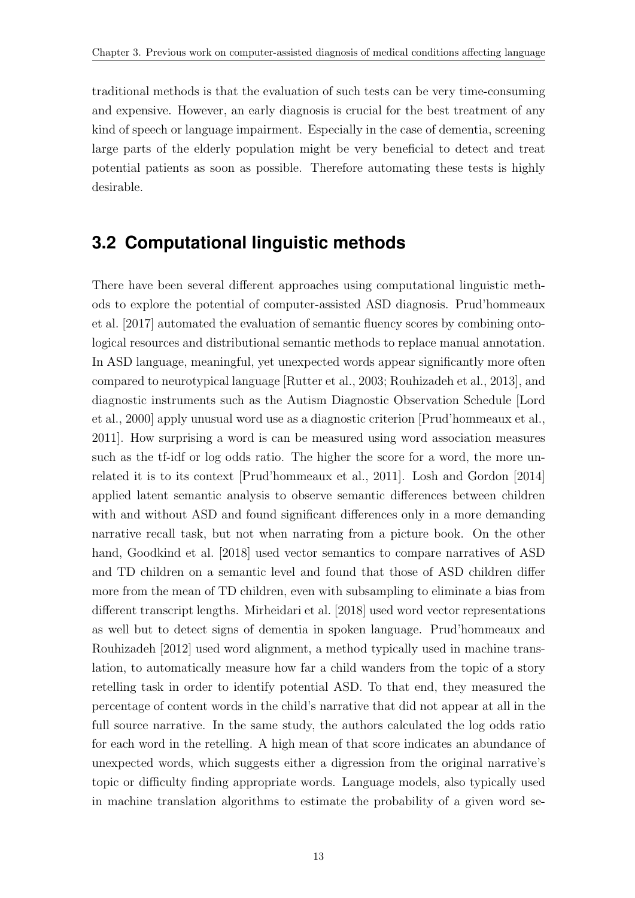traditional methods is that the evaluation of such tests can be very time-consuming and expensive. However, an early diagnosis is crucial for the best treatment of any kind of speech or language impairment. Especially in the case of dementia, screening large parts of the elderly population might be very beneficial to detect and treat potential patients as soon as possible. Therefore automating these tests is highly desirable.

## 3.2 Computational linguistic methods

There have been several different approaches using computational linguistic methods to explore the potential of computer-assisted ASD diagnosis. Prud'hommeaux et al. [2017] automated the evaluation of semantic fluency scores by combining ontological resources and distributional semantic methods to replace manual annotation. In ASD language, meaningful, yet unexpected words appear significantly more often compared to neurotypical language [Rutter et al., 2003; Rouhizadeh et al., 2013], and diagnostic instruments such as the Autism Diagnostic Observation Schedule [Lord et al., 2000] apply unusual word use as a diagnostic criterion [Prud'hommeaux et al., 2011]. How surprising a word is can be measured using word association measures such as the tf-idf or log odds ratio. The higher the score for a word, the more unrelated it is to its context [Prud'hommeaux et al., 2011]. Losh and Gordon [2014] applied latent semantic analysis to observe semantic differences between children with and without ASD and found significant differences only in a more demanding narrative recall task, but not when narrating from a picture book. On the other hand, Goodkind et al. [2018] used vector semantics to compare narratives of ASD and TD children on a semantic level and found that those of ASD children differ more from the mean of TD children, even with subsampling to eliminate a bias from different transcript lengths. Mirheidari et al. [2018] used word vector representations as well but to detect signs of dementia in spoken language. Prud'hommeaux and Rouhizadeh [2012] used word alignment, a method typically used in machine translation, to automatically measure how far a child wanders from the topic of a story retelling task in order to identify potential ASD. To that end, they measured the percentage of content words in the child's narrative that did not appear at all in the full source narrative. In the same study, the authors calculated the log odds ratio for each word in the retelling. A high mean of that score indicates an abundance of unexpected words, which suggests either a digression from the original narrative's topic or difficulty finding appropriate words. Language models, also typically used in machine translation algorithms to estimate the probability of a given word se-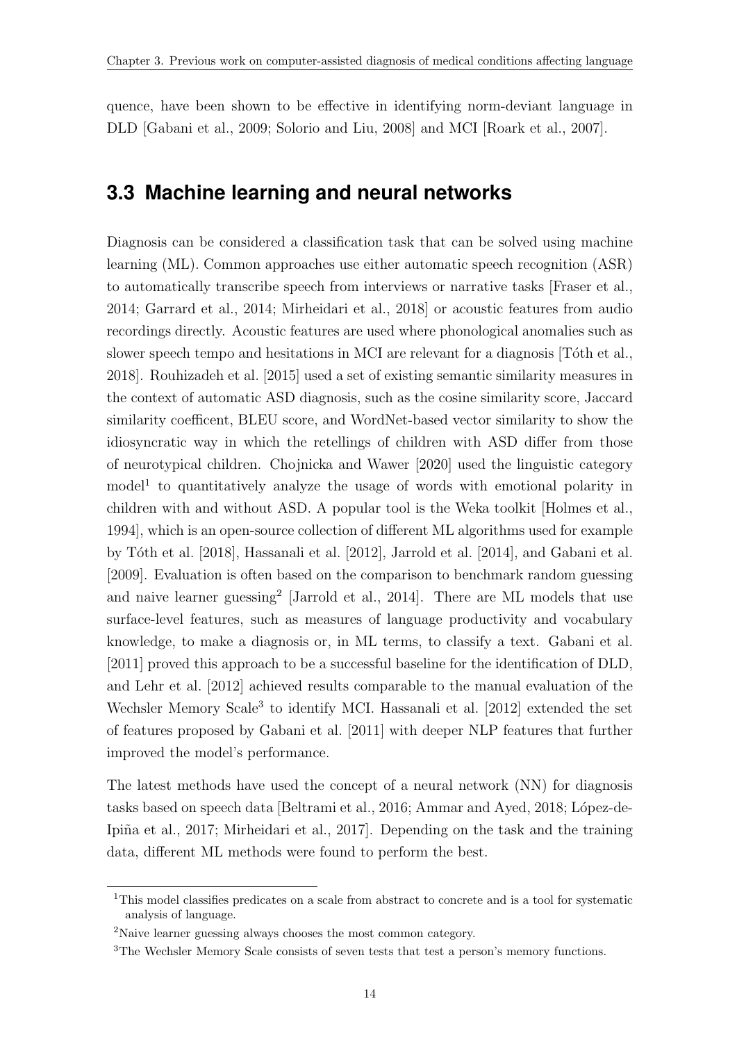quence, have been shown to be effective in identifying norm-deviant language in DLD [Gabani et al., 2009; Solorio and Liu, 2008] and MCI [Roark et al., 2007].

## 3.3 Machine learning and neural networks

Diagnosis can be considered a classification task that can be solved using machine learning (ML). Common approaches use either automatic speech recognition (ASR) to automatically transcribe speech from interviews or narrative tasks [Fraser et al., 2014; Garrard et al., 2014; Mirheidari et al., 2018] or acoustic features from audio recordings directly. Acoustic features are used where phonological anomalies such as slower speech tempo and hesitations in MCI are relevant for a diagnosis [Tóth et al., 2018]. Rouhizadeh et al. [2015] used a set of existing semantic similarity measures in the context of automatic ASD diagnosis, such as the cosine similarity score, Jaccard similarity coefficent, BLEU score, and WordNet-based vector similarity to show the idiosyncratic way in which the retellings of children with ASD differ from those of neurotypical children. Chojnicka and Wawer [2020] used the linguistic category model[1] to quantitatively analyze the usage of words with emotional polarity in children with and without ASD. A popular tool is the Weka toolkit [Holmes et al., 1994], which is an open-source collection of different ML algorithms used for example by Tóth et al. [2018], Hassanali et al. [2012], Jarrold et al. [2014], and Gabani et al. [2009]. Evaluation is often based on the comparison to benchmark random guessing and naive learner guessing[2] [Jarrold et al., 2014]. There are ML models that use surface-level features, such as measures of language productivity and vocabulary knowledge, to make a diagnosis or, in ML terms, to classify a text. Gabani et al. [2011] proved this approach to be a successful baseline for the identification of DLD, and Lehr et al. [2012] achieved results comparable to the manual evaluation of the Wechsler Memory Scale[3] to identify MCI. Hassanali et al. [2012] extended the set of features proposed by Gabani et al. [2011] with deeper NLP features that further improved the model's performance.

The latest methods have used the concept of a neural network (NN) for diagnosis tasks based on speech data [Beltrami et al., 2016; Ammar and Ayed, 2018; López-de-Ipiña et al., 2017; Mirheidari et al., 2017]. Depending on the task and the training data, different ML methods were found to perform the best.

[1] This model classifies predicates on a scale from abstract to concrete and is a tool for systematic analysis of language.

[2] Naive learner guessing always chooses the most common category.

[3] The Wechsler Memory Scale consists of seven tests that test a person's memory functions.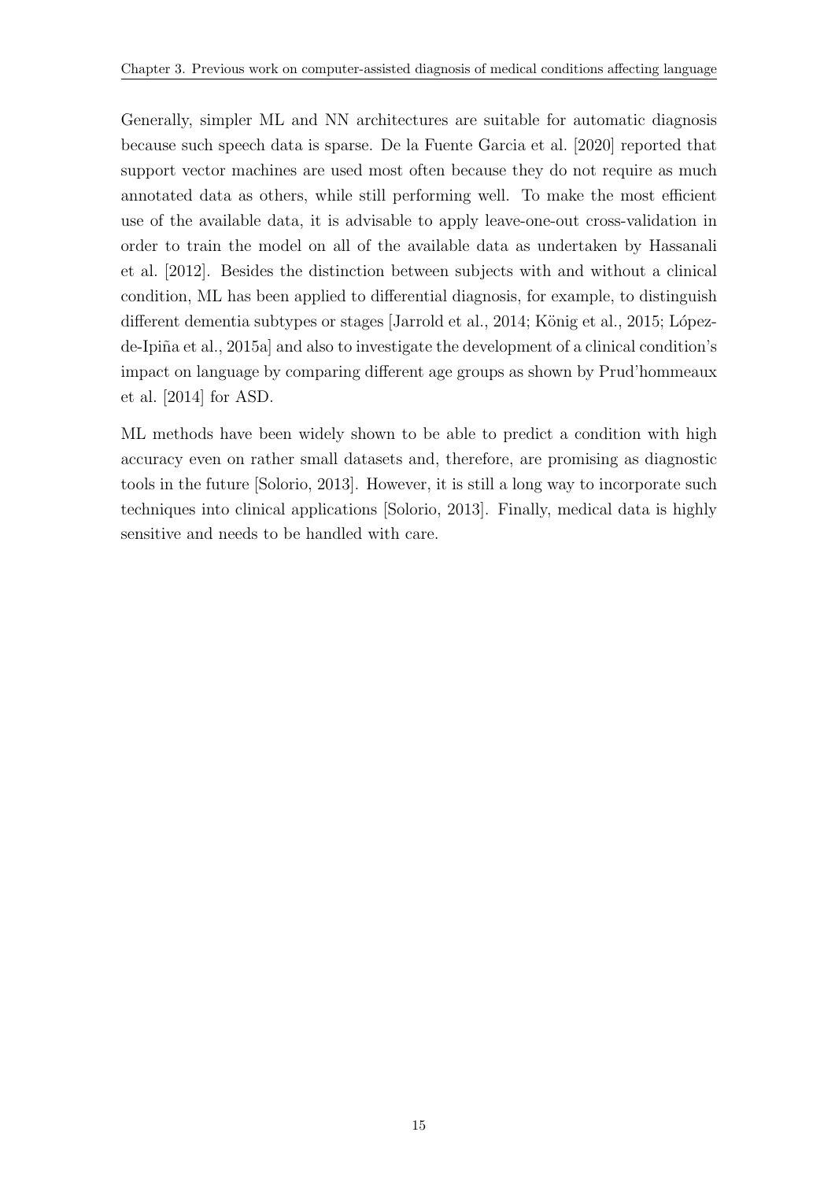Generally, simpler ML and NN architectures are suitable for automatic diagnosis because such speech data is sparse. De la Fuente Garcia et al. [2020] reported that support vector machines are used most often because they do not require as much annotated data as others, while still performing well. To make the most efficient use of the available data, it is advisable to apply leave-one-out cross-validation in order to train the model on all of the available data as undertaken by Hassanali et al. [2012]. Besides the distinction between subjects with and without a clinical condition, ML has been applied to differential diagnosis, for example, to distinguish different dementia subtypes or stages [Jarrold et al., 2014; König et al., 2015; López-de-Ipiña et al., 2015a] and also to investigate the development of a clinical condition's impact on language by comparing different age groups as shown by Prud'hommeaux et al. [2014] for ASD.

ML methods have been widely shown to be able to predict a condition with high accuracy even on rather small datasets and, therefore, are promising as diagnostic tools in the future [Solorio, 2013]. However, it is still a long way to incorporate such techniques into clinical applications [Solorio, 2013]. Finally, medical data is highly sensitive and needs to be handled with care.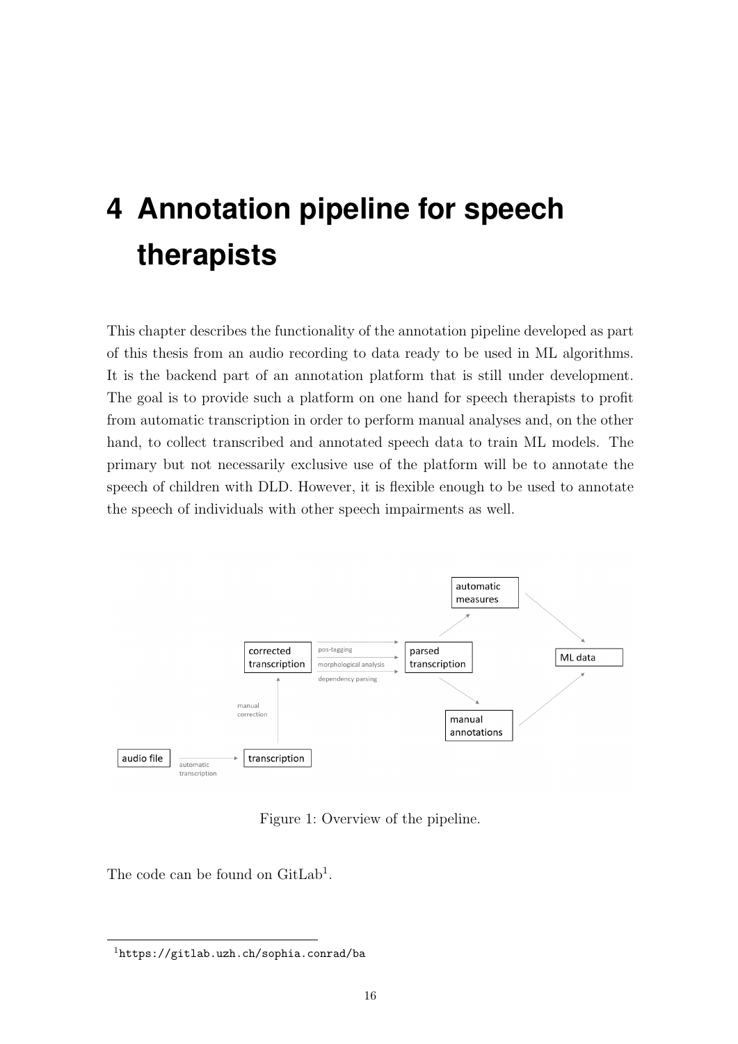# 4 Annotation pipeline for speech therapists

This chapter describes the functionality of the annotation pipeline developed as part of this thesis from an audio recording to data ready to be used in ML algorithms. It is the backend part of an annotation platform that is still under development. The goal is to provide such a platform on one hand for speech therapists to profit from automatic transcription in order to perform manual analyses and, on the other hand, to collect transcribed and annotated speech data to train ML models. The primary but not necessarily exclusive use of the platform will be to annotate the speech of children with DLD. However, it is flexible enough to be used to annotate the speech of individuals with other speech impairments as well.

Figure 1: Overview of the pipeline.

The code can be found on GitLab[1].

[1] https://gitlab.uzh.ch/sophia.conrad/ba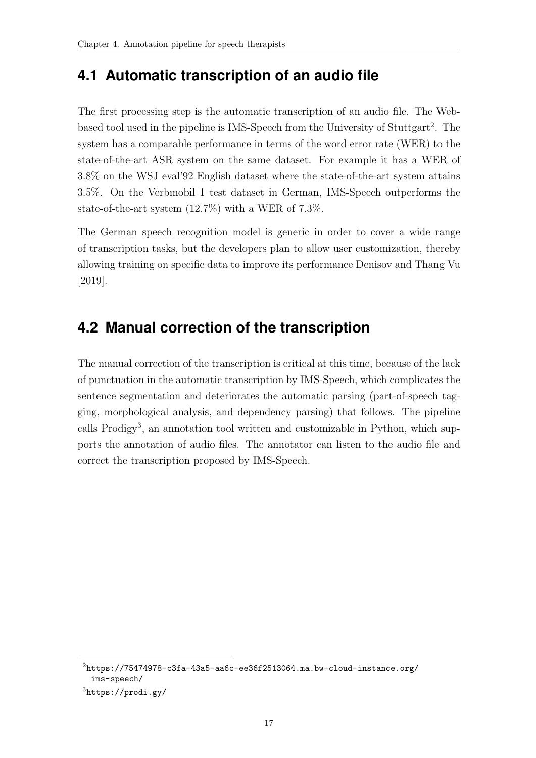## 4.1 Automatic transcription of an audio file

The first processing step is the automatic transcription of an audio file. The Web-based tool used in the pipeline is IMS-Speech from the University of Stuttgart[2]. The system has a comparable performance in terms of the word error rate (WER) to the state-of-the-art ASR system on the same dataset. For example it has a WER of 3.8% on the WSJ eval'92 English dataset where the state-of-the-art system attains 3.5%. On the Verbmobil 1 test dataset in German, IMS-Speech outperforms the state-of-the-art system (12.7%) with a WER of 7.3%.

The German speech recognition model is generic in order to cover a wide range of transcription tasks, but the developers plan to allow user customization, thereby allowing training on specific data to improve its performance Denisov and Thang Vu [2019].

## 4.2 Manual correction of the transcription

The manual correction of the transcription is critical at this time, because of the lack of punctuation in the automatic transcription by IMS-Speech, which complicates the sentence segmentation and deteriorates the automatic parsing (part-of-speech tagging, morphological analysis, and dependency parsing) that follows. The pipeline calls Prodigy[3], an annotation tool written and customizable in Python, which supports the annotation of audio files. The annotator can listen to the audio file and correct the transcription proposed by IMS-Speech.

---

[2] https://75474978-c3fa-43a5-aa6c-ee36f2513064.ma.bw-cloud-instance.org/ims-speech/

[3] https://prodi.gy/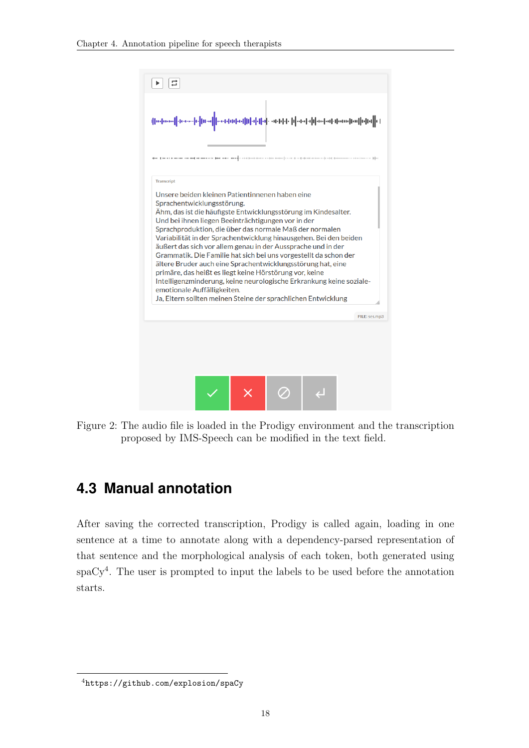Figure 2: The audio file is loaded in the Prodigy environment and the transcription proposed by IMS-Speech can be modified in the text field.

## 4.3 Manual annotation

After saving the corrected transcription, Prodigy is called again, loading in one sentence at a time to annotate along with a dependency-parsed representation of that sentence and the morphological analysis of each token, both generated using spaCy[4]. The user is prompted to input the labels to be used before the annotation starts.

[4] https://github.com/explosion/spaCy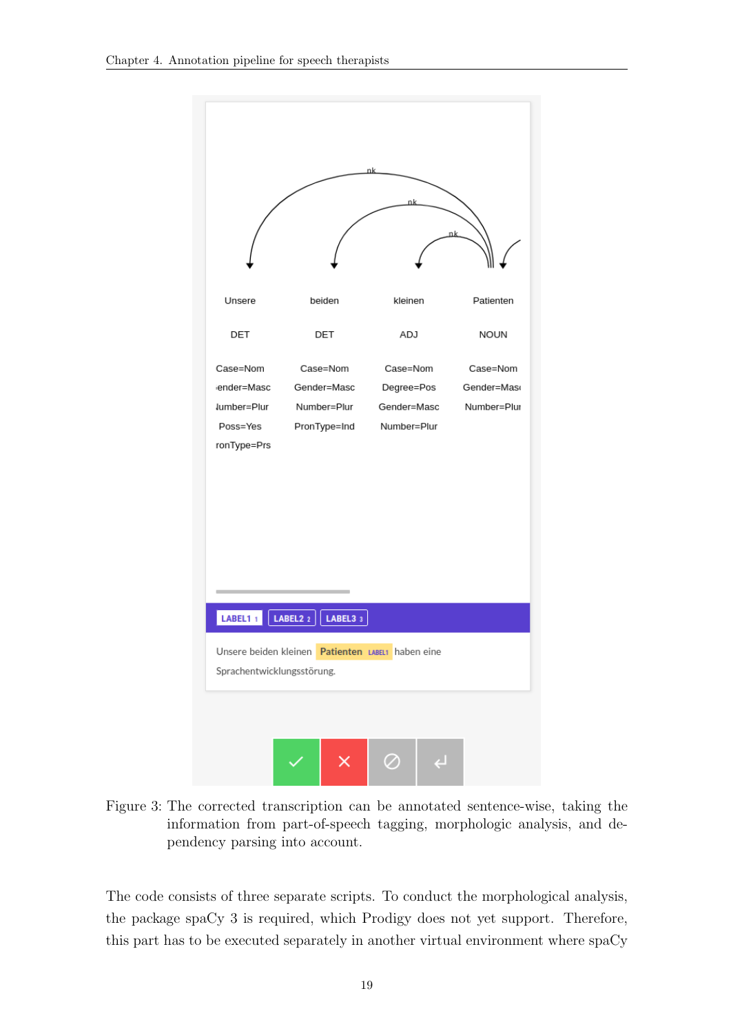Figure 3: The corrected transcription can be annotated sentence-wise, taking the information from part-of-speech tagging, morphologic analysis, and dependency parsing into account.

The code consists of three separate scripts. To conduct the morphological analysis, the package spaCy 3 is required, which Prodigy does not yet support. Therefore, this part has to be executed separately in another virtual environment where spaCy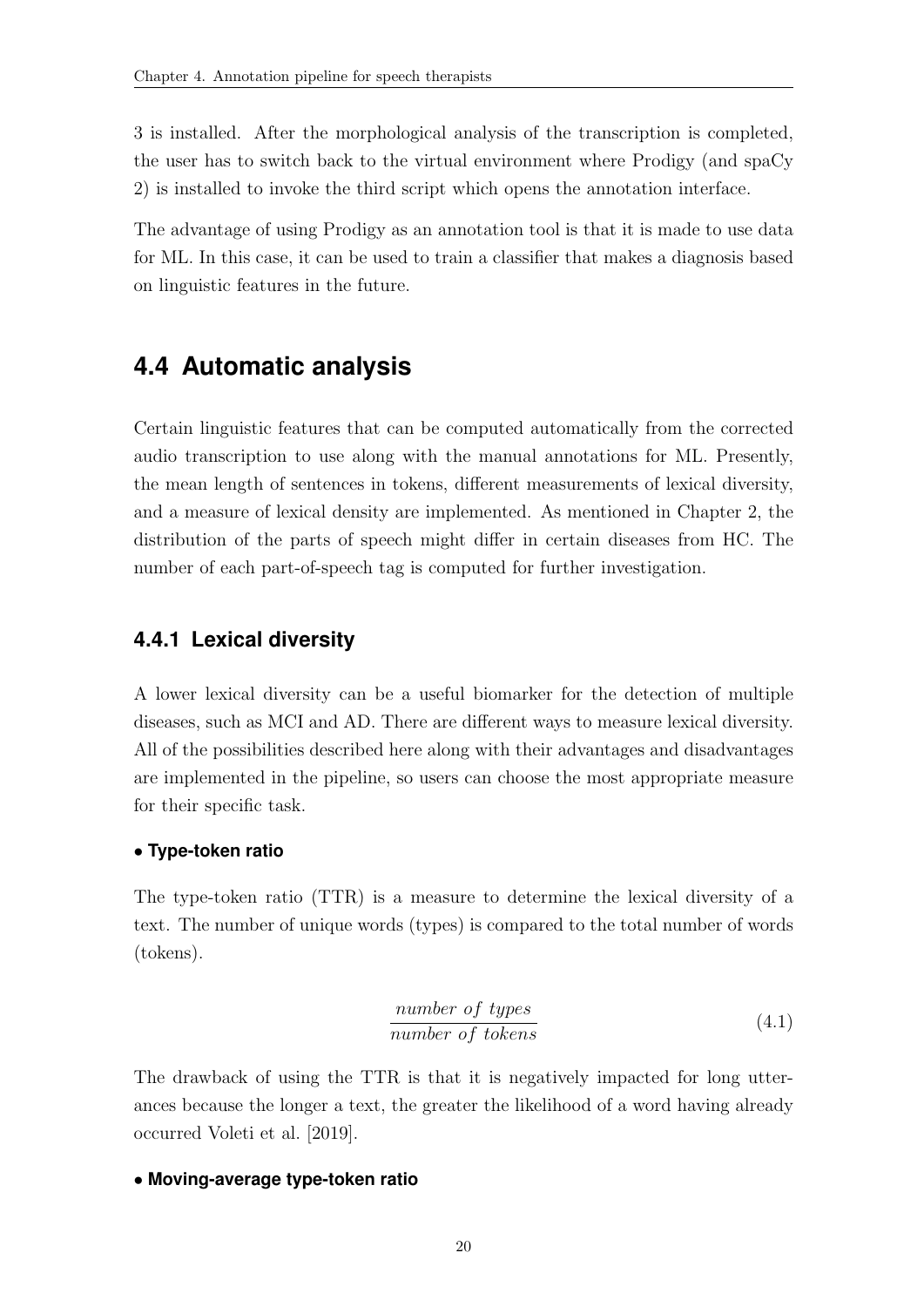3 is installed. After the morphological analysis of the transcription is completed, the user has to switch back to the virtual environment where Prodigy (and spaCy 2) is installed to invoke the third script which opens the annotation interface.

The advantage of using Prodigy as an annotation tool is that it is made to use data for ML. In this case, it can be used to train a classifier that makes a diagnosis based on linguistic features in the future.

## 4.4 Automatic analysis

Certain linguistic features that can be computed automatically from the corrected audio transcription to use along with the manual annotations for ML. Presently, the mean length of sentences in tokens, different measurements of lexical diversity, and a measure of lexical density are implemented. As mentioned in Chapter 2, the distribution of the parts of speech might differ in certain diseases from HC. The number of each part-of-speech tag is computed for further investigation.

### 4.4.1 Lexical diversity

A lower lexical diversity can be a useful biomarker for the detection of multiple diseases, such as MCI and AD. There are different ways to measure lexical diversity. All of the possibilities described here along with their advantages and disadvantages are implemented in the pipeline, so users can choose the most appropriate measure for their specific task.

#### • Type-token ratio

The type-token ratio (TTR) is a measure to determine the lexical diversity of a text. The number of unique words (types) is compared to the total number of words (tokens).

$$\frac{number\ of\ types}{number\ of\ tokens} \tag{4.1}$$

The drawback of using the TTR is that it is negatively impacted for long utterances because the longer a text, the greater the likelihood of a word having already occurred Voleti et al. [2019].

#### • Moving-average type-token ratio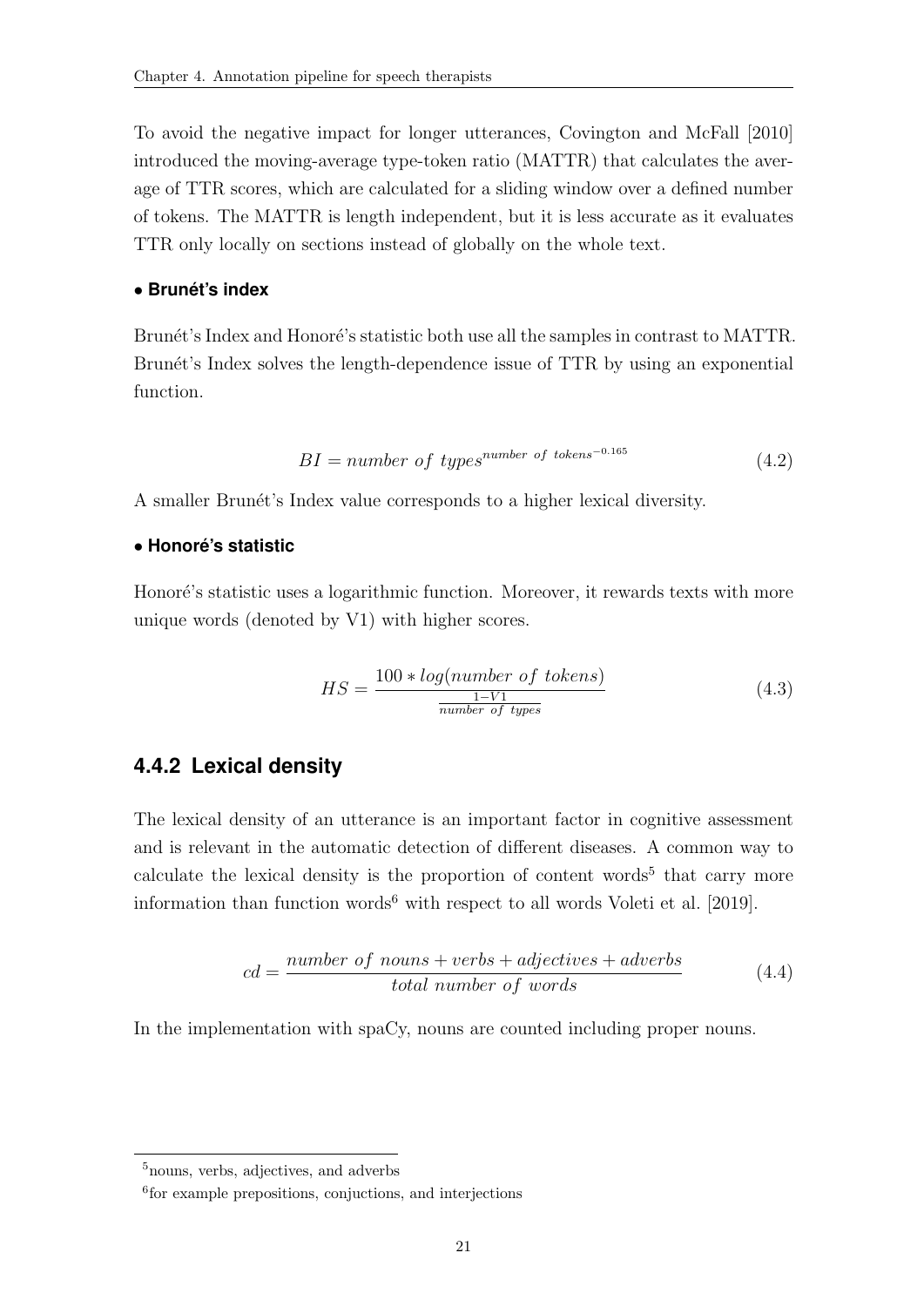To avoid the negative impact for longer utterances, Covington and McFall [2010] introduced the moving-average type-token ratio (MATTR) that calculates the average of TTR scores, which are calculated for a sliding window over a defined number of tokens. The MATTR is length independent, but it is less accurate as it evaluates TTR only locally on sections instead of globally on the whole text.

- **Brunét's index**

Brunét's Index and Honoré's statistic both use all the samples in contrast to MATTR. Brunét's Index solves the length-dependence issue of TTR by using an exponential function.

$$BI = number\ of\ types^{number\ of\ tokens^{-0.165}} \tag{4.2}$$

A smaller Brunét's Index value corresponds to a higher lexical diversity.

- **Honoré's statistic**

Honoré's statistic uses a logarithmic function. Moreover, it rewards texts with more unique words (denoted by V1) with higher scores.

$$HS = \frac{100 * log(number\ of\ tokens)}{\frac{1-V1}{number\ of\ types}} \tag{4.3}$$

### 4.4.2 Lexical density

The lexical density of an utterance is an important factor in cognitive assessment and is relevant in the automatic detection of different diseases. A common way to calculate the lexical density is the proportion of content words[5] that carry more information than function words[6] with respect to all words Voleti et al. [2019].

$$cd = \frac{number\ of\ nouns + verbs + adjectives + adverbs}{total\ number\ of\ words} \tag{4.4}$$

In the implementation with spaCy, nouns are counted including proper nouns.

[5] nouns, verbs, adjectives, and adverbs

[6] for example prepositions, conjuctions, and interjections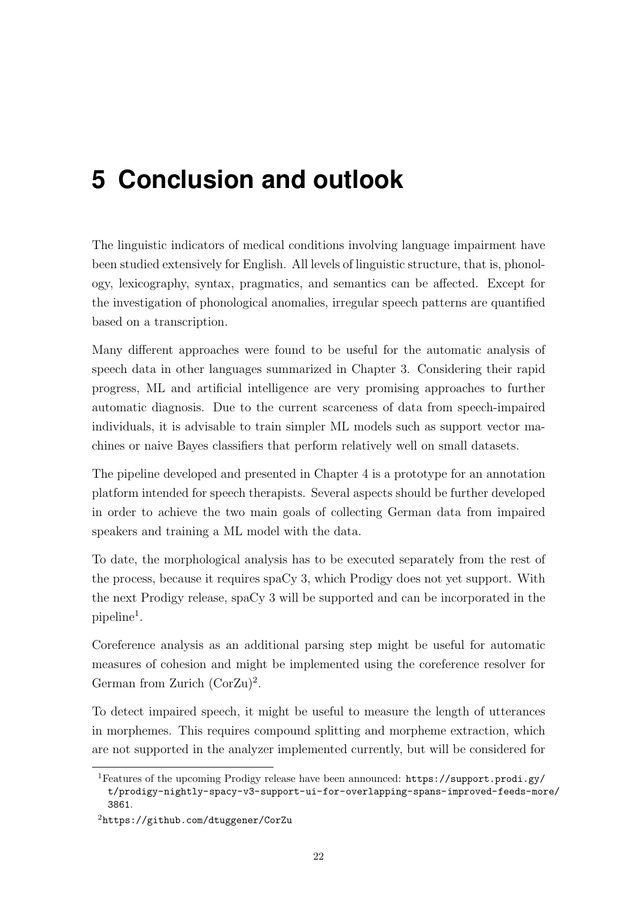# 5 Conclusion and outlook

The linguistic indicators of medical conditions involving language impairment have been studied extensively for English. All levels of linguistic structure, that is, phonology, lexicography, syntax, pragmatics, and semantics can be affected. Except for the investigation of phonological anomalies, irregular speech patterns are quantified based on a transcription.

Many different approaches were found to be useful for the automatic analysis of speech data in other languages summarized in Chapter 3. Considering their rapid progress, ML and artificial intelligence are very promising approaches to further automatic diagnosis. Due to the current scarceness of data from speech-impaired individuals, it is advisable to train simpler ML models such as support vector machines or naive Bayes classifiers that perform relatively well on small datasets.

The pipeline developed and presented in Chapter 4 is a prototype for an annotation platform intended for speech therapists. Several aspects should be further developed in order to achieve the two main goals of collecting German data from impaired speakers and training a ML model with the data.

To date, the morphological analysis has to be executed separately from the rest of the process, because it requires spaCy 3, which Prodigy does not yet support. With the next Prodigy release, spaCy 3 will be supported and can be incorporated in the pipeline[1].

Coreference analysis as an additional parsing step might be useful for automatic measures of cohesion and might be implemented using the coreference resolver for German from Zurich (CorZu)[2].

To detect impaired speech, it might be useful to measure the length of utterances in morphemes. This requires compound splitting and morpheme extraction, which are not supported in the analyzer implemented currently, but will be considered for

---

[1] Features of the upcoming Prodigy release have been announced: https://support.prodi.gy/t/prodigy-nightly-spacy-v3-support-ui-for-overlapping-spans-improved-feeds-more/3861.

[2] https://github.com/dtuggener/CorZu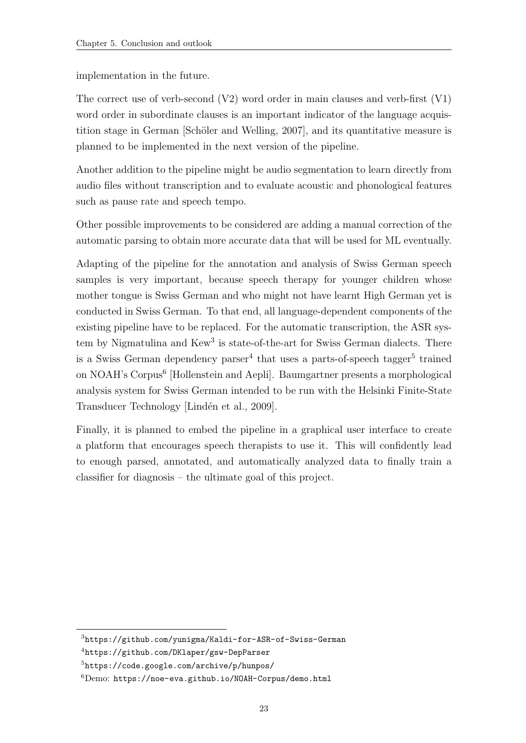implementation in the future.

The correct use of verb-second (V2) word order in main clauses and verb-first (V1) word order in subordinate clauses is an important indicator of the language acquistition stage in German [Schöler and Welling, 2007], and its quantitative measure is planned to be implemented in the next version of the pipeline.

Another addition to the pipeline might be audio segmentation to learn directly from audio files without transcription and to evaluate acoustic and phonological features such as pause rate and speech tempo.

Other possible improvements to be considered are adding a manual correction of the automatic parsing to obtain more accurate data that will be used for ML eventually.

Adapting of the pipeline for the annotation and analysis of Swiss German speech samples is very important, because speech therapy for younger children whose mother tongue is Swiss German and who might not have learnt High German yet is conducted in Swiss German. To that end, all language-dependent components of the existing pipeline have to be replaced. For the automatic transcription, the ASR system by Nigmatulina and Kew[3] is state-of-the-art for Swiss German dialects. There is a Swiss German dependency parser[4] that uses a parts-of-speech tagger[5] trained on NOAH's Corpus[6] [Hollenstein and Aepli]. Baumgartner presents a morphological analysis system for Swiss German intended to be run with the Helsinki Finite-State Transducer Technology [Lindén et al., 2009].

Finally, it is planned to embed the pipeline in a graphical user interface to create a platform that encourages speech therapists to use it. This will confidently lead to enough parsed, annotated, and automatically analyzed data to finally train a classifier for diagnosis – the ultimate goal of this project.

---

[3] https://github.com/yunigma/Kaldi-for-ASR-of-Swiss-German

[4] https://github.com/DKlaper/gsw-DepParser

[5] https://code.google.com/archive/p/hunpos/

[6] Demo: https://noe-eva.github.io/NOAH-Corpus/demo.html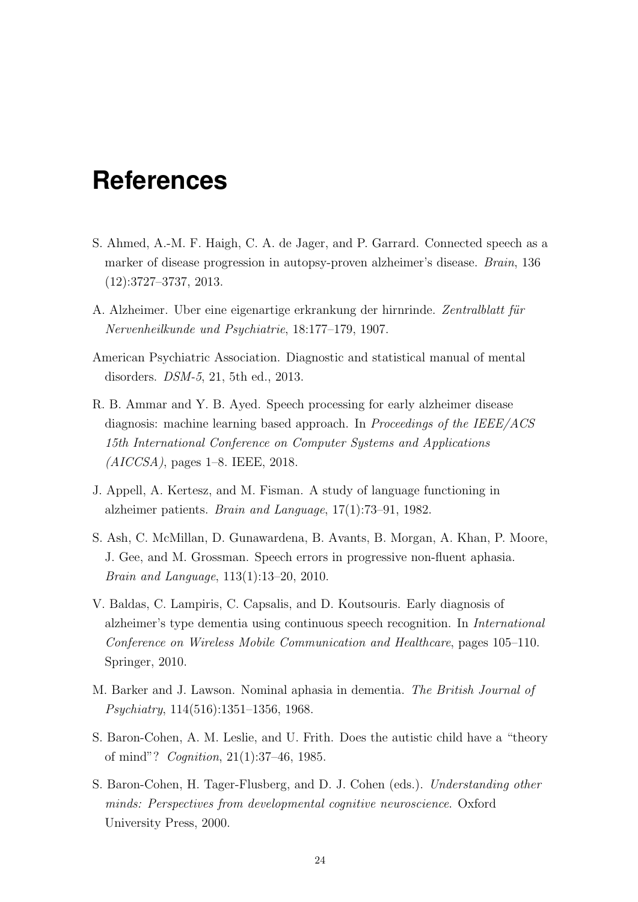# References

S. Ahmed, A.-M. F. Haigh, C. A. de Jager, and P. Garrard. Connected speech as a marker of disease progression in autopsy-proven alzheimer's disease. *Brain*, 136 (12):3727–3737, 2013.

A. Alzheimer. Uber eine eigenartige erkrankung der hirnrinde. *Zentralblatt für Nervenheilkunde und Psychiatrie*, 18:177–179, 1907.

American Psychiatric Association. Diagnostic and statistical manual of mental disorders. *DSM-5*, 21, 5th ed., 2013.

R. B. Ammar and Y. B. Ayed. Speech processing for early alzheimer disease diagnosis: machine learning based approach. In *Proceedings of the IEEE/ACS 15th International Conference on Computer Systems and Applications (AICCSA)*, pages 1–8. IEEE, 2018.

J. Appell, A. Kertesz, and M. Fisman. A study of language functioning in alzheimer patients. *Brain and Language*, 17(1):73–91, 1982.

S. Ash, C. McMillan, D. Gunawardena, B. Avants, B. Morgan, A. Khan, P. Moore, J. Gee, and M. Grossman. Speech errors in progressive non-fluent aphasia. *Brain and Language*, 113(1):13–20, 2010.

V. Baldas, C. Lampiris, C. Capsalis, and D. Koutsouris. Early diagnosis of alzheimer's type dementia using continuous speech recognition. In *International Conference on Wireless Mobile Communication and Healthcare*, pages 105–110. Springer, 2010.

M. Barker and J. Lawson. Nominal aphasia in dementia. *The British Journal of Psychiatry*, 114(516):1351–1356, 1968.

S. Baron-Cohen, A. M. Leslie, and U. Frith. Does the autistic child have a "theory of mind"? *Cognition*, 21(1):37–46, 1985.

S. Baron-Cohen, H. Tager-Flusberg, and D. J. Cohen (eds.). *Understanding other minds: Perspectives from developmental cognitive neuroscience*. Oxford University Press, 2000.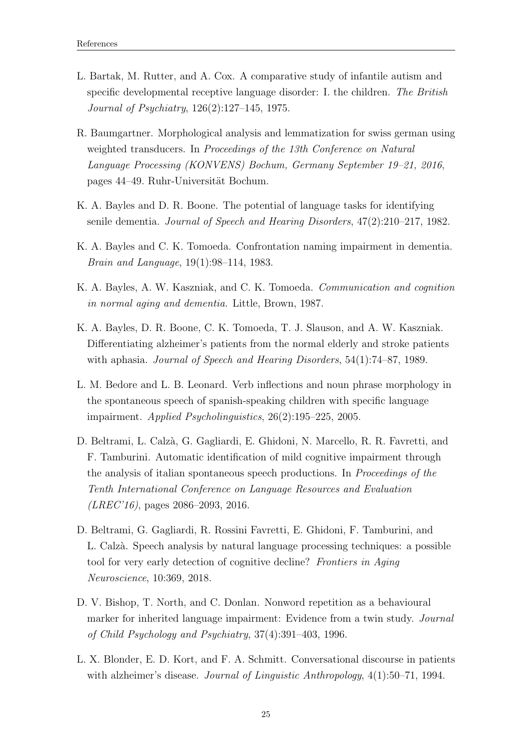L. Bartak, M. Rutter, and A. Cox. A comparative study of infantile autism and specific developmental receptive language disorder: I. the children. *The British Journal of Psychiatry*, 126(2):127–145, 1975.

R. Baumgartner. Morphological analysis and lemmatization for swiss german using weighted transducers. In *Proceedings of the 13th Conference on Natural Language Processing (KONVENS) Bochum, Germany September 19–21, 2016*, pages 44–49. Ruhr-Universität Bochum.

K. A. Bayles and D. R. Boone. The potential of language tasks for identifying senile dementia. *Journal of Speech and Hearing Disorders*, 47(2):210–217, 1982.

K. A. Bayles and C. K. Tomoeda. Confrontation naming impairment in dementia. *Brain and Language*, 19(1):98–114, 1983.

K. A. Bayles, A. W. Kaszniak, and C. K. Tomoeda. *Communication and cognition in normal aging and dementia.* Little, Brown, 1987.

K. A. Bayles, D. R. Boone, C. K. Tomoeda, T. J. Slauson, and A. W. Kaszniak. Differentiating alzheimer's patients from the normal elderly and stroke patients with aphasia. *Journal of Speech and Hearing Disorders*, 54(1):74–87, 1989.

L. M. Bedore and L. B. Leonard. Verb inflections and noun phrase morphology in the spontaneous speech of spanish-speaking children with specific language impairment. *Applied Psycholinguistics*, 26(2):195–225, 2005.

D. Beltrami, L. Calzà, G. Gagliardi, E. Ghidoni, N. Marcello, R. R. Favretti, and F. Tamburini. Automatic identification of mild cognitive impairment through the analysis of italian spontaneous speech productions. In *Proceedings of the Tenth International Conference on Language Resources and Evaluation (LREC'16)*, pages 2086–2093, 2016.

D. Beltrami, G. Gagliardi, R. Rossini Favretti, E. Ghidoni, F. Tamburini, and L. Calzà. Speech analysis by natural language processing techniques: a possible tool for very early detection of cognitive decline? *Frontiers in Aging Neuroscience*, 10:369, 2018.

D. V. Bishop, T. North, and C. Donlan. Nonword repetition as a behavioural marker for inherited language impairment: Evidence from a twin study. *Journal of Child Psychology and Psychiatry*, 37(4):391–403, 1996.

L. X. Blonder, E. D. Kort, and F. A. Schmitt. Conversational discourse in patients with alzheimer's disease. *Journal of Linguistic Anthropology*, 4(1):50–71, 1994.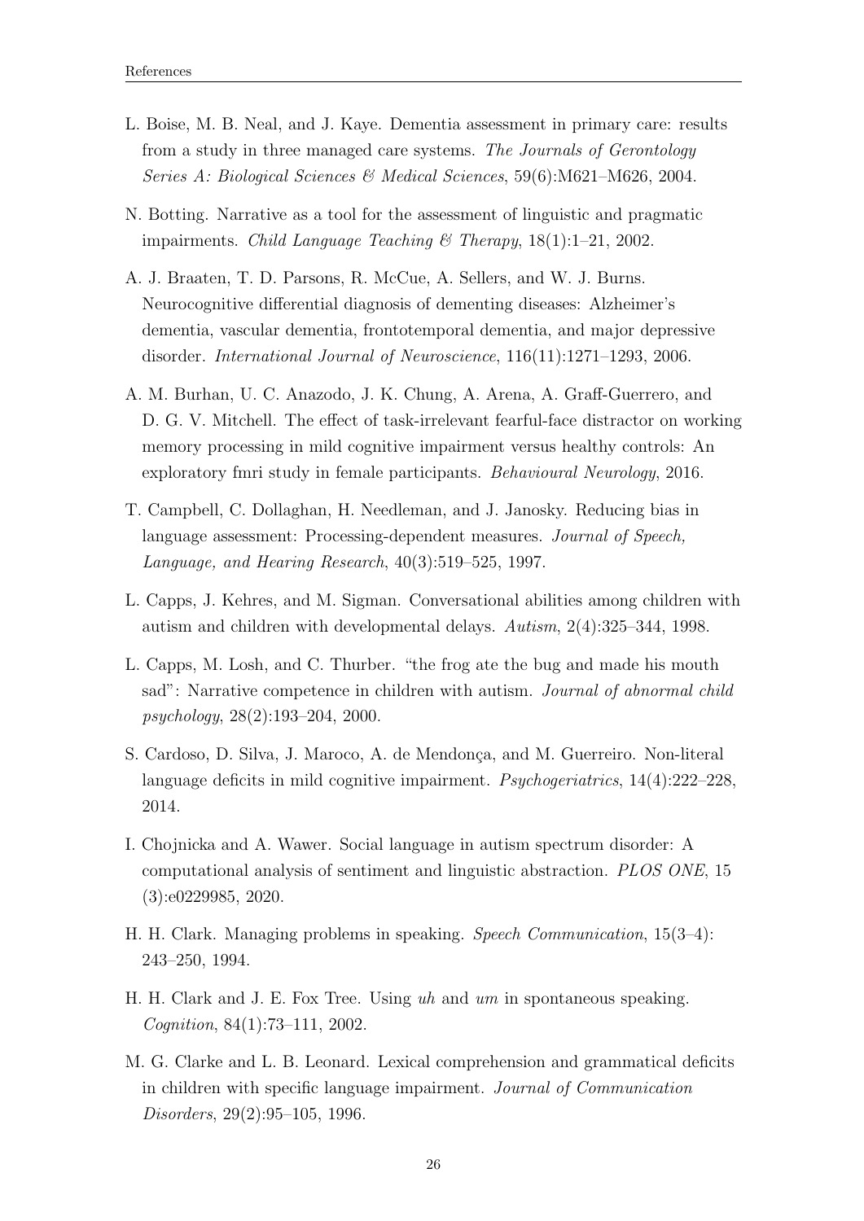L. Boise, M. B. Neal, and J. Kaye. Dementia assessment in primary care: results from a study in three managed care systems. *The Journals of Gerontology Series A: Biological Sciences & Medical Sciences*, 59(6):M621–M626, 2004.

N. Botting. Narrative as a tool for the assessment of linguistic and pragmatic impairments. *Child Language Teaching & Therapy*, 18(1):1–21, 2002.

A. J. Braaten, T. D. Parsons, R. McCue, A. Sellers, and W. J. Burns. Neurocognitive differential diagnosis of dementing diseases: Alzheimer's dementia, vascular dementia, frontotemporal dementia, and major depressive disorder. *International Journal of Neuroscience*, 116(11):1271–1293, 2006.

A. M. Burhan, U. C. Anazodo, J. K. Chung, A. Arena, A. Graff-Guerrero, and D. G. V. Mitchell. The effect of task-irrelevant fearful-face distractor on working memory processing in mild cognitive impairment versus healthy controls: An exploratory fmri study in female participants. *Behavioural Neurology*, 2016.

T. Campbell, C. Dollaghan, H. Needleman, and J. Janosky. Reducing bias in language assessment: Processing-dependent measures. *Journal of Speech, Language, and Hearing Research*, 40(3):519–525, 1997.

L. Capps, J. Kehres, and M. Sigman. Conversational abilities among children with autism and children with developmental delays. *Autism*, 2(4):325–344, 1998.

L. Capps, M. Losh, and C. Thurber. "the frog ate the bug and made his mouth sad": Narrative competence in children with autism. *Journal of abnormal child psychology*, 28(2):193–204, 2000.

S. Cardoso, D. Silva, J. Maroco, A. de Mendonça, and M. Guerreiro. Non-literal language deficits in mild cognitive impairment. *Psychogeriatrics*, 14(4):222–228, 2014.

I. Chojnicka and A. Wawer. Social language in autism spectrum disorder: A computational analysis of sentiment and linguistic abstraction. *PLOS ONE*, 15 (3):e0229985, 2020.

H. H. Clark. Managing problems in speaking. *Speech Communication*, 15(3–4): 243–250, 1994.

H. H. Clark and J. E. Fox Tree. Using *uh* and *um* in spontaneous speaking. *Cognition*, 84(1):73–111, 2002.

M. G. Clarke and L. B. Leonard. Lexical comprehension and grammatical deficits in children with specific language impairment. *Journal of Communication Disorders*, 29(2):95–105, 1996.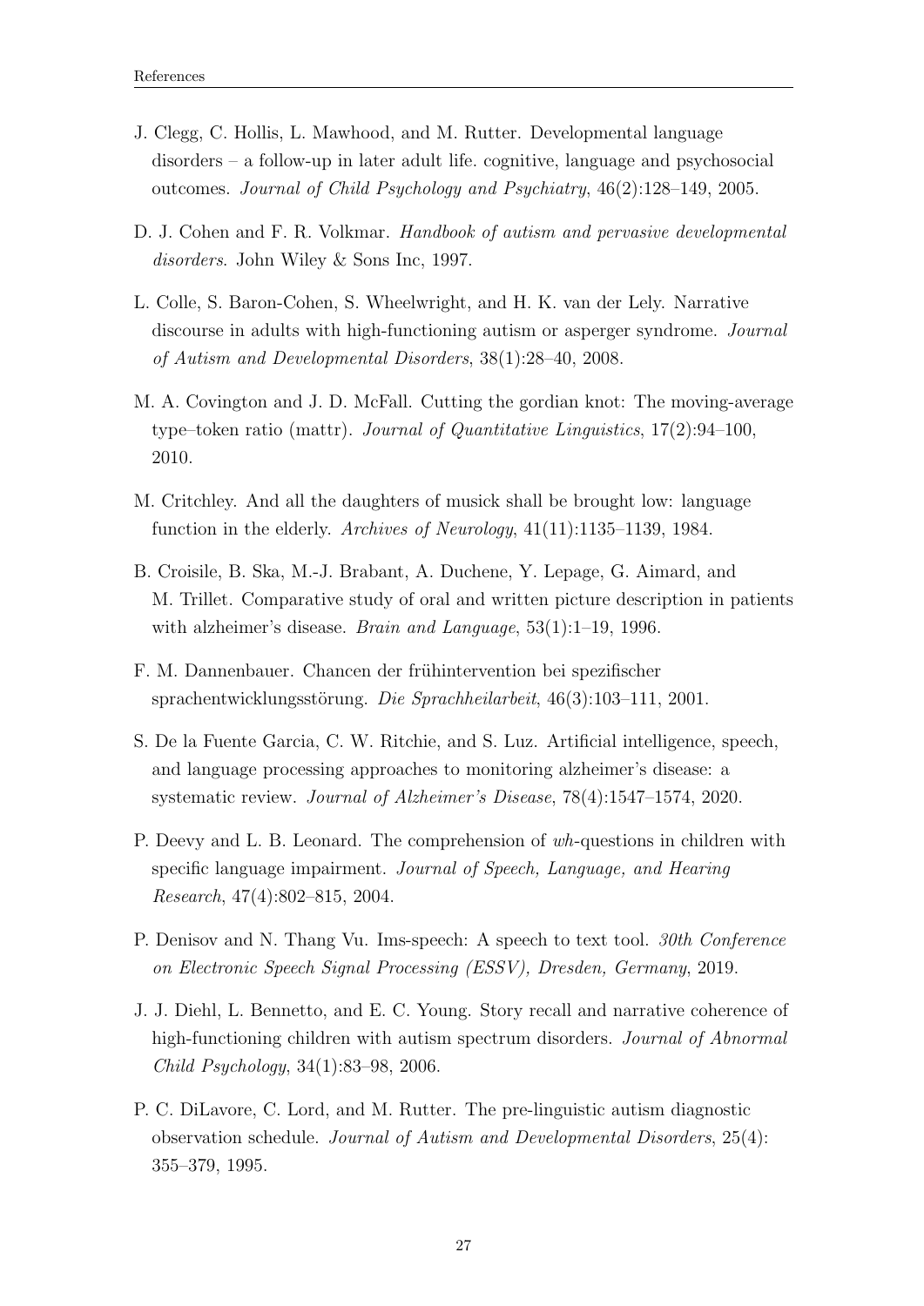J. Clegg, C. Hollis, L. Mawhood, and M. Rutter. Developmental language disorders – a follow-up in later adult life. cognitive, language and psychosocial outcomes. *Journal of Child Psychology and Psychiatry*, 46(2):128–149, 2005.

D. J. Cohen and F. R. Volkmar. *Handbook of autism and pervasive developmental disorders*. John Wiley & Sons Inc, 1997.

L. Colle, S. Baron-Cohen, S. Wheelwright, and H. K. van der Lely. Narrative discourse in adults with high-functioning autism or asperger syndrome. *Journal of Autism and Developmental Disorders*, 38(1):28–40, 2008.

M. A. Covington and J. D. McFall. Cutting the gordian knot: The moving-average type–token ratio (mattr). *Journal of Quantitative Linguistics*, 17(2):94–100, 2010.

M. Critchley. And all the daughters of musick shall be brought low: language function in the elderly. *Archives of Neurology*, 41(11):1135–1139, 1984.

B. Croisile, B. Ska, M.-J. Brabant, A. Duchene, Y. Lepage, G. Aimard, and M. Trillet. Comparative study of oral and written picture description in patients with alzheimer's disease. *Brain and Language*, 53(1):1–19, 1996.

F. M. Dannenbauer. Chancen der frühintervention bei spezifischer sprachentwicklungsstörung. *Die Sprachheilarbeit*, 46(3):103–111, 2001.

S. De la Fuente Garcia, C. W. Ritchie, and S. Luz. Artificial intelligence, speech, and language processing approaches to monitoring alzheimer's disease: a systematic review. *Journal of Alzheimer's Disease*, 78(4):1547–1574, 2020.

P. Deevy and L. B. Leonard. The comprehension of *wh*-questions in children with specific language impairment. *Journal of Speech, Language, and Hearing Research*, 47(4):802–815, 2004.

P. Denisov and N. Thang Vu. Ims-speech: A speech to text tool. *30th Conference on Electronic Speech Signal Processing (ESSV), Dresden, Germany*, 2019.

J. J. Diehl, L. Bennetto, and E. C. Young. Story recall and narrative coherence of high-functioning children with autism spectrum disorders. *Journal of Abnormal Child Psychology*, 34(1):83–98, 2006.

P. C. DiLavore, C. Lord, and M. Rutter. The pre-linguistic autism diagnostic observation schedule. *Journal of Autism and Developmental Disorders*, 25(4): 355–379, 1995.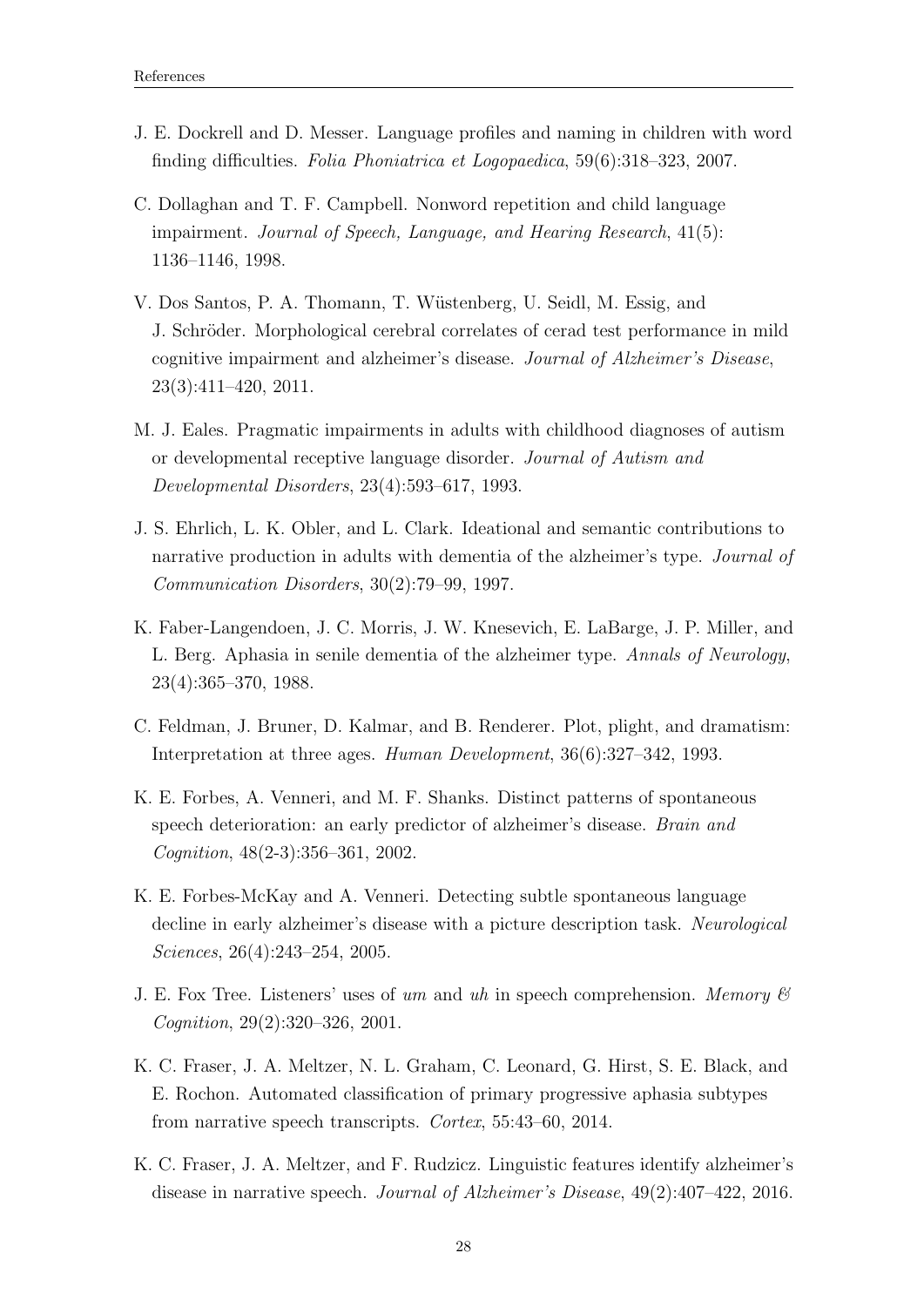J. E. Dockrell and D. Messer. Language profiles and naming in children with word finding difficulties. *Folia Phoniatrica et Logopaedica*, 59(6):318–323, 2007.

C. Dollaghan and T. F. Campbell. Nonword repetition and child language impairment. *Journal of Speech, Language, and Hearing Research*, 41(5): 1136–1146, 1998.

V. Dos Santos, P. A. Thomann, T. Wüstenberg, U. Seidl, M. Essig, and J. Schröder. Morphological cerebral correlates of cerad test performance in mild cognitive impairment and alzheimer's disease. *Journal of Alzheimer's Disease*, 23(3):411–420, 2011.

M. J. Eales. Pragmatic impairments in adults with childhood diagnoses of autism or developmental receptive language disorder. *Journal of Autism and Developmental Disorders*, 23(4):593–617, 1993.

J. S. Ehrlich, L. K. Obler, and L. Clark. Ideational and semantic contributions to narrative production in adults with dementia of the alzheimer's type. *Journal of Communication Disorders*, 30(2):79–99, 1997.

K. Faber-Langendoen, J. C. Morris, J. W. Knesevich, E. LaBarge, J. P. Miller, and L. Berg. Aphasia in senile dementia of the alzheimer type. *Annals of Neurology*, 23(4):365–370, 1988.

C. Feldman, J. Bruner, D. Kalmar, and B. Renderer. Plot, plight, and dramatism: Interpretation at three ages. *Human Development*, 36(6):327–342, 1993.

K. E. Forbes, A. Venneri, and M. F. Shanks. Distinct patterns of spontaneous speech deterioration: an early predictor of alzheimer's disease. *Brain and Cognition*, 48(2-3):356–361, 2002.

K. E. Forbes-McKay and A. Venneri. Detecting subtle spontaneous language decline in early alzheimer's disease with a picture description task. *Neurological Sciences*, 26(4):243–254, 2005.

J. E. Fox Tree. Listeners' uses of *um* and *uh* in speech comprehension. *Memory & Cognition*, 29(2):320–326, 2001.

K. C. Fraser, J. A. Meltzer, N. L. Graham, C. Leonard, G. Hirst, S. E. Black, and E. Rochon. Automated classification of primary progressive aphasia subtypes from narrative speech transcripts. *Cortex*, 55:43–60, 2014.

K. C. Fraser, J. A. Meltzer, and F. Rudzicz. Linguistic features identify alzheimer's disease in narrative speech. *Journal of Alzheimer's Disease*, 49(2):407–422, 2016.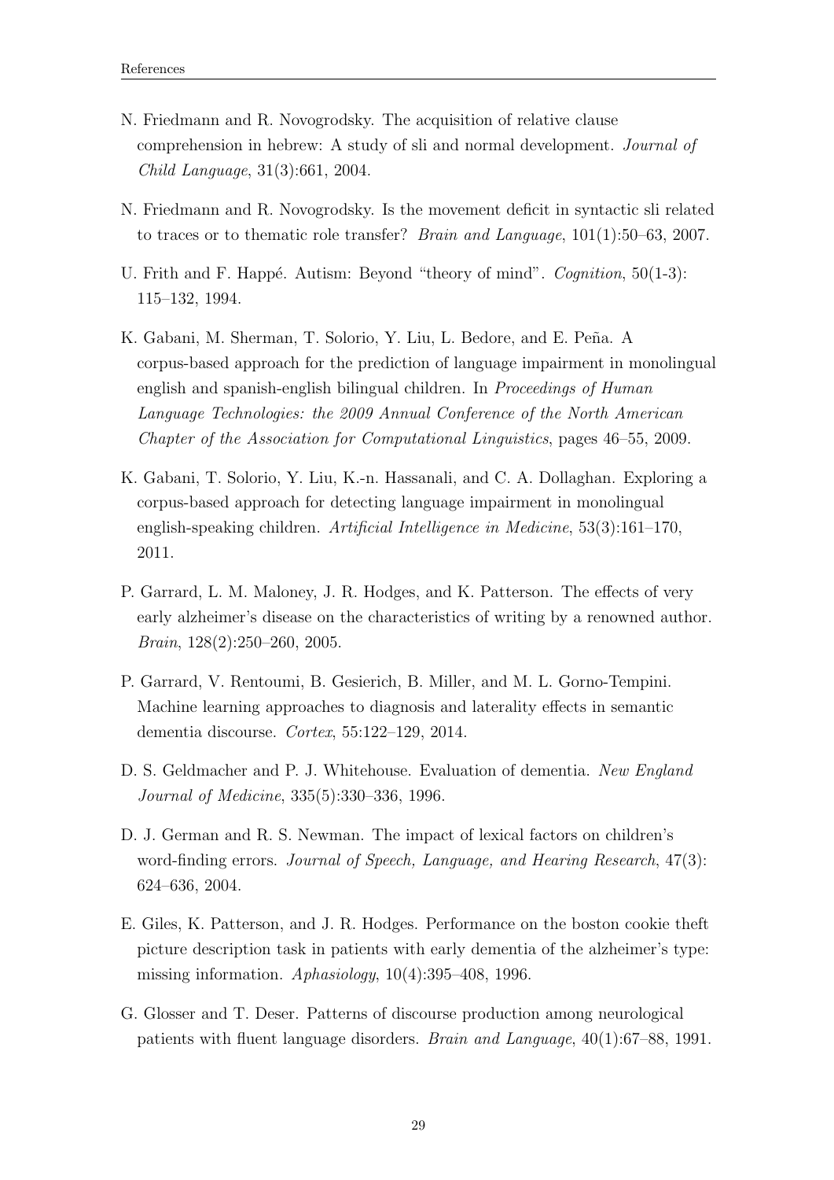N. Friedmann and R. Novogrodsky. The acquisition of relative clause comprehension in hebrew: A study of sli and normal development. *Journal of Child Language*, 31(3):661, 2004.

N. Friedmann and R. Novogrodsky. Is the movement deficit in syntactic sli related to traces or to thematic role transfer? *Brain and Language*, 101(1):50–63, 2007.

U. Frith and F. Happé. Autism: Beyond "theory of mind". *Cognition*, 50(1-3): 115–132, 1994.

K. Gabani, M. Sherman, T. Solorio, Y. Liu, L. Bedore, and E. Peña. A corpus-based approach for the prediction of language impairment in monolingual english and spanish-english bilingual children. In *Proceedings of Human Language Technologies: the 2009 Annual Conference of the North American Chapter of the Association for Computational Linguistics*, pages 46–55, 2009.

K. Gabani, T. Solorio, Y. Liu, K.-n. Hassanali, and C. A. Dollaghan. Exploring a corpus-based approach for detecting language impairment in monolingual english-speaking children. *Artificial Intelligence in Medicine*, 53(3):161–170, 2011.

P. Garrard, L. M. Maloney, J. R. Hodges, and K. Patterson. The effects of very early alzheimer's disease on the characteristics of writing by a renowned author. *Brain*, 128(2):250–260, 2005.

P. Garrard, V. Rentoumi, B. Gesierich, B. Miller, and M. L. Gorno-Tempini. Machine learning approaches to diagnosis and laterality effects in semantic dementia discourse. *Cortex*, 55:122–129, 2014.

D. S. Geldmacher and P. J. Whitehouse. Evaluation of dementia. *New England Journal of Medicine*, 335(5):330–336, 1996.

D. J. German and R. S. Newman. The impact of lexical factors on children's word-finding errors. *Journal of Speech, Language, and Hearing Research*, 47(3): 624–636, 2004.

E. Giles, K. Patterson, and J. R. Hodges. Performance on the boston cookie theft picture description task in patients with early dementia of the alzheimer's type: missing information. *Aphasiology*, 10(4):395–408, 1996.

G. Glosser and T. Deser. Patterns of discourse production among neurological patients with fluent language disorders. *Brain and Language*, 40(1):67–88, 1991.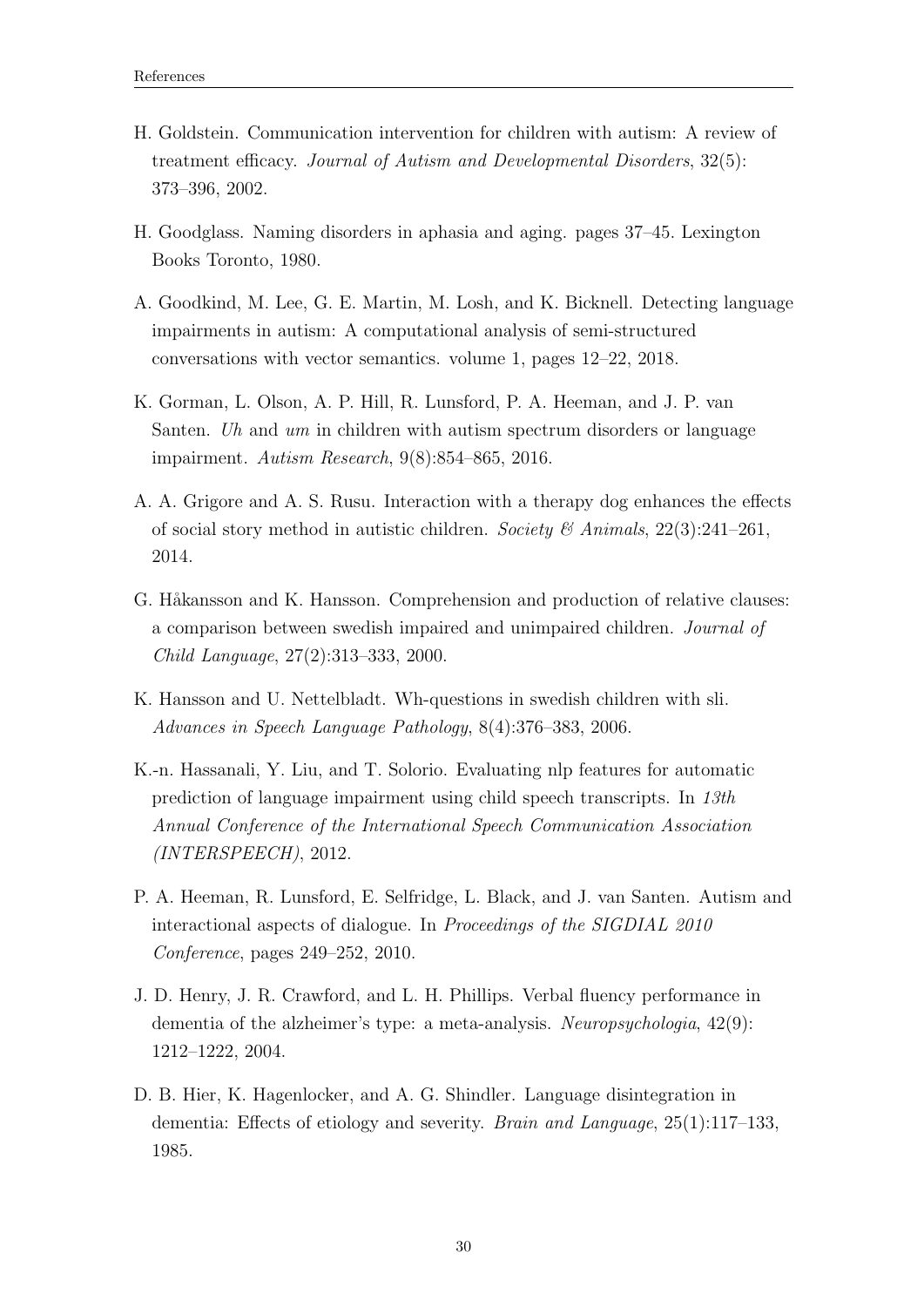H. Goldstein. Communication intervention for children with autism: A review of treatment efficacy. *Journal of Autism and Developmental Disorders*, 32(5): 373–396, 2002.

H. Goodglass. Naming disorders in aphasia and aging. pages 37–45. Lexington Books Toronto, 1980.

A. Goodkind, M. Lee, G. E. Martin, M. Losh, and K. Bicknell. Detecting language impairments in autism: A computational analysis of semi-structured conversations with vector semantics. volume 1, pages 12–22, 2018.

K. Gorman, L. Olson, A. P. Hill, R. Lunsford, P. A. Heeman, and J. P. van Santen. *Uh* and *um* in children with autism spectrum disorders or language impairment. *Autism Research*, 9(8):854–865, 2016.

A. A. Grigore and A. S. Rusu. Interaction with a therapy dog enhances the effects of social story method in autistic children. *Society & Animals*, 22(3):241–261, 2014.

G. Håkansson and K. Hansson. Comprehension and production of relative clauses: a comparison between swedish impaired and unimpaired children. *Journal of Child Language*, 27(2):313–333, 2000.

K. Hansson and U. Nettelbladt. Wh-questions in swedish children with sli. *Advances in Speech Language Pathology*, 8(4):376–383, 2006.

K.-n. Hassanali, Y. Liu, and T. Solorio. Evaluating nlp features for automatic prediction of language impairment using child speech transcripts. In *13th Annual Conference of the International Speech Communication Association (INTERSPEECH)*, 2012.

P. A. Heeman, R. Lunsford, E. Selfridge, L. Black, and J. van Santen. Autism and interactional aspects of dialogue. In *Proceedings of the SIGDIAL 2010 Conference*, pages 249–252, 2010.

J. D. Henry, J. R. Crawford, and L. H. Phillips. Verbal fluency performance in dementia of the alzheimer's type: a meta-analysis. *Neuropsychologia*, 42(9): 1212–1222, 2004.

D. B. Hier, K. Hagenlocker, and A. G. Shindler. Language disintegration in dementia: Effects of etiology and severity. *Brain and Language*, 25(1):117–133, 1985.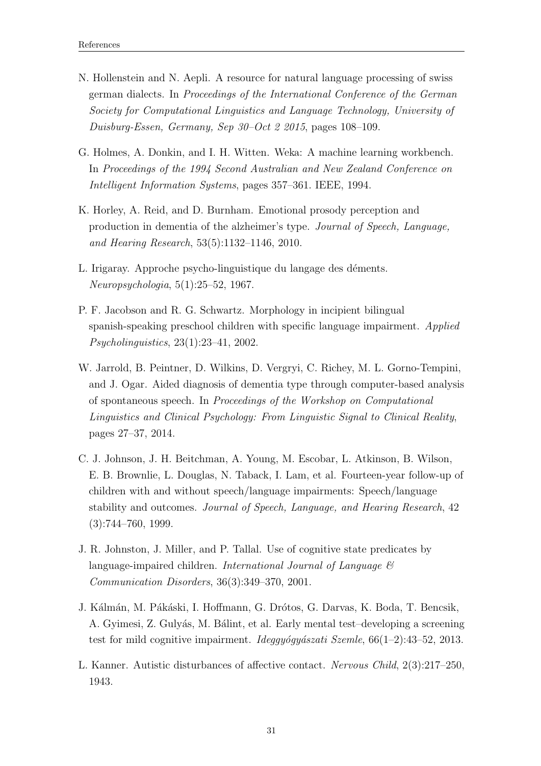N. Hollenstein and N. Aepli. A resource for natural language processing of swiss german dialects. In *Proceedings of the International Conference of the German Society for Computational Linguistics and Language Technology, University of Duisburg-Essen, Germany, Sep 30–Oct 2 2015*, pages 108–109.

G. Holmes, A. Donkin, and I. H. Witten. Weka: A machine learning workbench. In *Proceedings of the 1994 Second Australian and New Zealand Conference on Intelligent Information Systems*, pages 357–361. IEEE, 1994.

K. Horley, A. Reid, and D. Burnham. Emotional prosody perception and production in dementia of the alzheimer's type. *Journal of Speech, Language, and Hearing Research*, 53(5):1132–1146, 2010.

L. Irigaray. Approche psycho-linguistique du langage des déments. *Neuropsychologia*, 5(1):25–52, 1967.

P. F. Jacobson and R. G. Schwartz. Morphology in incipient bilingual spanish-speaking preschool children with specific language impairment. *Applied Psycholinguistics*, 23(1):23–41, 2002.

W. Jarrold, B. Peintner, D. Wilkins, D. Vergryi, C. Richey, M. L. Gorno-Tempini, and J. Ogar. Aided diagnosis of dementia type through computer-based analysis of spontaneous speech. In *Proceedings of the Workshop on Computational Linguistics and Clinical Psychology: From Linguistic Signal to Clinical Reality*, pages 27–37, 2014.

C. J. Johnson, J. H. Beitchman, A. Young, M. Escobar, L. Atkinson, B. Wilson, E. B. Brownlie, L. Douglas, N. Taback, I. Lam, et al. Fourteen-year follow-up of children with and without speech/language impairments: Speech/language stability and outcomes. *Journal of Speech, Language, and Hearing Research*, 42 (3):744–760, 1999.

J. R. Johnston, J. Miller, and P. Tallal. Use of cognitive state predicates by language-impaired children. *International Journal of Language & Communication Disorders*, 36(3):349–370, 2001.

J. Kálmán, M. Pákáski, I. Hoffmann, G. Drótos, G. Darvas, K. Boda, T. Bencsik, A. Gyimesi, Z. Gulyás, M. Bálint, et al. Early mental test–developing a screening test for mild cognitive impairment. *Ideggyógyászati Szemle*, 66(1–2):43–52, 2013.

L. Kanner. Autistic disturbances of affective contact. *Nervous Child*, 2(3):217–250, 1943.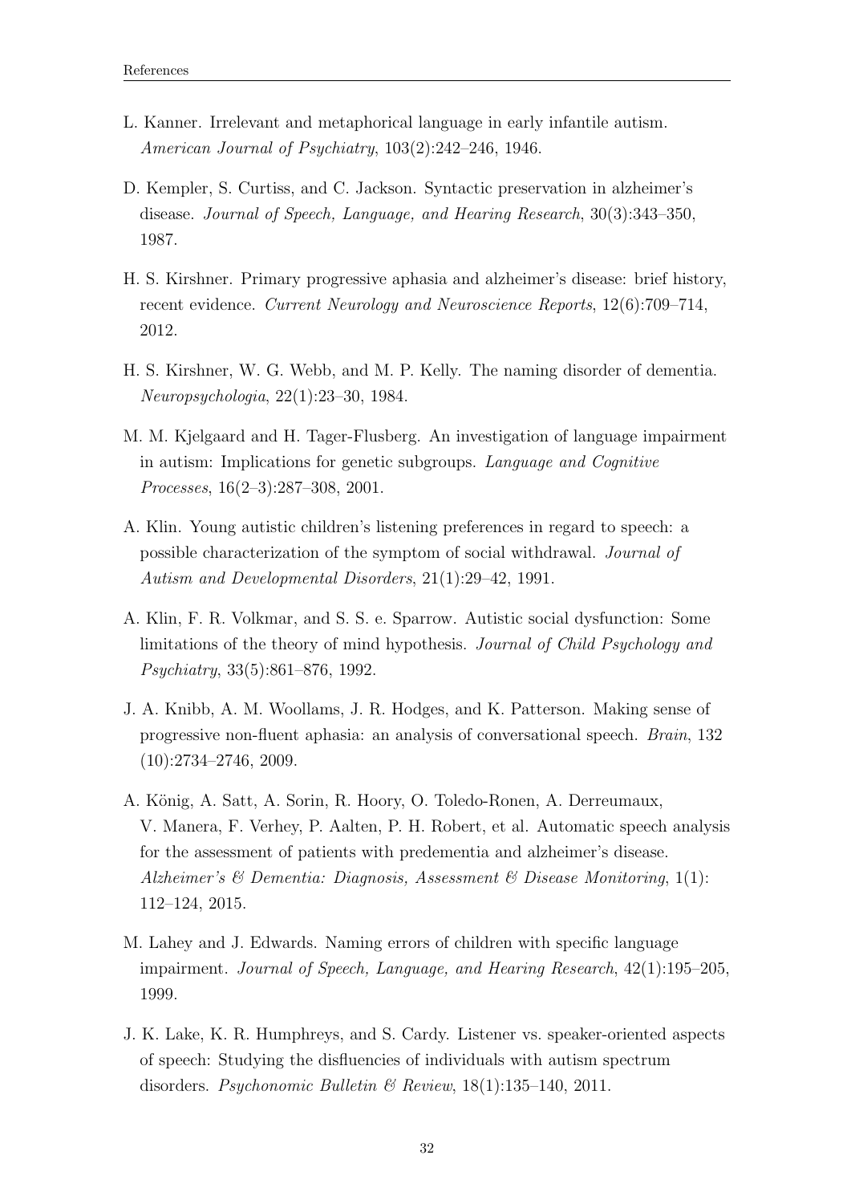L. Kanner. Irrelevant and metaphorical language in early infantile autism. *American Journal of Psychiatry*, 103(2):242–246, 1946.

D. Kempler, S. Curtiss, and C. Jackson. Syntactic preservation in alzheimer's disease. *Journal of Speech, Language, and Hearing Research*, 30(3):343–350, 1987.

H. S. Kirshner. Primary progressive aphasia and alzheimer's disease: brief history, recent evidence. *Current Neurology and Neuroscience Reports*, 12(6):709–714, 2012.

H. S. Kirshner, W. G. Webb, and M. P. Kelly. The naming disorder of dementia. *Neuropsychologia*, 22(1):23–30, 1984.

M. M. Kjelgaard and H. Tager-Flusberg. An investigation of language impairment in autism: Implications for genetic subgroups. *Language and Cognitive Processes*, 16(2–3):287–308, 2001.

A. Klin. Young autistic children's listening preferences in regard to speech: a possible characterization of the symptom of social withdrawal. *Journal of Autism and Developmental Disorders*, 21(1):29–42, 1991.

A. Klin, F. R. Volkmar, and S. S. e. Sparrow. Autistic social dysfunction: Some limitations of the theory of mind hypothesis. *Journal of Child Psychology and Psychiatry*, 33(5):861–876, 1992.

J. A. Knibb, A. M. Woollams, J. R. Hodges, and K. Patterson. Making sense of progressive non-fluent aphasia: an analysis of conversational speech. *Brain*, 132 (10):2734–2746, 2009.

A. König, A. Satt, A. Sorin, R. Hoory, O. Toledo-Ronen, A. Derreumaux, V. Manera, F. Verhey, P. Aalten, P. H. Robert, et al. Automatic speech analysis for the assessment of patients with predementia and alzheimer's disease. *Alzheimer's & Dementia: Diagnosis, Assessment & Disease Monitoring*, 1(1): 112–124, 2015.

M. Lahey and J. Edwards. Naming errors of children with specific language impairment. *Journal of Speech, Language, and Hearing Research*, 42(1):195–205, 1999.

J. K. Lake, K. R. Humphreys, and S. Cardy. Listener vs. speaker-oriented aspects of speech: Studying the disfluencies of individuals with autism spectrum disorders. *Psychonomic Bulletin & Review*, 18(1):135–140, 2011.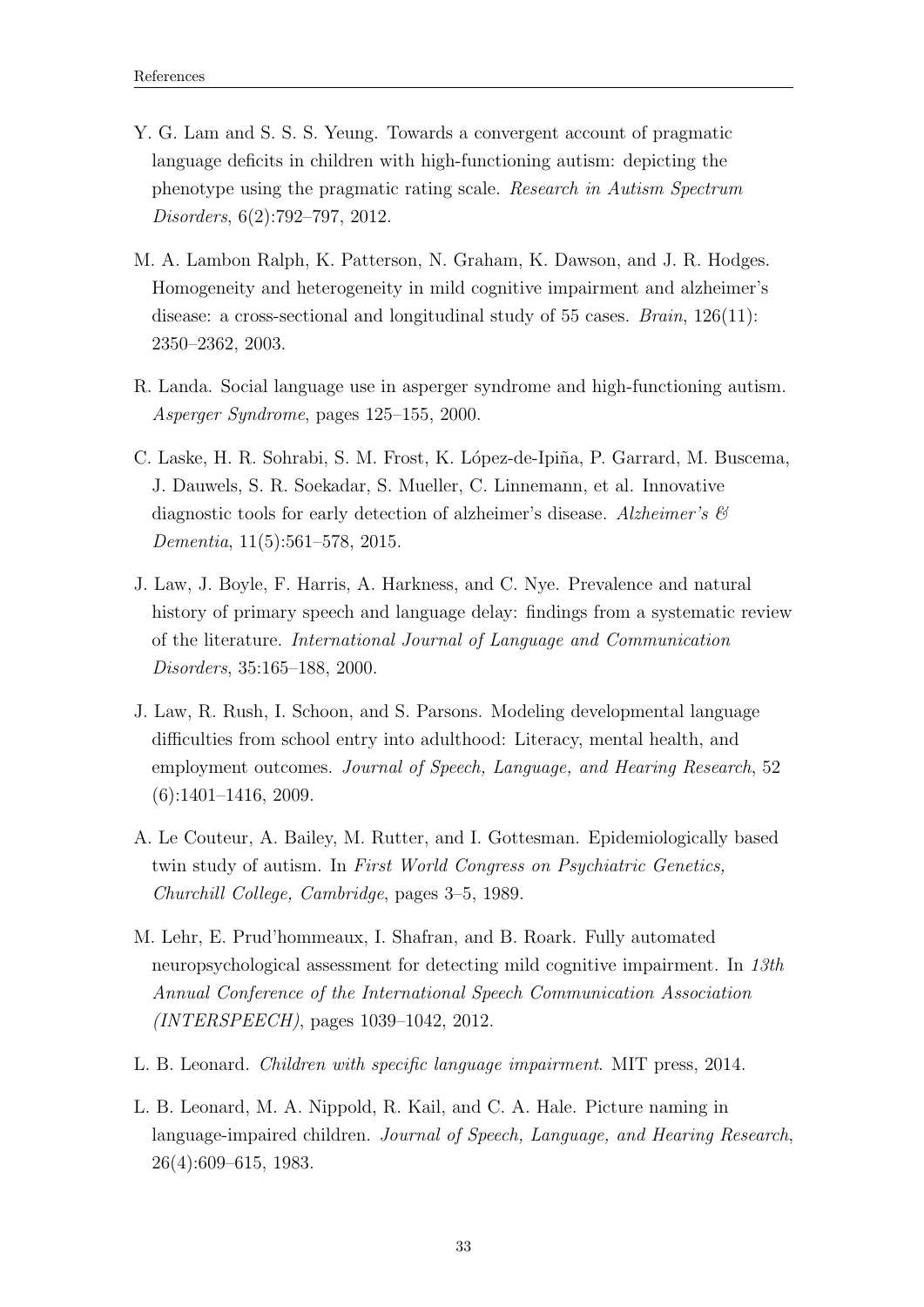Y. G. Lam and S. S. S. Yeung. Towards a convergent account of pragmatic language deficits in children with high-functioning autism: depicting the phenotype using the pragmatic rating scale. *Research in Autism Spectrum Disorders*, 6(2):792–797, 2012.

M. A. Lambon Ralph, K. Patterson, N. Graham, K. Dawson, and J. R. Hodges. Homogeneity and heterogeneity in mild cognitive impairment and alzheimer's disease: a cross-sectional and longitudinal study of 55 cases. *Brain*, 126(11): 2350–2362, 2003.

R. Landa. Social language use in asperger syndrome and high-functioning autism. *Asperger Syndrome*, pages 125–155, 2000.

C. Laske, H. R. Sohrabi, S. M. Frost, K. López-de-Ipiña, P. Garrard, M. Buscema, J. Dauwels, S. R. Soekadar, S. Mueller, C. Linnemann, et al. Innovative diagnostic tools for early detection of alzheimer's disease. *Alzheimer's & Dementia*, 11(5):561–578, 2015.

J. Law, J. Boyle, F. Harris, A. Harkness, and C. Nye. Prevalence and natural history of primary speech and language delay: findings from a systematic review of the literature. *International Journal of Language and Communication Disorders*, 35:165–188, 2000.

J. Law, R. Rush, I. Schoon, and S. Parsons. Modeling developmental language difficulties from school entry into adulthood: Literacy, mental health, and employment outcomes. *Journal of Speech, Language, and Hearing Research*, 52 (6):1401–1416, 2009.

A. Le Couteur, A. Bailey, M. Rutter, and I. Gottesman. Epidemiologically based twin study of autism. In *First World Congress on Psychiatric Genetics, Churchill College, Cambridge*, pages 3–5, 1989.

M. Lehr, E. Prud'hommeaux, I. Shafran, and B. Roark. Fully automated neuropsychological assessment for detecting mild cognitive impairment. In *13th Annual Conference of the International Speech Communication Association (INTERSPEECH)*, pages 1039–1042, 2012.

L. B. Leonard. *Children with specific language impairment*. MIT press, 2014.

L. B. Leonard, M. A. Nippold, R. Kail, and C. A. Hale. Picture naming in language-impaired children. *Journal of Speech, Language, and Hearing Research*, 26(4):609–615, 1983.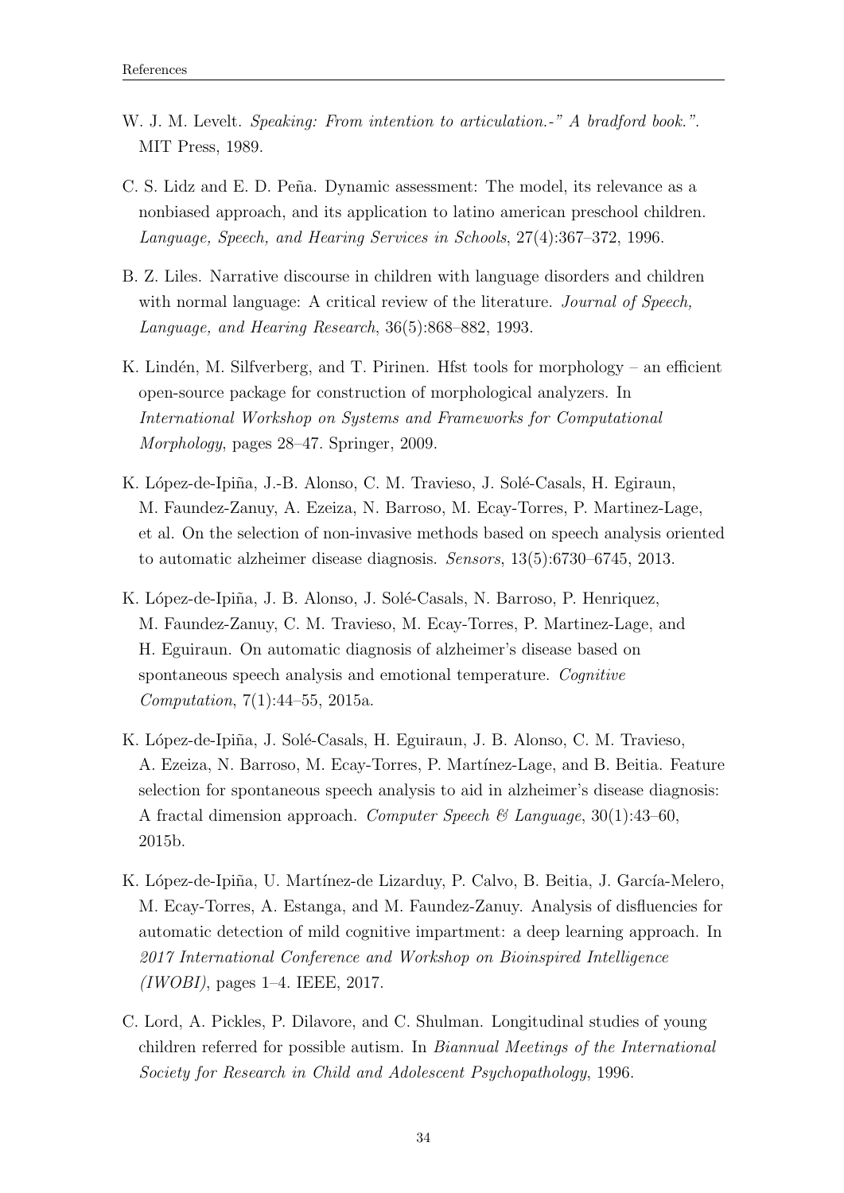W. J. M. Levelt. *Speaking: From intention to articulation.-" A bradford book.".* MIT Press, 1989.

C. S. Lidz and E. D. Peña. Dynamic assessment: The model, its relevance as a nonbiased approach, and its application to latino american preschool children. *Language, Speech, and Hearing Services in Schools*, 27(4):367–372, 1996.

B. Z. Liles. Narrative discourse in children with language disorders and children with normal language: A critical review of the literature. *Journal of Speech, Language, and Hearing Research*, 36(5):868–882, 1993.

K. Lindén, M. Silfverberg, and T. Pirinen. Hfst tools for morphology – an efficient open-source package for construction of morphological analyzers. In *International Workshop on Systems and Frameworks for Computational Morphology*, pages 28–47. Springer, 2009.

K. López-de-Ipiña, J.-B. Alonso, C. M. Travieso, J. Solé-Casals, H. Egiraun, M. Faundez-Zanuy, A. Ezeiza, N. Barroso, M. Ecay-Torres, P. Martinez-Lage, et al. On the selection of non-invasive methods based on speech analysis oriented to automatic alzheimer disease diagnosis. *Sensors*, 13(5):6730–6745, 2013.

K. López-de-Ipiña, J. B. Alonso, J. Solé-Casals, N. Barroso, P. Henriquez, M. Faundez-Zanuy, C. M. Travieso, M. Ecay-Torres, P. Martinez-Lage, and H. Eguiraun. On automatic diagnosis of alzheimer's disease based on spontaneous speech analysis and emotional temperature. *Cognitive Computation*, 7(1):44–55, 2015a.

K. López-de-Ipiña, J. Solé-Casals, H. Eguiraun, J. B. Alonso, C. M. Travieso, A. Ezeiza, N. Barroso, M. Ecay-Torres, P. Martínez-Lage, and B. Beitia. Feature selection for spontaneous speech analysis to aid in alzheimer's disease diagnosis: A fractal dimension approach. *Computer Speech & Language*, 30(1):43–60, 2015b.

K. López-de-Ipiña, U. Martínez-de Lizarduy, P. Calvo, B. Beitia, J. García-Melero, M. Ecay-Torres, A. Estanga, and M. Faundez-Zanuy. Analysis of disfluencies for automatic detection of mild cognitive impartment: a deep learning approach. In *2017 International Conference and Workshop on Bioinspired Intelligence (IWOBI)*, pages 1–4. IEEE, 2017.

C. Lord, A. Pickles, P. Dilavore, and C. Shulman. Longitudinal studies of young children referred for possible autism. In *Biannual Meetings of the International Society for Research in Child and Adolescent Psychopathology*, 1996.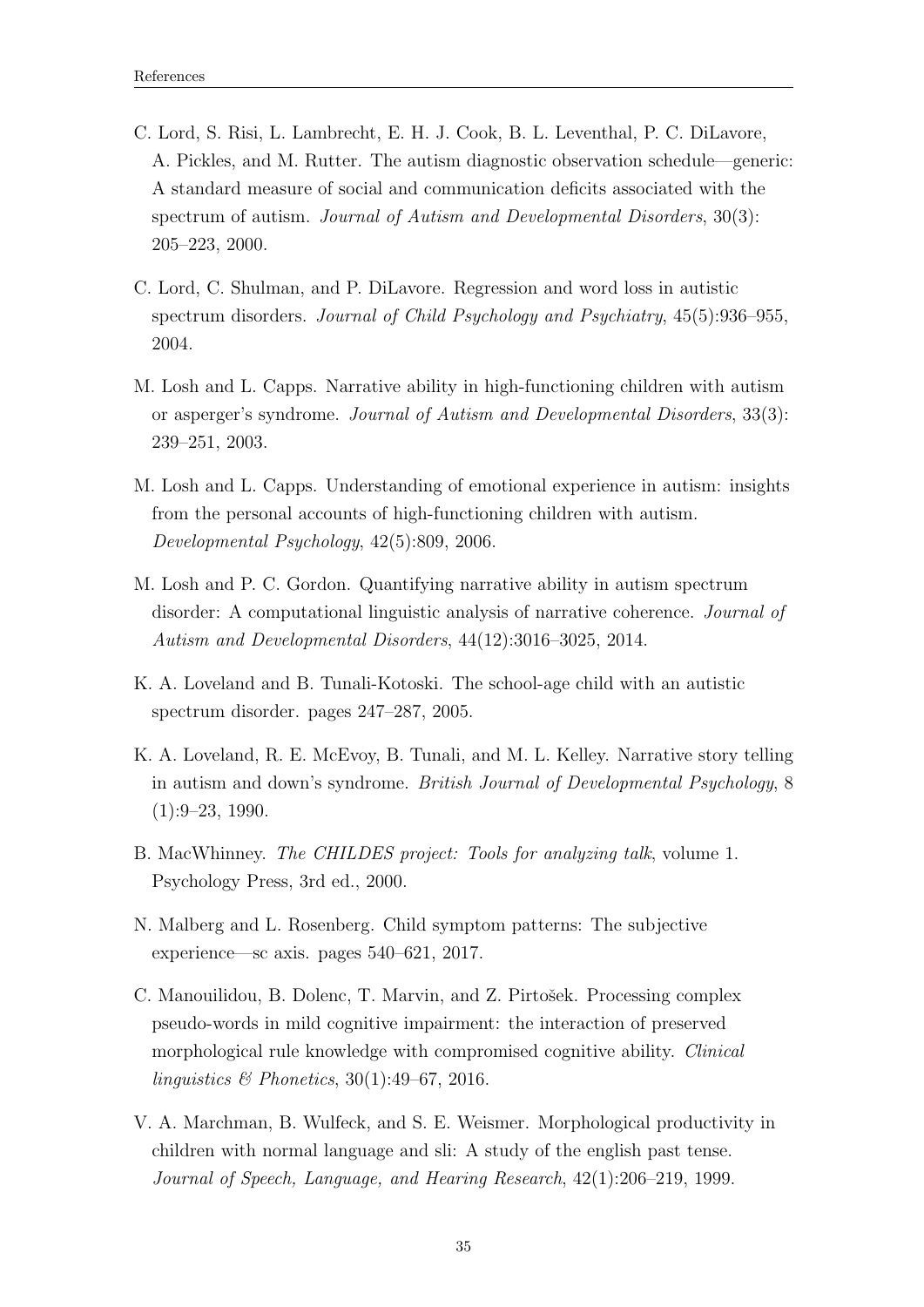C. Lord, S. Risi, L. Lambrecht, E. H. J. Cook, B. L. Leventhal, P. C. DiLavore, A. Pickles, and M. Rutter. The autism diagnostic observation schedule—generic: A standard measure of social and communication deficits associated with the spectrum of autism. *Journal of Autism and Developmental Disorders*, 30(3): 205–223, 2000.

C. Lord, C. Shulman, and P. DiLavore. Regression and word loss in autistic spectrum disorders. *Journal of Child Psychology and Psychiatry*, 45(5):936–955, 2004.

M. Losh and L. Capps. Narrative ability in high-functioning children with autism or asperger's syndrome. *Journal of Autism and Developmental Disorders*, 33(3): 239–251, 2003.

M. Losh and L. Capps. Understanding of emotional experience in autism: insights from the personal accounts of high-functioning children with autism. *Developmental Psychology*, 42(5):809, 2006.

M. Losh and P. C. Gordon. Quantifying narrative ability in autism spectrum disorder: A computational linguistic analysis of narrative coherence. *Journal of Autism and Developmental Disorders*, 44(12):3016–3025, 2014.

K. A. Loveland and B. Tunali-Kotoski. The school-age child with an autistic spectrum disorder. pages 247–287, 2005.

K. A. Loveland, R. E. McEvoy, B. Tunali, and M. L. Kelley. Narrative story telling in autism and down's syndrome. *British Journal of Developmental Psychology*, 8 (1):9–23, 1990.

B. MacWhinney. *The CHILDES project: Tools for analyzing talk*, volume 1. Psychology Press, 3rd ed., 2000.

N. Malberg and L. Rosenberg. Child symptom patterns: The subjective experience—sc axis. pages 540–621, 2017.

C. Manouilidou, B. Dolenc, T. Marvin, and Z. Pirtošek. Processing complex pseudo-words in mild cognitive impairment: the interaction of preserved morphological rule knowledge with compromised cognitive ability. *Clinical linguistics & Phonetics*, 30(1):49–67, 2016.

V. A. Marchman, B. Wulfeck, and S. E. Weismer. Morphological productivity in children with normal language and sli: A study of the english past tense. *Journal of Speech, Language, and Hearing Research*, 42(1):206–219, 1999.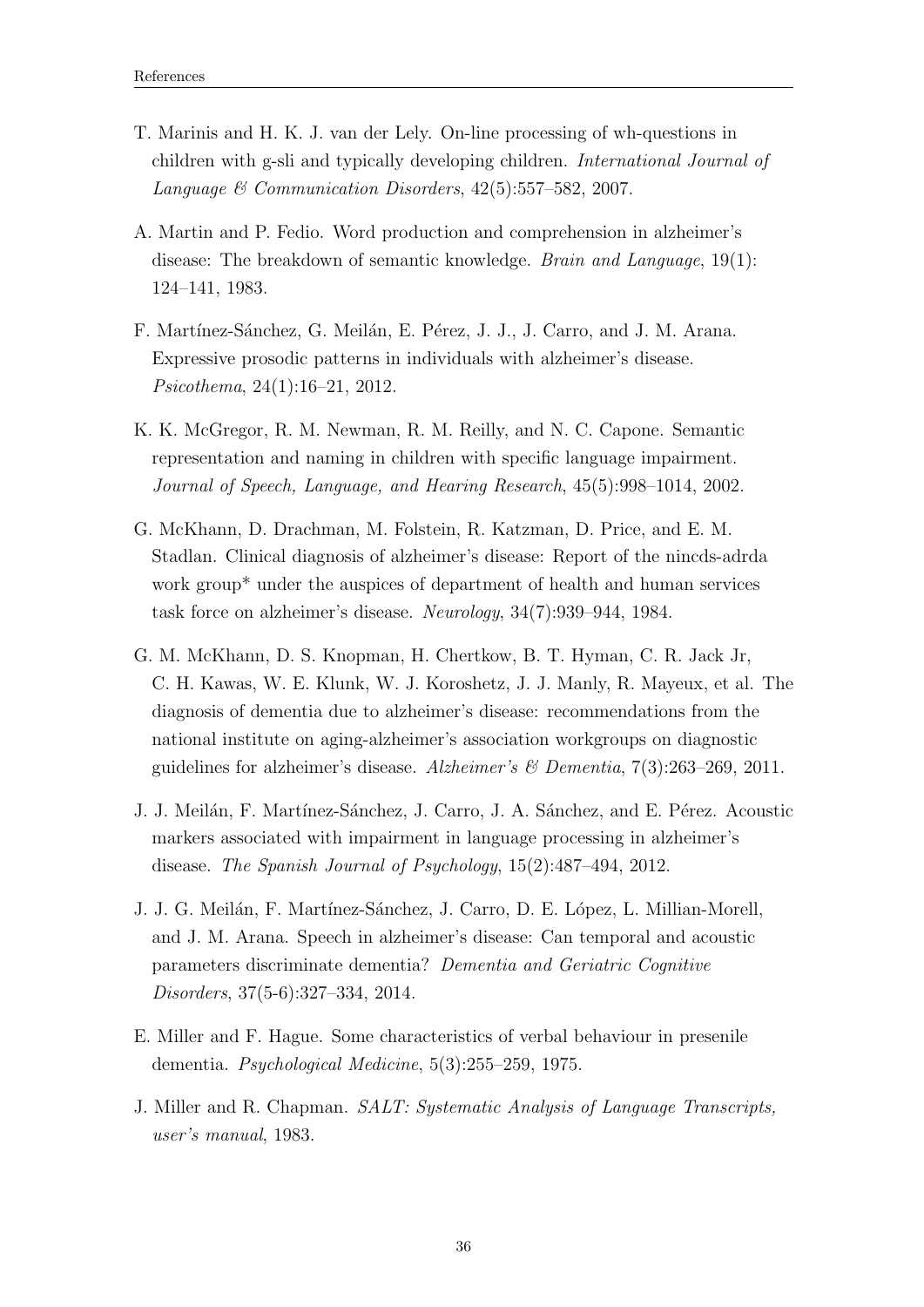T. Marinis and H. K. J. van der Lely. On-line processing of wh-questions in children with g-sli and typically developing children. *International Journal of Language & Communication Disorders*, 42(5):557–582, 2007.

A. Martin and P. Fedio. Word production and comprehension in alzheimer's disease: The breakdown of semantic knowledge. *Brain and Language*, 19(1): 124–141, 1983.

F. Martínez-Sánchez, G. Meilán, E. Pérez, J. J., J. Carro, and J. M. Arana. Expressive prosodic patterns in individuals with alzheimer's disease. *Psicothema*, 24(1):16–21, 2012.

K. K. McGregor, R. M. Newman, R. M. Reilly, and N. C. Capone. Semantic representation and naming in children with specific language impairment. *Journal of Speech, Language, and Hearing Research*, 45(5):998–1014, 2002.

G. McKhann, D. Drachman, M. Folstein, R. Katzman, D. Price, and E. M. Stadlan. Clinical diagnosis of alzheimer's disease: Report of the nincds-adrda work group* under the auspices of department of health and human services task force on alzheimer's disease. *Neurology*, 34(7):939–944, 1984.

G. M. McKhann, D. S. Knopman, H. Chertkow, B. T. Hyman, C. R. Jack Jr, C. H. Kawas, W. E. Klunk, W. J. Koroshetz, J. J. Manly, R. Mayeux, et al. The diagnosis of dementia due to alzheimer's disease: recommendations from the national institute on aging-alzheimer's association workgroups on diagnostic guidelines for alzheimer's disease. *Alzheimer's & Dementia*, 7(3):263–269, 2011.

J. J. Meilán, F. Martínez-Sánchez, J. Carro, J. A. Sánchez, and E. Pérez. Acoustic markers associated with impairment in language processing in alzheimer's disease. *The Spanish Journal of Psychology*, 15(2):487–494, 2012.

J. J. G. Meilán, F. Martínez-Sánchez, J. Carro, D. E. López, L. Millian-Morell, and J. M. Arana. Speech in alzheimer's disease: Can temporal and acoustic parameters discriminate dementia? *Dementia and Geriatric Cognitive Disorders*, 37(5-6):327–334, 2014.

E. Miller and F. Hague. Some characteristics of verbal behaviour in presenile dementia. *Psychological Medicine*, 5(3):255–259, 1975.

J. Miller and R. Chapman. *SALT: Systematic Analysis of Language Transcripts, user's manual*, 1983.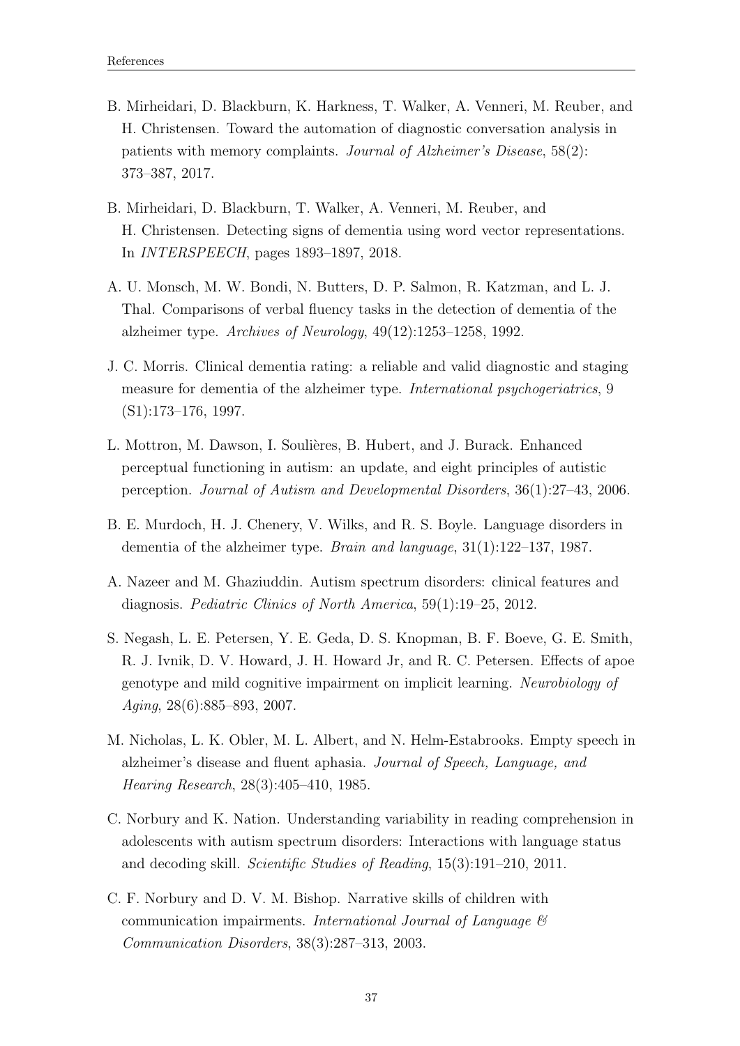B. Mirheidari, D. Blackburn, K. Harkness, T. Walker, A. Venneri, M. Reuber, and H. Christensen. Toward the automation of diagnostic conversation analysis in patients with memory complaints. *Journal of Alzheimer's Disease*, 58(2): 373–387, 2017.

B. Mirheidari, D. Blackburn, T. Walker, A. Venneri, M. Reuber, and H. Christensen. Detecting signs of dementia using word vector representations. In *INTERSPEECH*, pages 1893–1897, 2018.

A. U. Monsch, M. W. Bondi, N. Butters, D. P. Salmon, R. Katzman, and L. J. Thal. Comparisons of verbal fluency tasks in the detection of dementia of the alzheimer type. *Archives of Neurology*, 49(12):1253–1258, 1992.

J. C. Morris. Clinical dementia rating: a reliable and valid diagnostic and staging measure for dementia of the alzheimer type. *International psychogeriatrics*, 9 (S1):173–176, 1997.

L. Mottron, M. Dawson, I. Soulières, B. Hubert, and J. Burack. Enhanced perceptual functioning in autism: an update, and eight principles of autistic perception. *Journal of Autism and Developmental Disorders*, 36(1):27–43, 2006.

B. E. Murdoch, H. J. Chenery, V. Wilks, and R. S. Boyle. Language disorders in dementia of the alzheimer type. *Brain and language*, 31(1):122–137, 1987.

A. Nazeer and M. Ghaziuddin. Autism spectrum disorders: clinical features and diagnosis. *Pediatric Clinics of North America*, 59(1):19–25, 2012.

S. Negash, L. E. Petersen, Y. E. Geda, D. S. Knopman, B. F. Boeve, G. E. Smith, R. J. Ivnik, D. V. Howard, J. H. Howard Jr, and R. C. Petersen. Effects of apoe genotype and mild cognitive impairment on implicit learning. *Neurobiology of Aging*, 28(6):885–893, 2007.

M. Nicholas, L. K. Obler, M. L. Albert, and N. Helm-Estabrooks. Empty speech in alzheimer's disease and fluent aphasia. *Journal of Speech, Language, and Hearing Research*, 28(3):405–410, 1985.

C. Norbury and K. Nation. Understanding variability in reading comprehension in adolescents with autism spectrum disorders: Interactions with language status and decoding skill. *Scientific Studies of Reading*, 15(3):191–210, 2011.

C. F. Norbury and D. V. M. Bishop. Narrative skills of children with communication impairments. *International Journal of Language & Communication Disorders*, 38(3):287–313, 2003.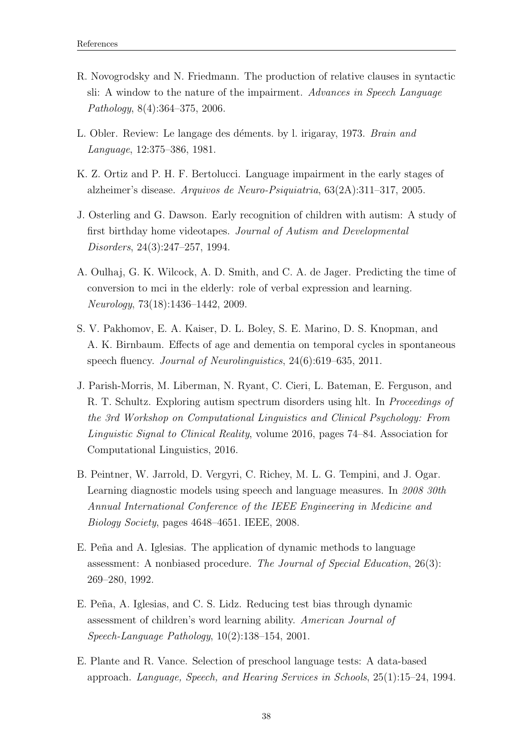R. Novogrodsky and N. Friedmann. The production of relative clauses in syntactic sli: A window to the nature of the impairment. *Advances in Speech Language Pathology*, 8(4):364–375, 2006.

L. Obler. Review: Le langage des déments. by l. irigaray, 1973. *Brain and Language*, 12:375–386, 1981.

K. Z. Ortiz and P. H. F. Bertolucci. Language impairment in the early stages of alzheimer's disease. *Arquivos de Neuro-Psiquiatria*, 63(2A):311–317, 2005.

J. Osterling and G. Dawson. Early recognition of children with autism: A study of first birthday home videotapes. *Journal of Autism and Developmental Disorders*, 24(3):247–257, 1994.

A. Oulhaj, G. K. Wilcock, A. D. Smith, and C. A. de Jager. Predicting the time of conversion to mci in the elderly: role of verbal expression and learning. *Neurology*, 73(18):1436–1442, 2009.

S. V. Pakhomov, E. A. Kaiser, D. L. Boley, S. E. Marino, D. S. Knopman, and A. K. Birnbaum. Effects of age and dementia on temporal cycles in spontaneous speech fluency. *Journal of Neurolinguistics*, 24(6):619–635, 2011.

J. Parish-Morris, M. Liberman, N. Ryant, C. Cieri, L. Bateman, E. Ferguson, and R. T. Schultz. Exploring autism spectrum disorders using hlt. In *Proceedings of the 3rd Workshop on Computational Linguistics and Clinical Psychology: From Linguistic Signal to Clinical Reality*, volume 2016, pages 74–84. Association for Computational Linguistics, 2016.

B. Peintner, W. Jarrold, D. Vergyri, C. Richey, M. L. G. Tempini, and J. Ogar. Learning diagnostic models using speech and language measures. In *2008 30th Annual International Conference of the IEEE Engineering in Medicine and Biology Society*, pages 4648–4651. IEEE, 2008.

E. Peña and A. Iglesias. The application of dynamic methods to language assessment: A nonbiased procedure. *The Journal of Special Education*, 26(3): 269–280, 1992.

E. Peña, A. Iglesias, and C. S. Lidz. Reducing test bias through dynamic assessment of children's word learning ability. *American Journal of Speech-Language Pathology*, 10(2):138–154, 2001.

E. Plante and R. Vance. Selection of preschool language tests: A data-based approach. *Language, Speech, and Hearing Services in Schools*, 25(1):15–24, 1994.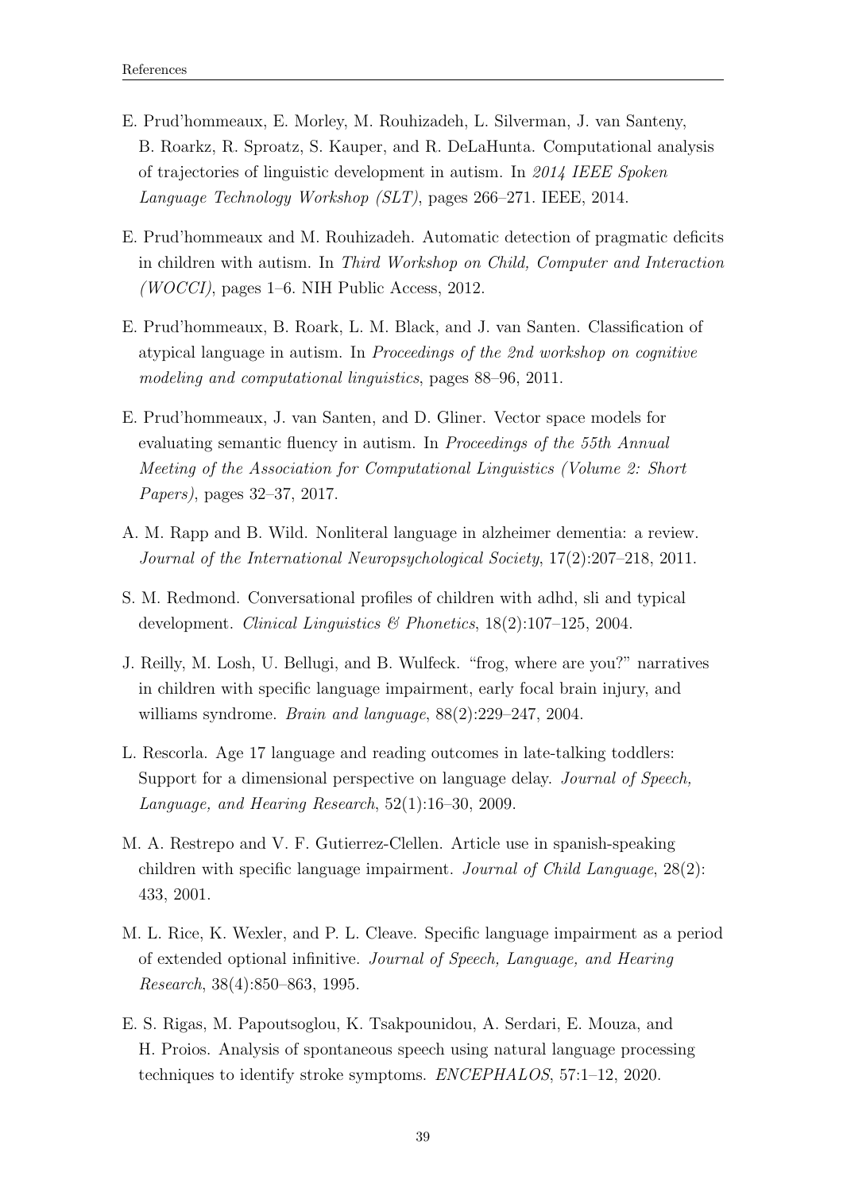E. Prud'hommeaux, E. Morley, M. Rouhizadeh, L. Silverman, J. van Santeny, B. Roarkz, R. Sproatz, S. Kauper, and R. DeLaHunta. Computational analysis of trajectories of linguistic development in autism. In *2014 IEEE Spoken Language Technology Workshop (SLT)*, pages 266–271. IEEE, 2014.

E. Prud'hommeaux and M. Rouhizadeh. Automatic detection of pragmatic deficits in children with autism. In *Third Workshop on Child, Computer and Interaction (WOCCI)*, pages 1–6. NIH Public Access, 2012.

E. Prud'hommeaux, B. Roark, L. M. Black, and J. van Santen. Classification of atypical language in autism. In *Proceedings of the 2nd workshop on cognitive modeling and computational linguistics*, pages 88–96, 2011.

E. Prud'hommeaux, J. van Santen, and D. Gliner. Vector space models for evaluating semantic fluency in autism. In *Proceedings of the 55th Annual Meeting of the Association for Computational Linguistics (Volume 2: Short Papers)*, pages 32–37, 2017.

A. M. Rapp and B. Wild. Nonliteral language in alzheimer dementia: a review. *Journal of the International Neuropsychological Society*, 17(2):207–218, 2011.

S. M. Redmond. Conversational profiles of children with adhd, sli and typical development. *Clinical Linguistics & Phonetics*, 18(2):107–125, 2004.

J. Reilly, M. Losh, U. Bellugi, and B. Wulfeck. "frog, where are you?" narratives in children with specific language impairment, early focal brain injury, and williams syndrome. *Brain and language*, 88(2):229–247, 2004.

L. Rescorla. Age 17 language and reading outcomes in late-talking toddlers: Support for a dimensional perspective on language delay. *Journal of Speech, Language, and Hearing Research*, 52(1):16–30, 2009.

M. A. Restrepo and V. F. Gutierrez-Clellen. Article use in spanish-speaking children with specific language impairment. *Journal of Child Language*, 28(2): 433, 2001.

M. L. Rice, K. Wexler, and P. L. Cleave. Specific language impairment as a period of extended optional infinitive. *Journal of Speech, Language, and Hearing Research*, 38(4):850–863, 1995.

E. S. Rigas, M. Papoutsoglou, K. Tsakpounidou, A. Serdari, E. Mouza, and H. Proios. Analysis of spontaneous speech using natural language processing techniques to identify stroke symptoms. *ENCEPHALOS*, 57:1–12, 2020.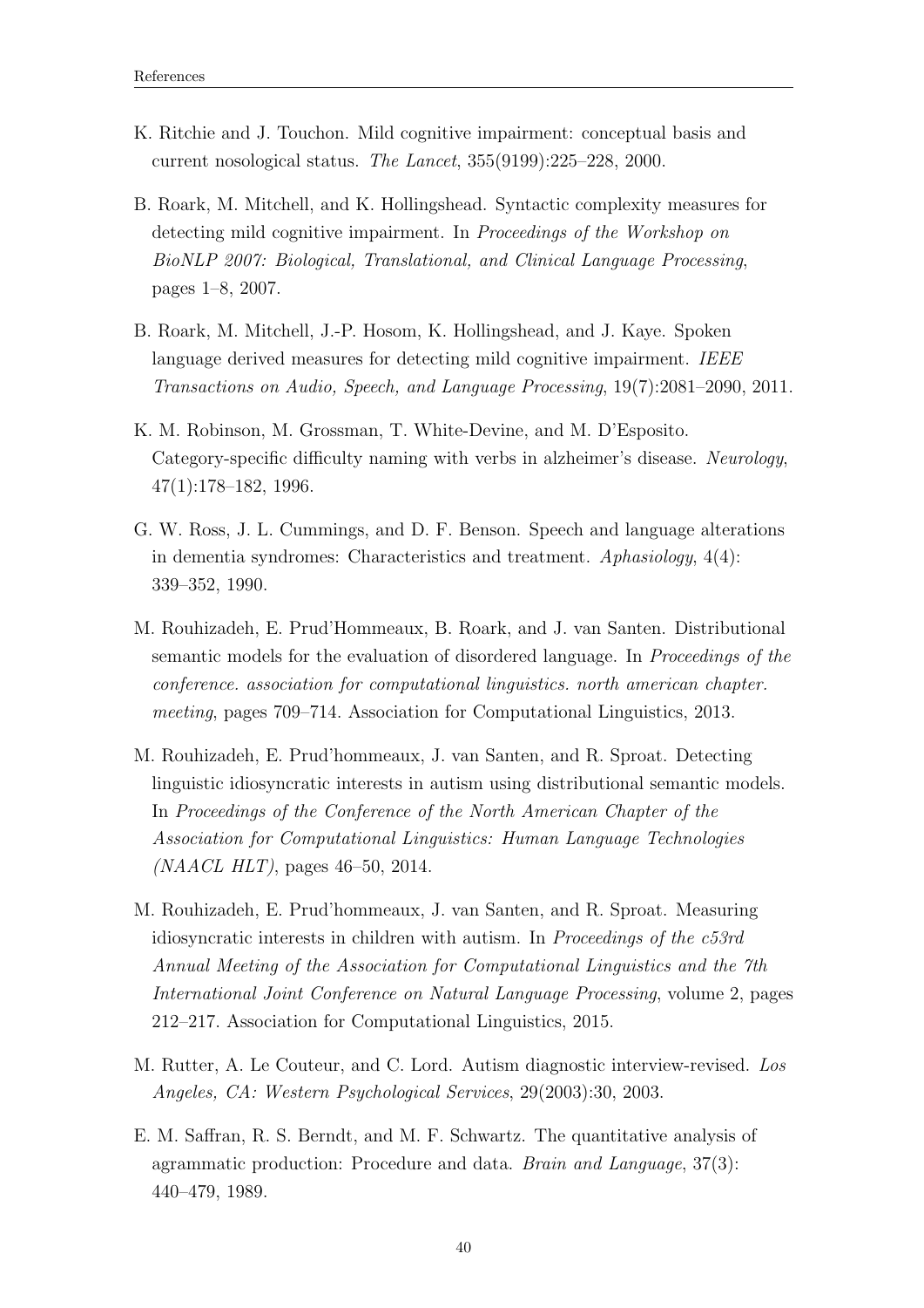K. Ritchie and J. Touchon. Mild cognitive impairment: conceptual basis and current nosological status. *The Lancet*, 355(9199):225–228, 2000.

B. Roark, M. Mitchell, and K. Hollingshead. Syntactic complexity measures for detecting mild cognitive impairment. In *Proceedings of the Workshop on BioNLP 2007: Biological, Translational, and Clinical Language Processing*, pages 1–8, 2007.

B. Roark, M. Mitchell, J.-P. Hosom, K. Hollingshead, and J. Kaye. Spoken language derived measures for detecting mild cognitive impairment. *IEEE Transactions on Audio, Speech, and Language Processing*, 19(7):2081–2090, 2011.

K. M. Robinson, M. Grossman, T. White-Devine, and M. D'Esposito. Category-specific difficulty naming with verbs in alzheimer's disease. *Neurology*, 47(1):178–182, 1996.

G. W. Ross, J. L. Cummings, and D. F. Benson. Speech and language alterations in dementia syndromes: Characteristics and treatment. *Aphasiology*, 4(4): 339–352, 1990.

M. Rouhizadeh, E. Prud'Hommeaux, B. Roark, and J. van Santen. Distributional semantic models for the evaluation of disordered language. In *Proceedings of the conference. association for computational linguistics. north american chapter. meeting*, pages 709–714. Association for Computational Linguistics, 2013.

M. Rouhizadeh, E. Prud'hommeaux, J. van Santen, and R. Sproat. Detecting linguistic idiosyncratic interests in autism using distributional semantic models. In *Proceedings of the Conference of the North American Chapter of the Association for Computational Linguistics: Human Language Technologies (NAACL HLT)*, pages 46–50, 2014.

M. Rouhizadeh, E. Prud'hommeaux, J. van Santen, and R. Sproat. Measuring idiosyncratic interests in children with autism. In *Proceedings of the c53rd Annual Meeting of the Association for Computational Linguistics and the 7th International Joint Conference on Natural Language Processing*, volume 2, pages 212–217. Association for Computational Linguistics, 2015.

M. Rutter, A. Le Couteur, and C. Lord. Autism diagnostic interview-revised. *Los Angeles, CA: Western Psychological Services*, 29(2003):30, 2003.

E. M. Saffran, R. S. Berndt, and M. F. Schwartz. The quantitative analysis of agrammatic production: Procedure and data. *Brain and Language*, 37(3): 440–479, 1989.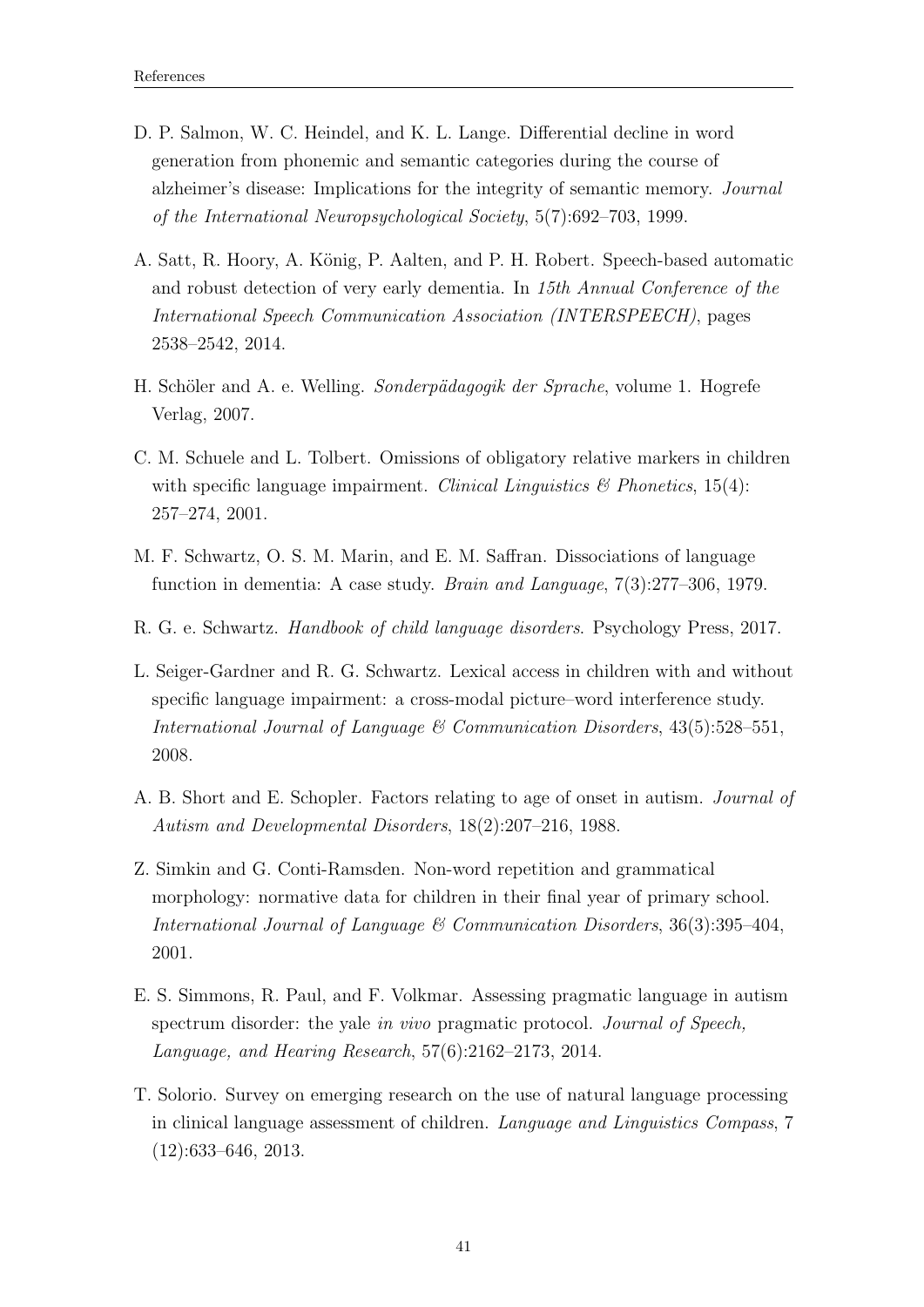D. P. Salmon, W. C. Heindel, and K. L. Lange. Differential decline in word generation from phonemic and semantic categories during the course of alzheimer's disease: Implications for the integrity of semantic memory. *Journal of the International Neuropsychological Society*, 5(7):692–703, 1999.

A. Satt, R. Hoory, A. König, P. Aalten, and P. H. Robert. Speech-based automatic and robust detection of very early dementia. In *15th Annual Conference of the International Speech Communication Association (INTERSPEECH)*, pages 2538–2542, 2014.

H. Schöler and A. e. Welling. *Sonderpädagogik der Sprache*, volume 1. Hogrefe Verlag, 2007.

C. M. Schuele and L. Tolbert. Omissions of obligatory relative markers in children with specific language impairment. *Clinical Linguistics & Phonetics*, 15(4): 257–274, 2001.

M. F. Schwartz, O. S. M. Marin, and E. M. Saffran. Dissociations of language function in dementia: A case study. *Brain and Language*, 7(3):277–306, 1979.

R. G. e. Schwartz. *Handbook of child language disorders*. Psychology Press, 2017.

L. Seiger-Gardner and R. G. Schwartz. Lexical access in children with and without specific language impairment: a cross-modal picture–word interference study. *International Journal of Language & Communication Disorders*, 43(5):528–551, 2008.

A. B. Short and E. Schopler. Factors relating to age of onset in autism. *Journal of Autism and Developmental Disorders*, 18(2):207–216, 1988.

Z. Simkin and G. Conti-Ramsden. Non-word repetition and grammatical morphology: normative data for children in their final year of primary school. *International Journal of Language & Communication Disorders*, 36(3):395–404, 2001.

E. S. Simmons, R. Paul, and F. Volkmar. Assessing pragmatic language in autism spectrum disorder: the yale *in vivo* pragmatic protocol. *Journal of Speech, Language, and Hearing Research*, 57(6):2162–2173, 2014.

T. Solorio. Survey on emerging research on the use of natural language processing in clinical language assessment of children. *Language and Linguistics Compass*, 7 (12):633–646, 2013.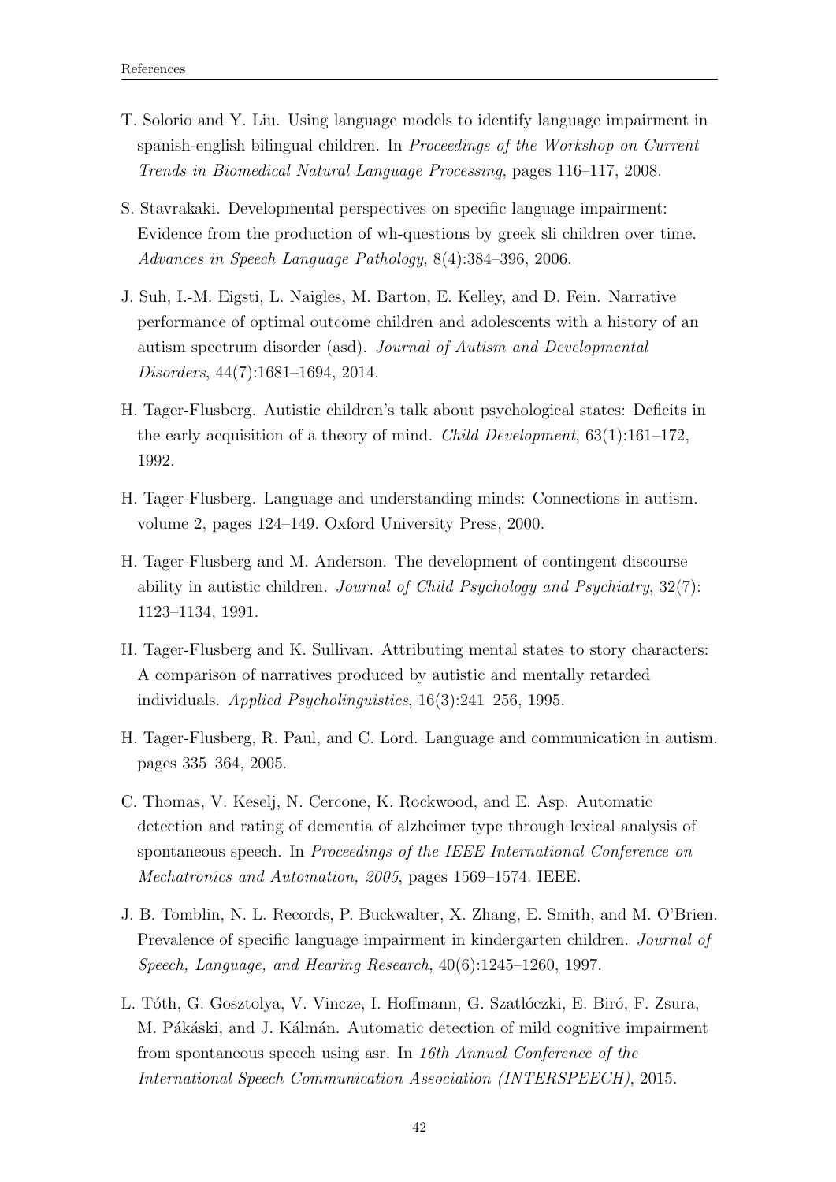T. Solorio and Y. Liu. Using language models to identify language impairment in spanish-english bilingual children. In *Proceedings of the Workshop on Current Trends in Biomedical Natural Language Processing*, pages 116–117, 2008.

S. Stavrakaki. Developmental perspectives on specific language impairment: Evidence from the production of wh-questions by greek sli children over time. *Advances in Speech Language Pathology*, 8(4):384–396, 2006.

J. Suh, I.-M. Eigsti, L. Naigles, M. Barton, E. Kelley, and D. Fein. Narrative performance of optimal outcome children and adolescents with a history of an autism spectrum disorder (asd). *Journal of Autism and Developmental Disorders*, 44(7):1681–1694, 2014.

H. Tager-Flusberg. Autistic children's talk about psychological states: Deficits in the early acquisition of a theory of mind. *Child Development*, 63(1):161–172, 1992.

H. Tager-Flusberg. Language and understanding minds: Connections in autism. volume 2, pages 124–149. Oxford University Press, 2000.

H. Tager-Flusberg and M. Anderson. The development of contingent discourse ability in autistic children. *Journal of Child Psychology and Psychiatry*, 32(7): 1123–1134, 1991.

H. Tager-Flusberg and K. Sullivan. Attributing mental states to story characters: A comparison of narratives produced by autistic and mentally retarded individuals. *Applied Psycholinguistics*, 16(3):241–256, 1995.

H. Tager-Flusberg, R. Paul, and C. Lord. Language and communication in autism. pages 335–364, 2005.

C. Thomas, V. Keselj, N. Cercone, K. Rockwood, and E. Asp. Automatic detection and rating of dementia of alzheimer type through lexical analysis of spontaneous speech. In *Proceedings of the IEEE International Conference on Mechatronics and Automation, 2005*, pages 1569–1574. IEEE.

J. B. Tomblin, N. L. Records, P. Buckwalter, X. Zhang, E. Smith, and M. O'Brien. Prevalence of specific language impairment in kindergarten children. *Journal of Speech, Language, and Hearing Research*, 40(6):1245–1260, 1997.

L. Tóth, G. Gosztolya, V. Vincze, I. Hoffmann, G. Szatlóczki, E. Biró, F. Zsura, M. Pákáski, and J. Kálmán. Automatic detection of mild cognitive impairment from spontaneous speech using asr. In *16th Annual Conference of the International Speech Communication Association (INTERSPEECH)*, 2015.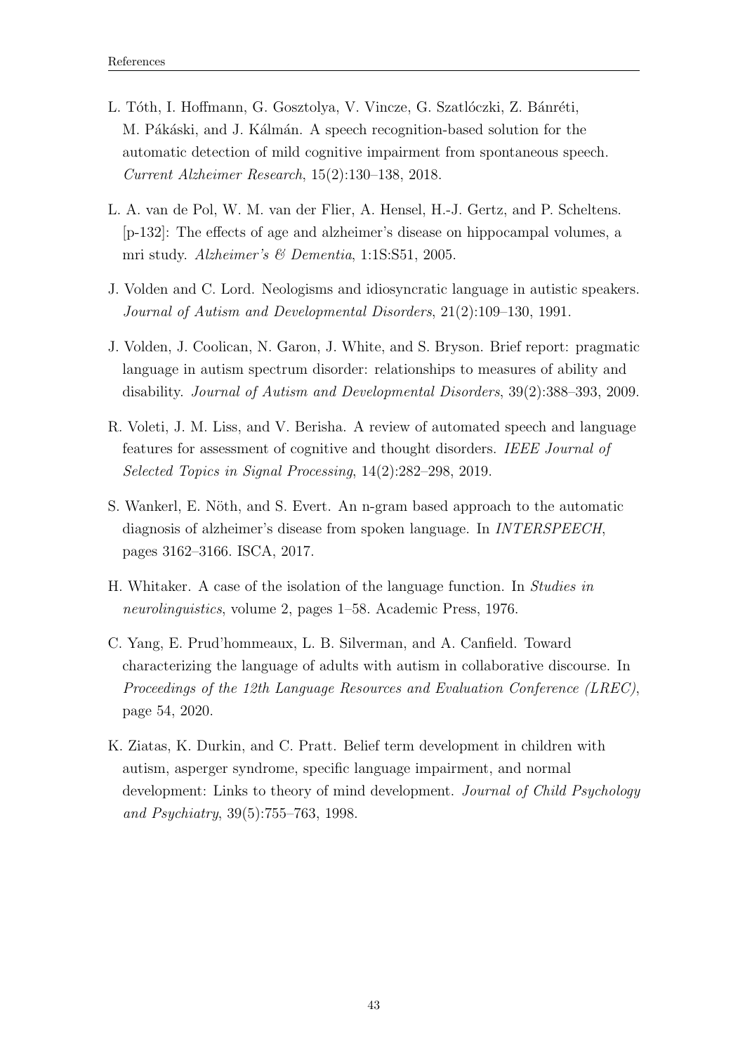L. Tóth, I. Hoffmann, G. Gosztolya, V. Vincze, G. Szatlóczki, Z. Bánréti, M. Pákáski, and J. Kálmán. A speech recognition-based solution for the automatic detection of mild cognitive impairment from spontaneous speech. *Current Alzheimer Research*, 15(2):130–138, 2018.

L. A. van de Pol, W. M. van der Flier, A. Hensel, H.-J. Gertz, and P. Scheltens. [p-132]: The effects of age and alzheimer's disease on hippocampal volumes, a mri study. *Alzheimer's & Dementia*, 1:1S:S51, 2005.

J. Volden and C. Lord. Neologisms and idiosyncratic language in autistic speakers. *Journal of Autism and Developmental Disorders*, 21(2):109–130, 1991.

J. Volden, J. Coolican, N. Garon, J. White, and S. Bryson. Brief report: pragmatic language in autism spectrum disorder: relationships to measures of ability and disability. *Journal of Autism and Developmental Disorders*, 39(2):388–393, 2009.

R. Voleti, J. M. Liss, and V. Berisha. A review of automated speech and language features for assessment of cognitive and thought disorders. *IEEE Journal of Selected Topics in Signal Processing*, 14(2):282–298, 2019.

S. Wankerl, E. Nöth, and S. Evert. An n-gram based approach to the automatic diagnosis of alzheimer's disease from spoken language. In *INTERSPEECH*, pages 3162–3166. ISCA, 2017.

H. Whitaker. A case of the isolation of the language function. In *Studies in neurolinguistics*, volume 2, pages 1–58. Academic Press, 1976.

C. Yang, E. Prud'hommeaux, L. B. Silverman, and A. Canfield. Toward characterizing the language of adults with autism in collaborative discourse. In *Proceedings of the 12th Language Resources and Evaluation Conference (LREC)*, page 54, 2020.

K. Ziatas, K. Durkin, and C. Pratt. Belief term development in children with autism, asperger syndrome, specific language impairment, and normal development: Links to theory of mind development. *Journal of Child Psychology and Psychiatry*, 39(5):755–763, 1998.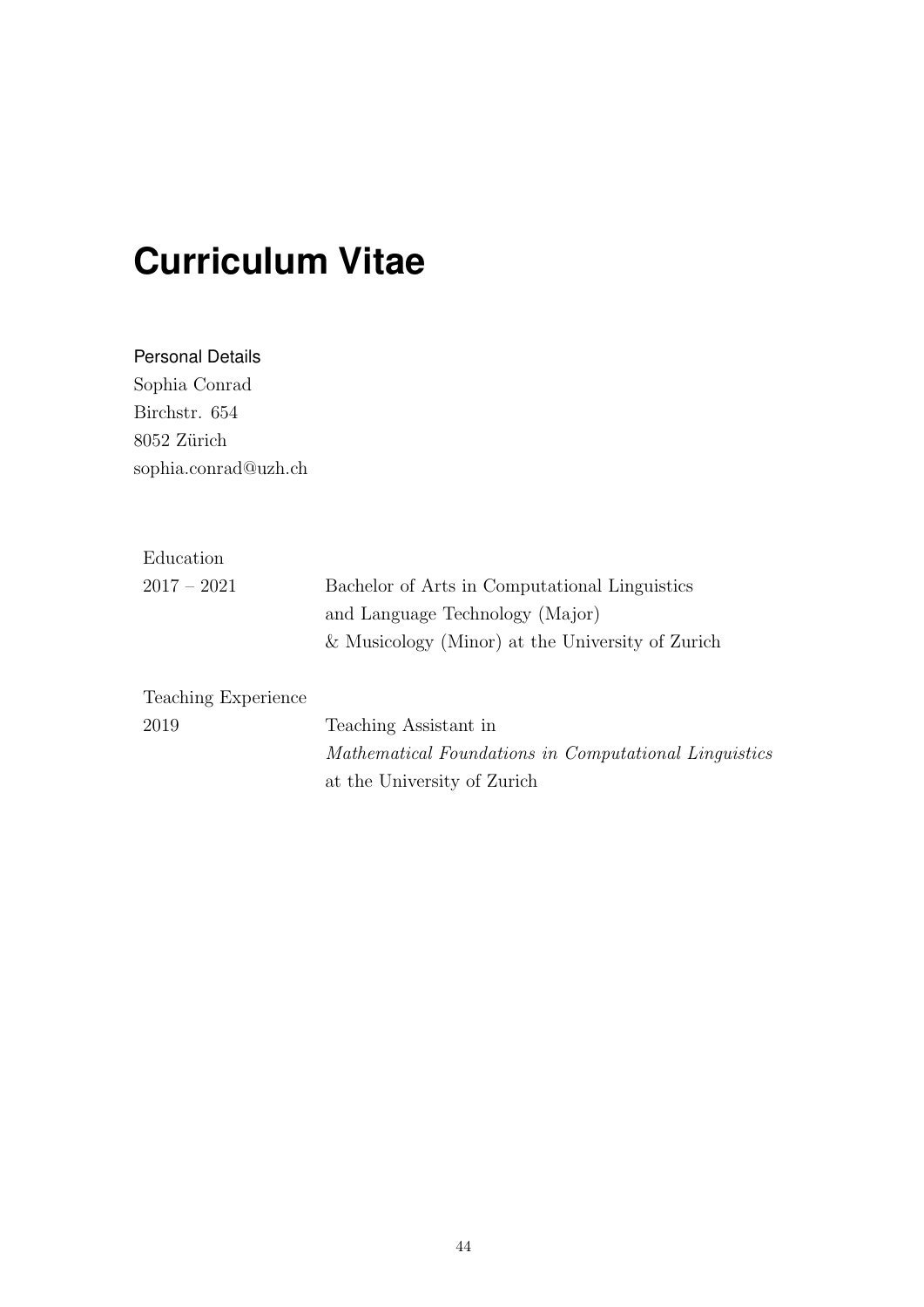# Curriculum Vitae

### Personal Details

Sophia Conrad
Birchstr. 654
8052 Zürich
sophia.conrad@uzh.ch

| | |
|---|---|
| Education | |
| 2017 – 2021 | Bachelor of Arts in Computational Linguistics and Language Technology (Major) & Musicology (Minor) at the University of Zurich |
| Teaching Experience | |
| 2019 | Teaching Assistant in *Mathematical Foundations in Computational Linguistics* at the University of Zurich |